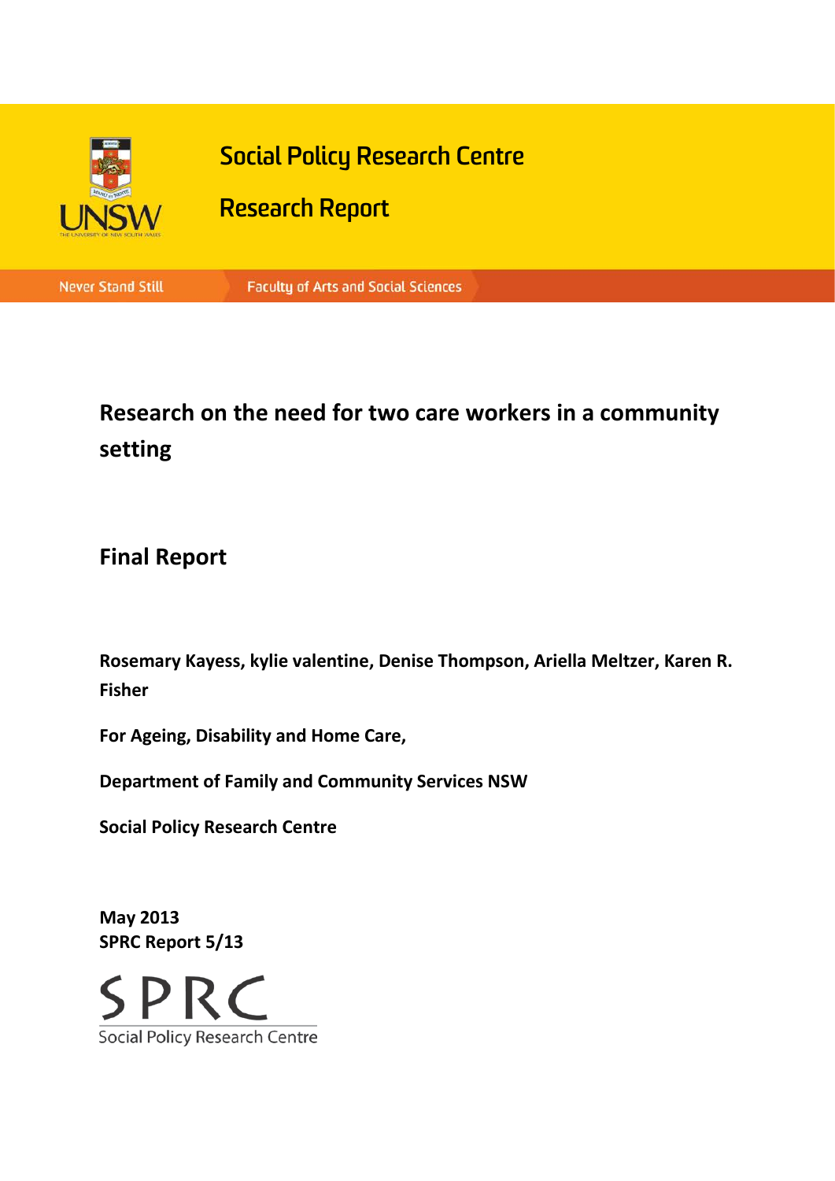Social Policy Research Centre

Research Report

Never Stand Still | Faculty of Arts and Social Sciences

# Research on the need for two care workers in a community setting

## Final Report

**Rosemary Kayess, kylie valentine, Denise Thompson, Ariella Meltzer, Karen R. Fisher**

**For Ageing, Disability and Home Care,**

**Department of Family and Community Services NSW**

**Social Policy Research Centre**

**May 2013**
**SPRC Report 5/13**

SPRC
Social Policy Research Centre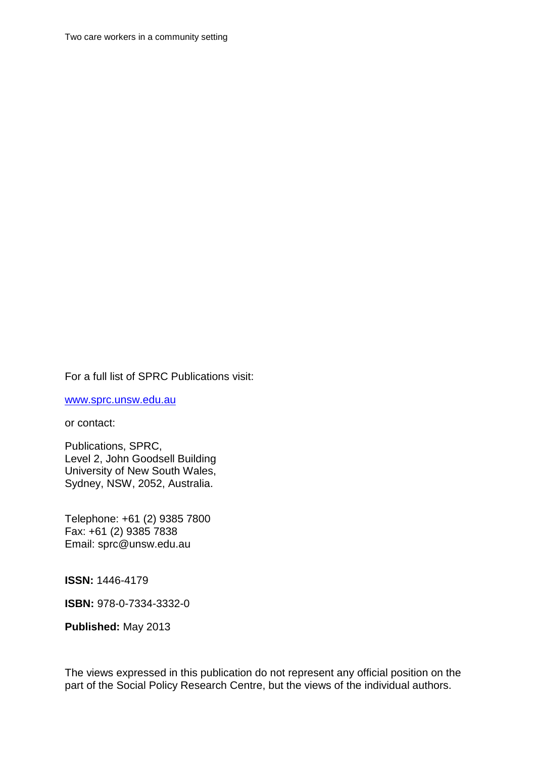Two care workers in a community setting

For a full list of SPRC Publications visit:

www.sprc.unsw.edu.au

or contact:

Publications, SPRC,  
Level 2, John Goodsell Building  
University of New South Wales,  
Sydney, NSW, 2052, Australia.

Telephone: +61 (2) 9385 7800  
Fax: +61 (2) 9385 7838  
Email: sprc@unsw.edu.au

**ISSN:** 1446-4179

**ISBN:** 978-0-7334-3332-0

**Published:** May 2013

The views expressed in this publication do not represent any official position on the part of the Social Policy Research Centre, but the views of the individual authors.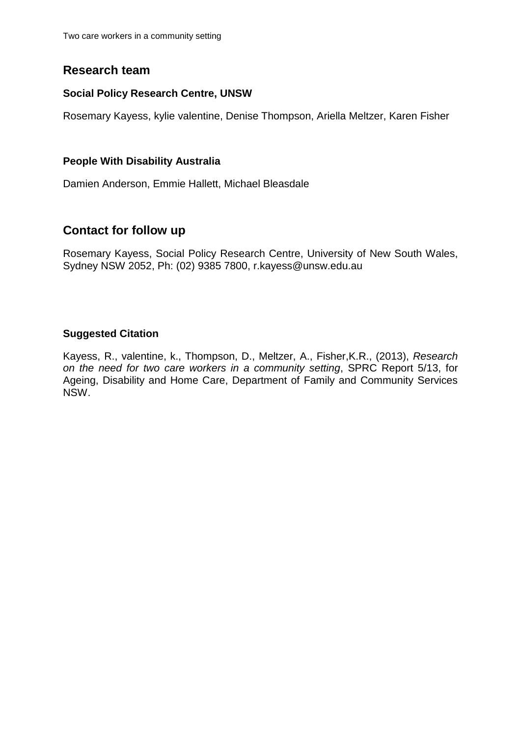## Research team

### Social Policy Research Centre, UNSW

Rosemary Kayess, kylie valentine, Denise Thompson, Ariella Meltzer, Karen Fisher

### People With Disability Australia

Damien Anderson, Emmie Hallett, Michael Bleasdale

## Contact for follow up

Rosemary Kayess, Social Policy Research Centre, University of New South Wales, Sydney NSW 2052, Ph: (02) 9385 7800, r.kayess@unsw.edu.au

### Suggested Citation

Kayess, R., valentine, k., Thompson, D., Meltzer, A., Fisher,K.R., (2013), *Research on the need for two care workers in a community setting*, SPRC Report 5/13, for Ageing, Disability and Home Care, Department of Family and Community Services NSW.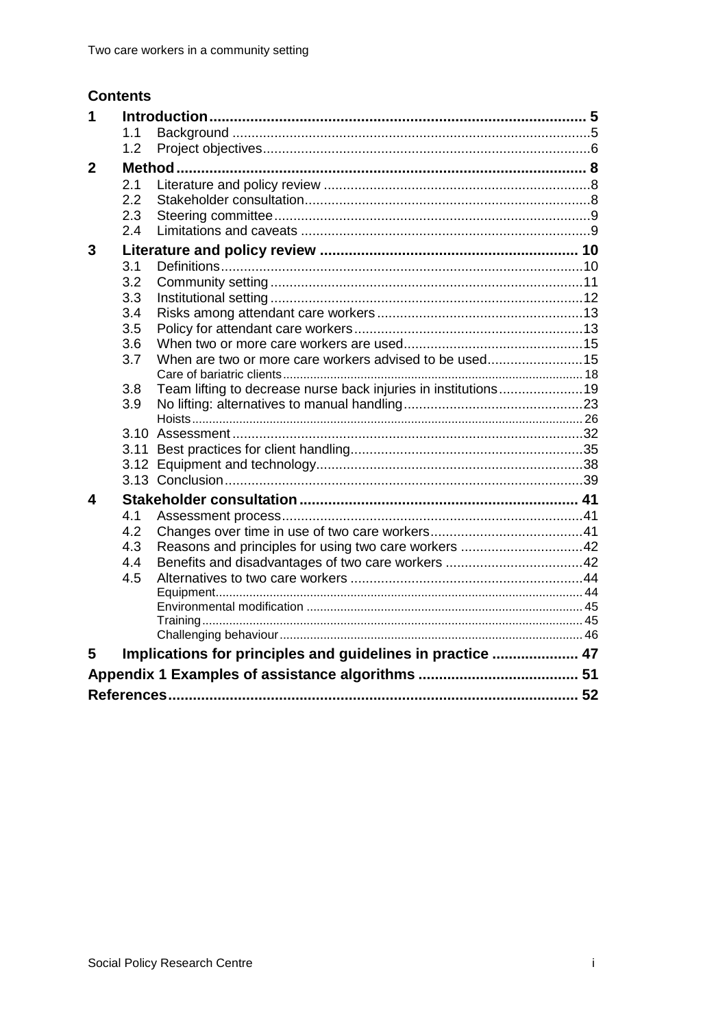## Contents

- **1 Introduction** ... 5
  - 1.1 Background ... 5
  - 1.2 Project objectives ... 6
- **2 Method** ... 8
  - 2.1 Literature and policy review ... 8
  - 2.2 Stakeholder consultation ... 8
  - 2.3 Steering committee ... 9
  - 2.4 Limitations and caveats ... 9
- **3 Literature and policy review** ... 10
  - 3.1 Definitions ... 10
  - 3.2 Community setting ... 11
  - 3.3 Institutional setting ... 12
  - 3.4 Risks among attendant care workers ... 13
  - 3.5 Policy for attendant care workers ... 13
  - 3.6 When two or more care workers are used ... 15
  - 3.7 When are two or more care workers advised to be used ... 15
    - Care of bariatric clients ... 18
  - 3.8 Team lifting to decrease nurse back injuries in institutions ... 19
  - 3.9 No lifting: alternatives to manual handling ... 23
    - Hoists ... 26
  - 3.10 Assessment ... 32
  - 3.11 Best practices for client handling ... 35
  - 3.12 Equipment and technology ... 38
  - 3.13 Conclusion ... 39
- **4 Stakeholder consultation** ... 41
  - 4.1 Assessment process ... 41
  - 4.2 Changes over time in use of two care workers ... 41
  - 4.3 Reasons and principles for using two care workers ... 42
  - 4.4 Benefits and disadvantages of two care workers ... 42
  - 4.5 Alternatives to two care workers ... 44
    - Equipment ... 44
    - Environmental modification ... 45
    - Training ... 45
    - Challenging behaviour ... 46
- **5 Implications for principles and guidelines in practice** ... 47
- **Appendix 1 Examples of assistance algorithms** ... 51
- **References** ... 52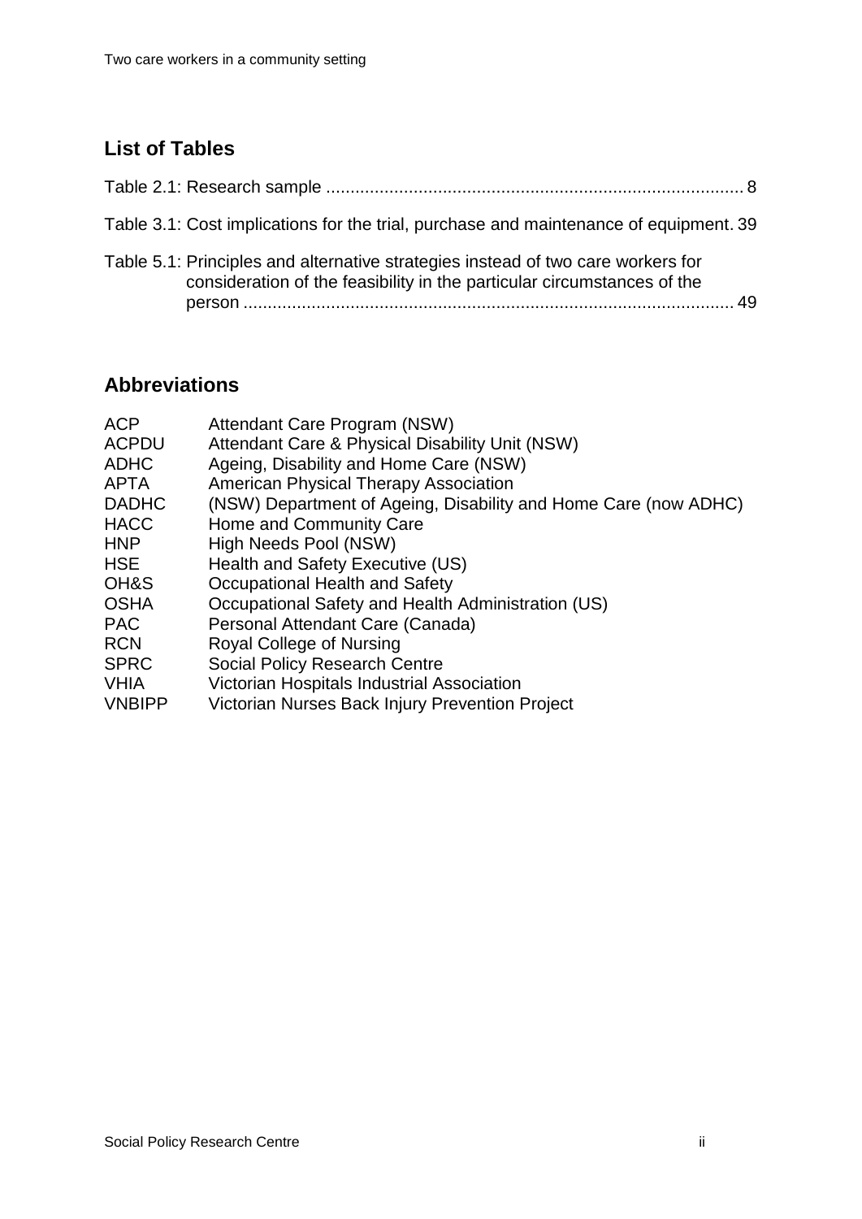## List of Tables

Table 2.1: Research sample ..................................................................................... 8

Table 3.1: Cost implications for the trial, purchase and maintenance of equipment. 39

Table 5.1: Principles and alternative strategies instead of two care workers for consideration of the feasibility in the particular circumstances of the person ..................................................................................................... 49

## Abbreviations

| | |
|---|---|
| ACP | Attendant Care Program (NSW) |
| ACPDU | Attendant Care & Physical Disability Unit (NSW) |
| ADHC | Ageing, Disability and Home Care (NSW) |
| APTA | American Physical Therapy Association |
| DADHC | (NSW) Department of Ageing, Disability and Home Care (now ADHC) |
| HACC | Home and Community Care |
| HNP | High Needs Pool (NSW) |
| HSE | Health and Safety Executive (US) |
| OH&S | Occupational Health and Safety |
| OSHA | Occupational Safety and Health Administration (US) |
| PAC | Personal Attendant Care (Canada) |
| RCN | Royal College of Nursing |
| SPRC | Social Policy Research Centre |
| VHIA | Victorian Hospitals Industrial Association |
| VNBIPP | Victorian Nurses Back Injury Prevention Project |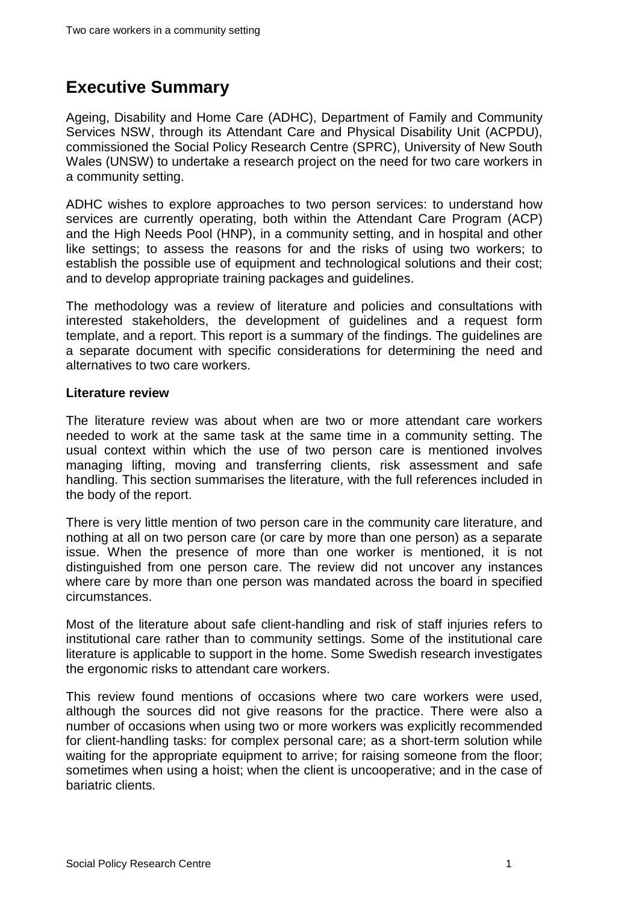# Executive Summary

Ageing, Disability and Home Care (ADHC), Department of Family and Community Services NSW, through its Attendant Care and Physical Disability Unit (ACPDU), commissioned the Social Policy Research Centre (SPRC), University of New South Wales (UNSW) to undertake a research project on the need for two care workers in a community setting.

ADHC wishes to explore approaches to two person services: to understand how services are currently operating, both within the Attendant Care Program (ACP) and the High Needs Pool (HNP), in a community setting, and in hospital and other like settings; to assess the reasons for and the risks of using two workers; to establish the possible use of equipment and technological solutions and their cost; and to develop appropriate training packages and guidelines.

The methodology was a review of literature and policies and consultations with interested stakeholders, the development of guidelines and a request form template, and a report. This report is a summary of the findings. The guidelines are a separate document with specific considerations for determining the need and alternatives to two care workers.

**Literature review**

The literature review was about when are two or more attendant care workers needed to work at the same task at the same time in a community setting. The usual context within which the use of two person care is mentioned involves managing lifting, moving and transferring clients, risk assessment and safe handling. This section summarises the literature, with the full references included in the body of the report.

There is very little mention of two person care in the community care literature, and nothing at all on two person care (or care by more than one person) as a separate issue. When the presence of more than one worker is mentioned, it is not distinguished from one person care. The review did not uncover any instances where care by more than one person was mandated across the board in specified circumstances.

Most of the literature about safe client-handling and risk of staff injuries refers to institutional care rather than to community settings. Some of the institutional care literature is applicable to support in the home. Some Swedish research investigates the ergonomic risks to attendant care workers.

This review found mentions of occasions where two care workers were used, although the sources did not give reasons for the practice. There were also a number of occasions when using two or more workers was explicitly recommended for client-handling tasks: for complex personal care; as a short-term solution while waiting for the appropriate equipment to arrive; for raising someone from the floor; sometimes when using a hoist; when the client is uncooperative; and in the case of bariatric clients.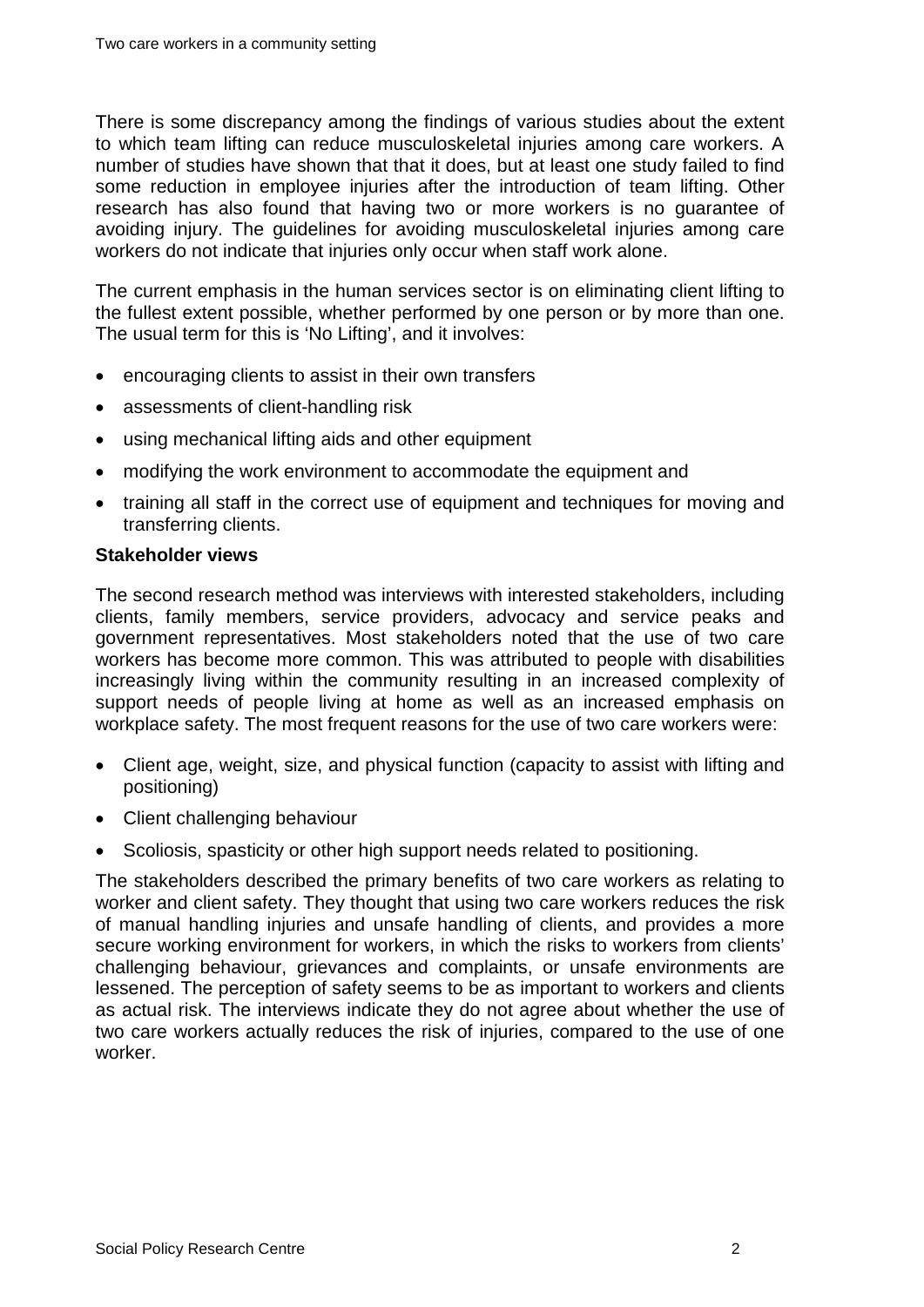There is some discrepancy among the findings of various studies about the extent to which team lifting can reduce musculoskeletal injuries among care workers. A number of studies have shown that that it does, but at least one study failed to find some reduction in employee injuries after the introduction of team lifting. Other research has also found that having two or more workers is no guarantee of avoiding injury. The guidelines for avoiding musculoskeletal injuries among care workers do not indicate that injuries only occur when staff work alone.

The current emphasis in the human services sector is on eliminating client lifting to the fullest extent possible, whether performed by one person or by more than one. The usual term for this is 'No Lifting', and it involves:

- encouraging clients to assist in their own transfers
- assessments of client-handling risk
- using mechanical lifting aids and other equipment
- modifying the work environment to accommodate the equipment and
- training all staff in the correct use of equipment and techniques for moving and transferring clients.

**Stakeholder views**

The second research method was interviews with interested stakeholders, including clients, family members, service providers, advocacy and service peaks and government representatives. Most stakeholders noted that the use of two care workers has become more common. This was attributed to people with disabilities increasingly living within the community resulting in an increased complexity of support needs of people living at home as well as an increased emphasis on workplace safety. The most frequent reasons for the use of two care workers were:

- Client age, weight, size, and physical function (capacity to assist with lifting and positioning)
- Client challenging behaviour
- Scoliosis, spasticity or other high support needs related to positioning.

The stakeholders described the primary benefits of two care workers as relating to worker and client safety. They thought that using two care workers reduces the risk of manual handling injuries and unsafe handling of clients, and provides a more secure working environment for workers, in which the risks to workers from clients' challenging behaviour, grievances and complaints, or unsafe environments are lessened. The perception of safety seems to be as important to workers and clients as actual risk. The interviews indicate they do not agree about whether the use of two care workers actually reduces the risk of injuries, compared to the use of one worker.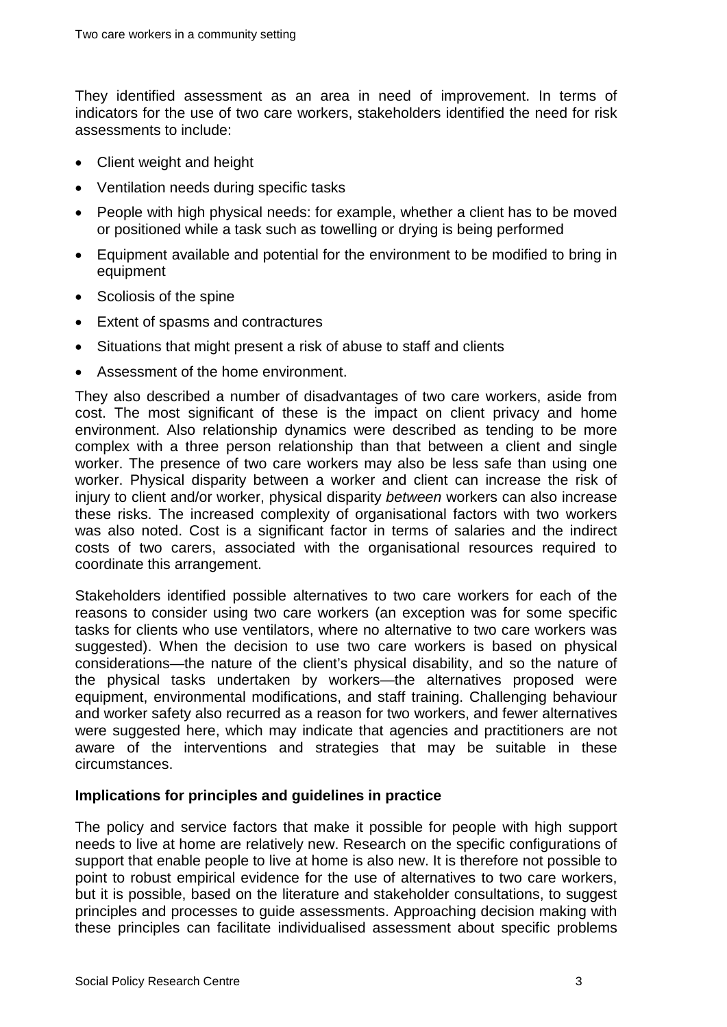They identified assessment as an area in need of improvement. In terms of indicators for the use of two care workers, stakeholders identified the need for risk assessments to include:

- Client weight and height
- Ventilation needs during specific tasks
- People with high physical needs: for example, whether a client has to be moved or positioned while a task such as towelling or drying is being performed
- Equipment available and potential for the environment to be modified to bring in equipment
- Scoliosis of the spine
- Extent of spasms and contractures
- Situations that might present a risk of abuse to staff and clients
- Assessment of the home environment.

They also described a number of disadvantages of two care workers, aside from cost. The most significant of these is the impact on client privacy and home environment. Also relationship dynamics were described as tending to be more complex with a three person relationship than that between a client and single worker. The presence of two care workers may also be less safe than using one worker. Physical disparity between a worker and client can increase the risk of injury to client and/or worker, physical disparity *between* workers can also increase these risks. The increased complexity of organisational factors with two workers was also noted. Cost is a significant factor in terms of salaries and the indirect costs of two carers, associated with the organisational resources required to coordinate this arrangement.

Stakeholders identified possible alternatives to two care workers for each of the reasons to consider using two care workers (an exception was for some specific tasks for clients who use ventilators, where no alternative to two care workers was suggested). When the decision to use two care workers is based on physical considerations—the nature of the client's physical disability, and so the nature of the physical tasks undertaken by workers—the alternatives proposed were equipment, environmental modifications, and staff training. Challenging behaviour and worker safety also recurred as a reason for two workers, and fewer alternatives were suggested here, which may indicate that agencies and practitioners are not aware of the interventions and strategies that may be suitable in these circumstances.

**Implications for principles and guidelines in practice**

The policy and service factors that make it possible for people with high support needs to live at home are relatively new. Research on the specific configurations of support that enable people to live at home is also new. It is therefore not possible to point to robust empirical evidence for the use of alternatives to two care workers, but it is possible, based on the literature and stakeholder consultations, to suggest principles and processes to guide assessments. Approaching decision making with these principles can facilitate individualised assessment about specific problems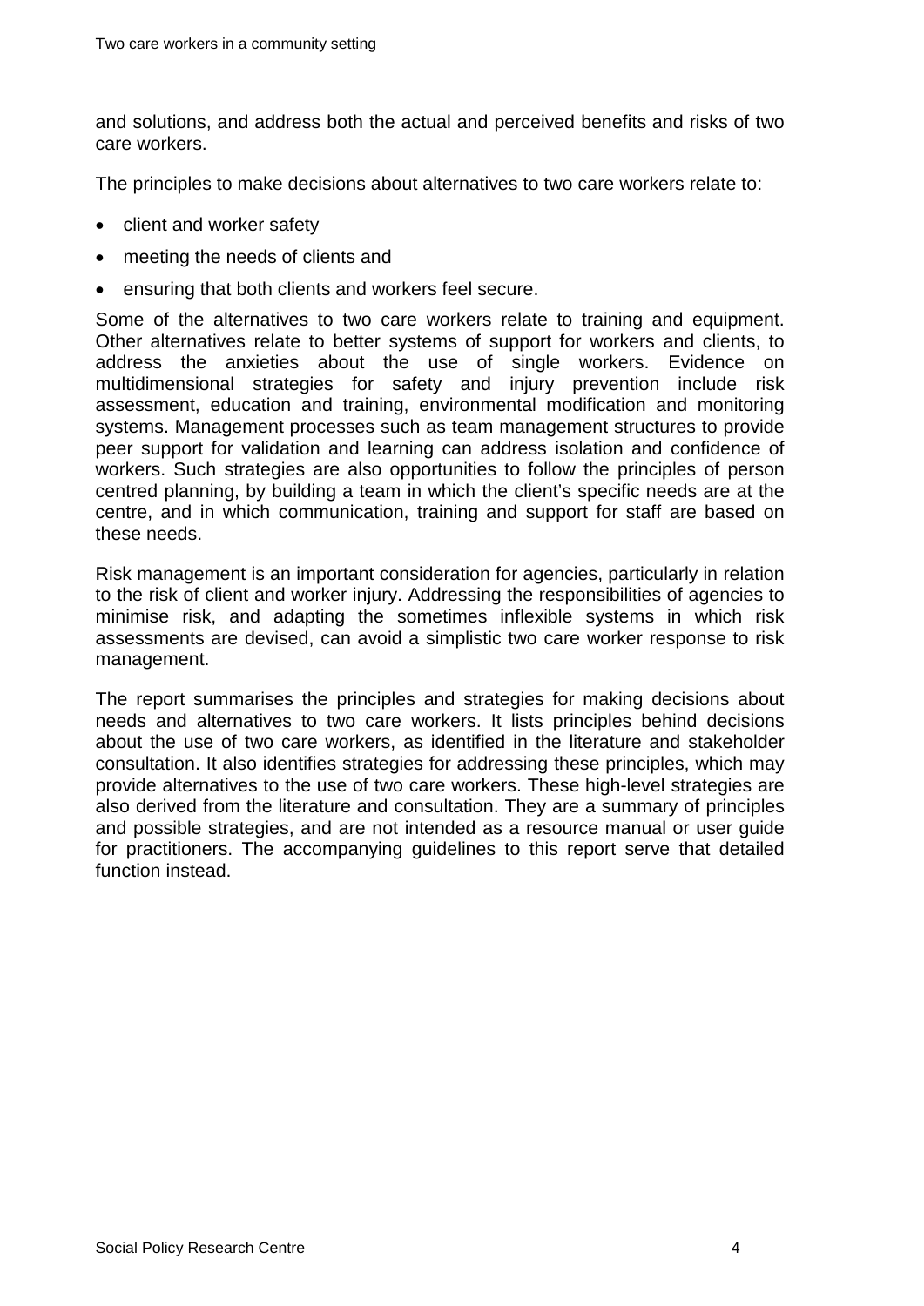and solutions, and address both the actual and perceived benefits and risks of two care workers.

The principles to make decisions about alternatives to two care workers relate to:

- client and worker safety
- meeting the needs of clients and
- ensuring that both clients and workers feel secure.

Some of the alternatives to two care workers relate to training and equipment. Other alternatives relate to better systems of support for workers and clients, to address the anxieties about the use of single workers. Evidence on multidimensional strategies for safety and injury prevention include risk assessment, education and training, environmental modification and monitoring systems. Management processes such as team management structures to provide peer support for validation and learning can address isolation and confidence of workers. Such strategies are also opportunities to follow the principles of person centred planning, by building a team in which the client's specific needs are at the centre, and in which communication, training and support for staff are based on these needs.

Risk management is an important consideration for agencies, particularly in relation to the risk of client and worker injury. Addressing the responsibilities of agencies to minimise risk, and adapting the sometimes inflexible systems in which risk assessments are devised, can avoid a simplistic two care worker response to risk management.

The report summarises the principles and strategies for making decisions about needs and alternatives to two care workers. It lists principles behind decisions about the use of two care workers, as identified in the literature and stakeholder consultation. It also identifies strategies for addressing these principles, which may provide alternatives to the use of two care workers. These high-level strategies are also derived from the literature and consultation. They are a summary of principles and possible strategies, and are not intended as a resource manual or user guide for practitioners. The accompanying guidelines to this report serve that detailed function instead.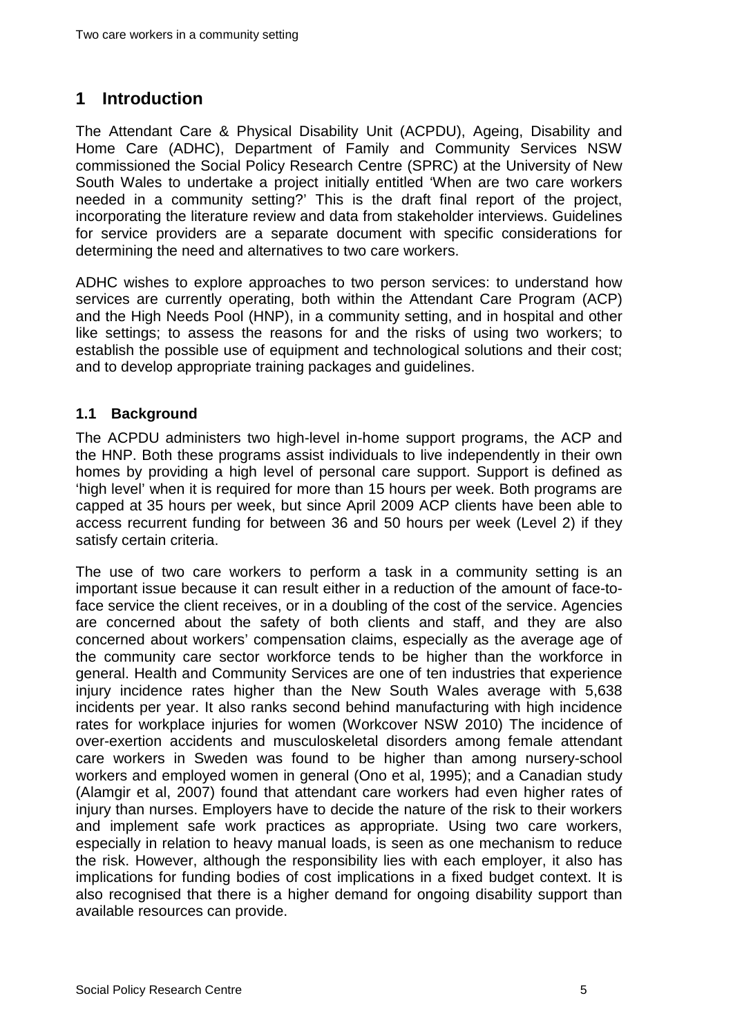# 1 Introduction

The Attendant Care & Physical Disability Unit (ACPDU), Ageing, Disability and Home Care (ADHC), Department of Family and Community Services NSW commissioned the Social Policy Research Centre (SPRC) at the University of New South Wales to undertake a project initially entitled 'When are two care workers needed in a community setting?' This is the draft final report of the project, incorporating the literature review and data from stakeholder interviews. Guidelines for service providers are a separate document with specific considerations for determining the need and alternatives to two care workers.

ADHC wishes to explore approaches to two person services: to understand how services are currently operating, both within the Attendant Care Program (ACP) and the High Needs Pool (HNP), in a community setting, and in hospital and other like settings; to assess the reasons for and the risks of using two workers; to establish the possible use of equipment and technological solutions and their cost; and to develop appropriate training packages and guidelines.

## 1.1 Background

The ACPDU administers two high-level in-home support programs, the ACP and the HNP. Both these programs assist individuals to live independently in their own homes by providing a high level of personal care support. Support is defined as 'high level' when it is required for more than 15 hours per week. Both programs are capped at 35 hours per week, but since April 2009 ACP clients have been able to access recurrent funding for between 36 and 50 hours per week (Level 2) if they satisfy certain criteria.

The use of two care workers to perform a task in a community setting is an important issue because it can result either in a reduction of the amount of face-to-face service the client receives, or in a doubling of the cost of the service. Agencies are concerned about the safety of both clients and staff, and they are also concerned about workers' compensation claims, especially as the average age of the community care sector workforce tends to be higher than the workforce in general. Health and Community Services are one of ten industries that experience injury incidence rates higher than the New South Wales average with 5,638 incidents per year. It also ranks second behind manufacturing with high incidence rates for workplace injuries for women (Workcover NSW 2010) The incidence of over-exertion accidents and musculoskeletal disorders among female attendant care workers in Sweden was found to be higher than among nursery-school workers and employed women in general (Ono et al, 1995); and a Canadian study (Alamgir et al, 2007) found that attendant care workers had even higher rates of injury than nurses. Employers have to decide the nature of the risk to their workers and implement safe work practices as appropriate. Using two care workers, especially in relation to heavy manual loads, is seen as one mechanism to reduce the risk. However, although the responsibility lies with each employer, it also has implications for funding bodies of cost implications in a fixed budget context. It is also recognised that there is a higher demand for ongoing disability support than available resources can provide.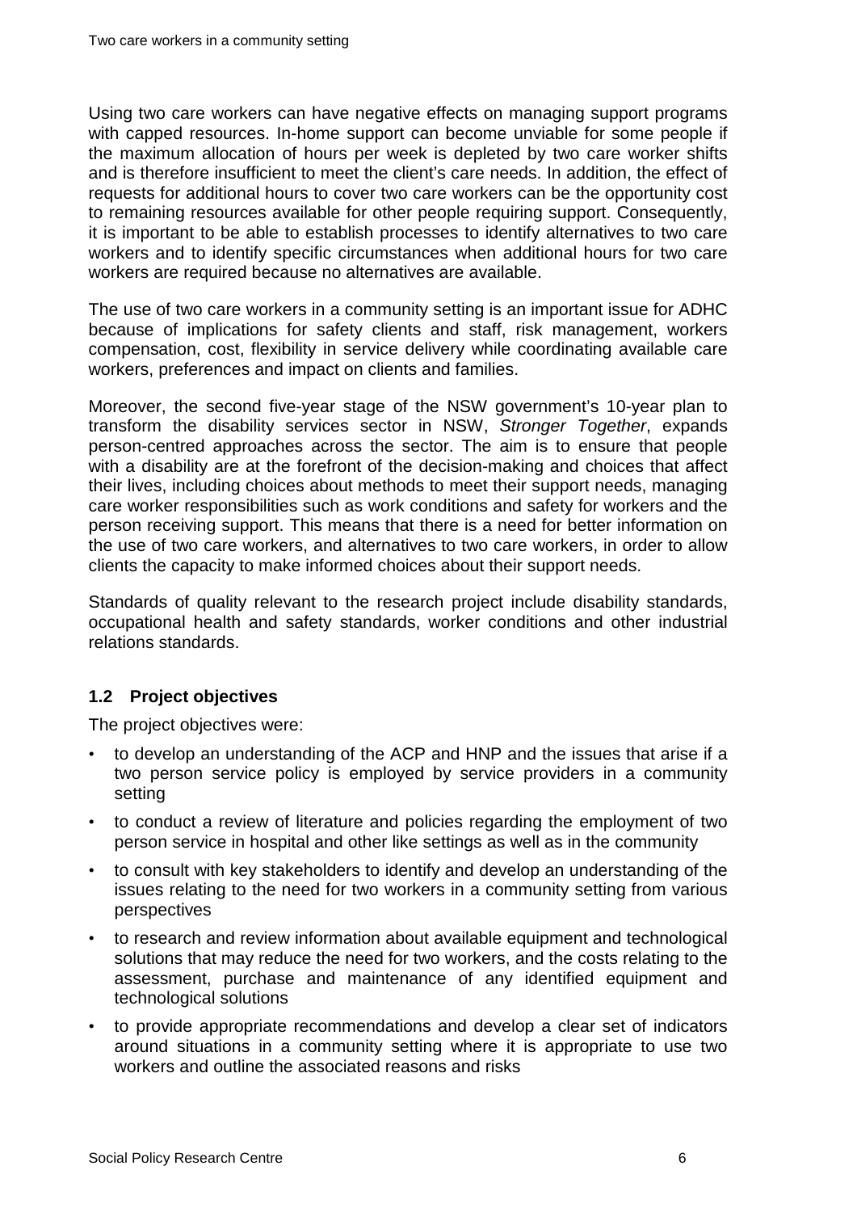Using two care workers can have negative effects on managing support programs with capped resources. In-home support can become unviable for some people if the maximum allocation of hours per week is depleted by two care worker shifts and is therefore insufficient to meet the client's care needs. In addition, the effect of requests for additional hours to cover two care workers can be the opportunity cost to remaining resources available for other people requiring support. Consequently, it is important to be able to establish processes to identify alternatives to two care workers and to identify specific circumstances when additional hours for two care workers are required because no alternatives are available.

The use of two care workers in a community setting is an important issue for ADHC because of implications for safety clients and staff, risk management, workers compensation, cost, flexibility in service delivery while coordinating available care workers, preferences and impact on clients and families.

Moreover, the second five-year stage of the NSW government's 10-year plan to transform the disability services sector in NSW, *Stronger Together*, expands person-centred approaches across the sector. The aim is to ensure that people with a disability are at the forefront of the decision-making and choices that affect their lives, including choices about methods to meet their support needs, managing care worker responsibilities such as work conditions and safety for workers and the person receiving support. This means that there is a need for better information on the use of two care workers, and alternatives to two care workers, in order to allow clients the capacity to make informed choices about their support needs.

Standards of quality relevant to the research project include disability standards, occupational health and safety standards, worker conditions and other industrial relations standards.

### 1.2 Project objectives

The project objectives were:

- to develop an understanding of the ACP and HNP and the issues that arise if a two person service policy is employed by service providers in a community setting
- to conduct a review of literature and policies regarding the employment of two person service in hospital and other like settings as well as in the community
- to consult with key stakeholders to identify and develop an understanding of the issues relating to the need for two workers in a community setting from various perspectives
- to research and review information about available equipment and technological solutions that may reduce the need for two workers, and the costs relating to the assessment, purchase and maintenance of any identified equipment and technological solutions
- to provide appropriate recommendations and develop a clear set of indicators around situations in a community setting where it is appropriate to use two workers and outline the associated reasons and risks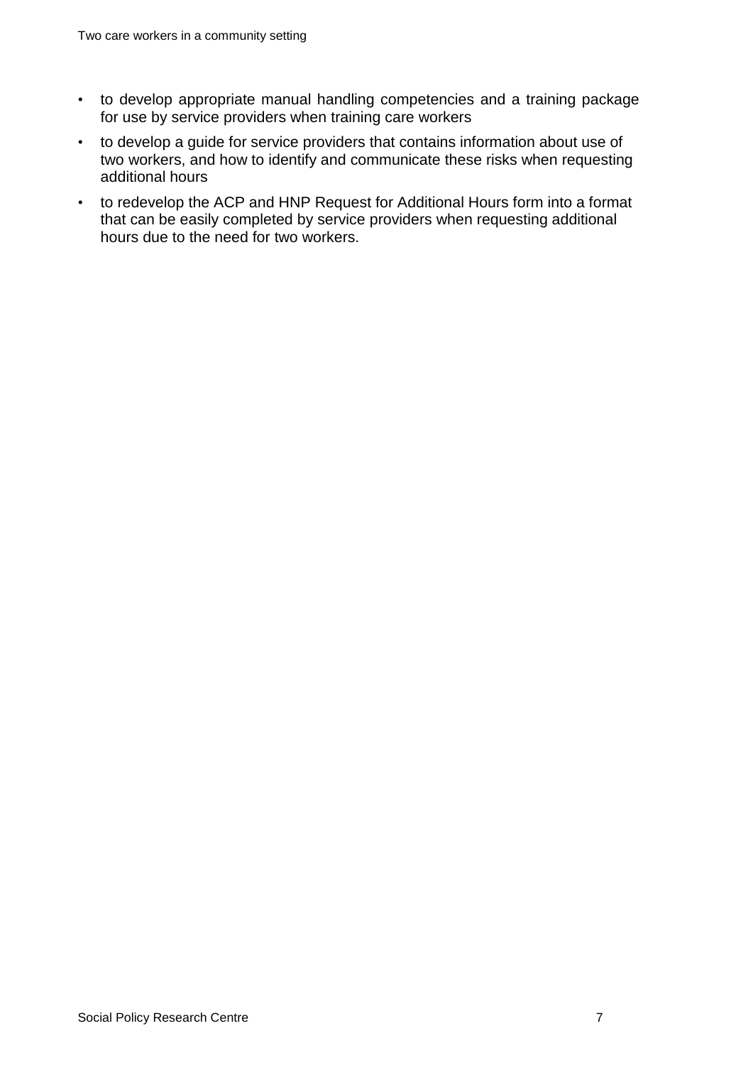- to develop appropriate manual handling competencies and a training package for use by service providers when training care workers
- to develop a guide for service providers that contains information about use of two workers, and how to identify and communicate these risks when requesting additional hours
- to redevelop the ACP and HNP Request for Additional Hours form into a format that can be easily completed by service providers when requesting additional hours due to the need for two workers.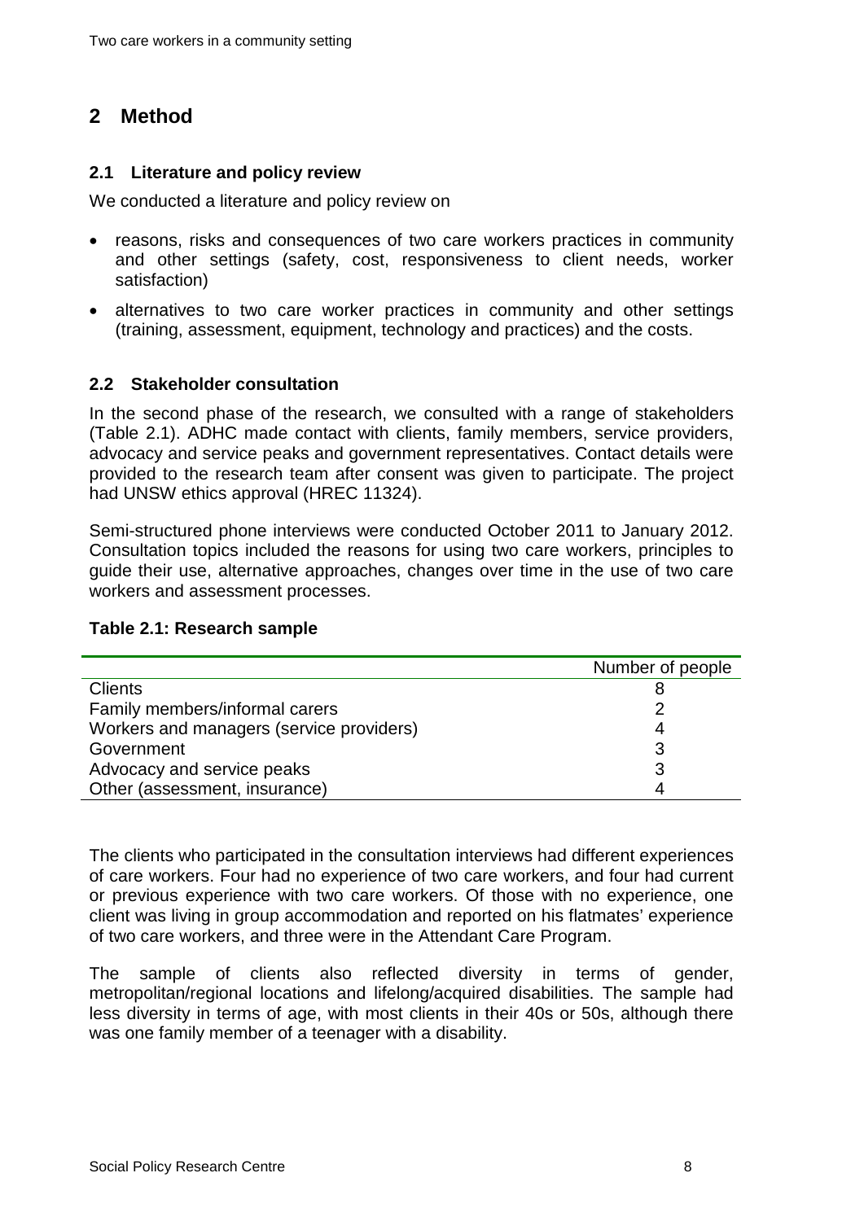## 2 Method

### 2.1 Literature and policy review

We conducted a literature and policy review on

- reasons, risks and consequences of two care workers practices in community and other settings (safety, cost, responsiveness to client needs, worker satisfaction)
- alternatives to two care worker practices in community and other settings (training, assessment, equipment, technology and practices) and the costs.

### 2.2 Stakeholder consultation

In the second phase of the research, we consulted with a range of stakeholders (Table 2.1). ADHC made contact with clients, family members, service providers, advocacy and service peaks and government representatives. Contact details were provided to the research team after consent was given to participate. The project had UNSW ethics approval (HREC 11324).

Semi-structured phone interviews were conducted October 2011 to January 2012. Consultation topics included the reasons for using two care workers, principles to guide their use, alternative approaches, changes over time in the use of two care workers and assessment processes.

**Table 2.1: Research sample**

| | Number of people |
|---|---|
| Clients | 8 |
| Family members/informal carers | 2 |
| Workers and managers (service providers) | 4 |
| Government | 3 |
| Advocacy and service peaks | 3 |
| Other (assessment, insurance) | 4 |

The clients who participated in the consultation interviews had different experiences of care workers. Four had no experience of two care workers, and four had current or previous experience with two care workers. Of those with no experience, one client was living in group accommodation and reported on his flatmates' experience of two care workers, and three were in the Attendant Care Program.

The sample of clients also reflected diversity in terms of gender, metropolitan/regional locations and lifelong/acquired disabilities. The sample had less diversity in terms of age, with most clients in their 40s or 50s, although there was one family member of a teenager with a disability.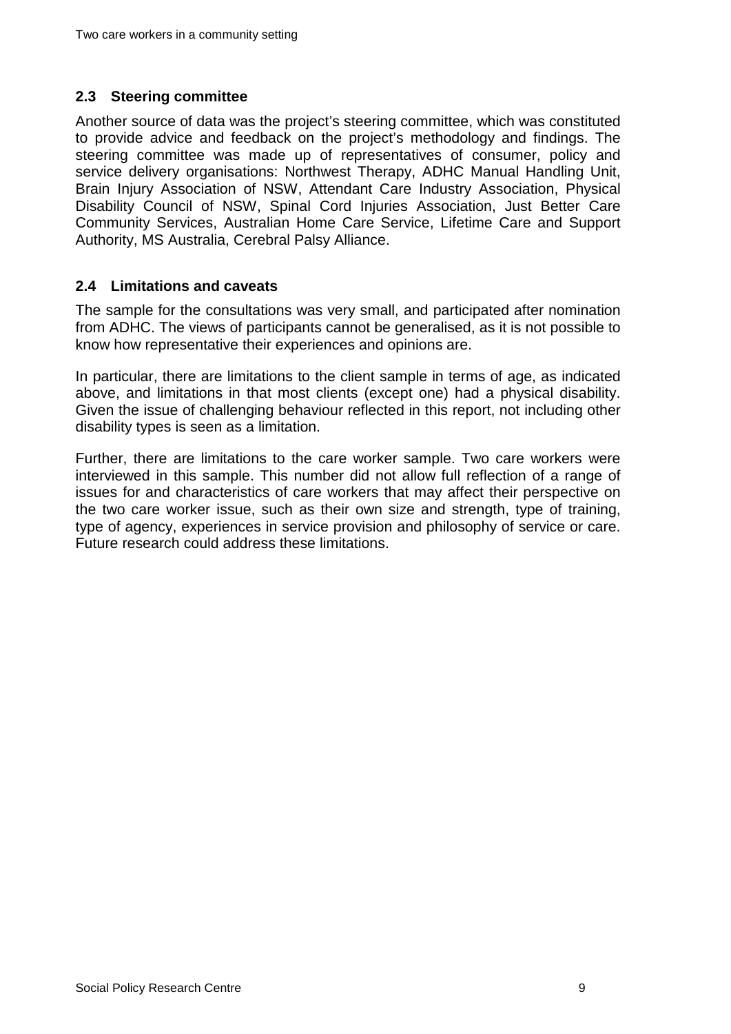### 2.3 Steering committee

Another source of data was the project's steering committee, which was constituted to provide advice and feedback on the project's methodology and findings. The steering committee was made up of representatives of consumer, policy and service delivery organisations: Northwest Therapy, ADHC Manual Handling Unit, Brain Injury Association of NSW, Attendant Care Industry Association, Physical Disability Council of NSW, Spinal Cord Injuries Association, Just Better Care Community Services, Australian Home Care Service, Lifetime Care and Support Authority, MS Australia, Cerebral Palsy Alliance.

### 2.4 Limitations and caveats

The sample for the consultations was very small, and participated after nomination from ADHC. The views of participants cannot be generalised, as it is not possible to know how representative their experiences and opinions are.

In particular, there are limitations to the client sample in terms of age, as indicated above, and limitations in that most clients (except one) had a physical disability. Given the issue of challenging behaviour reflected in this report, not including other disability types is seen as a limitation.

Further, there are limitations to the care worker sample. Two care workers were interviewed in this sample. This number did not allow full reflection of a range of issues for and characteristics of care workers that may affect their perspective on the two care worker issue, such as their own size and strength, type of training, type of agency, experiences in service provision and philosophy of service or care. Future research could address these limitations.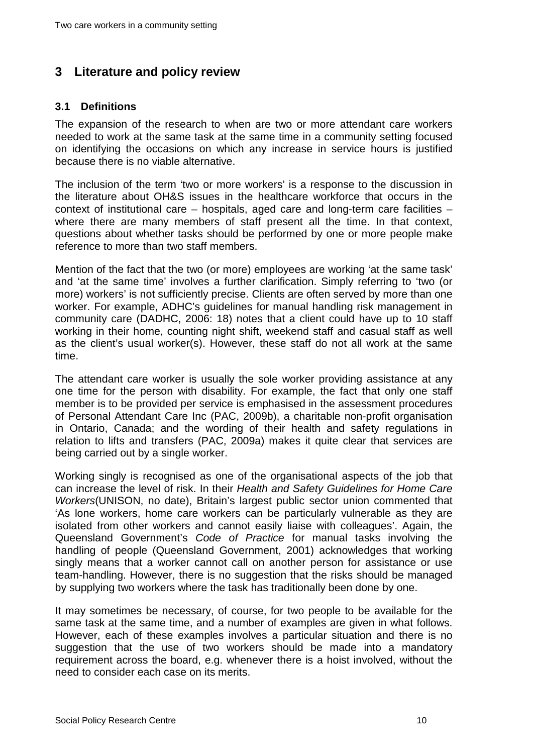# 3 Literature and policy review

## 3.1 Definitions

The expansion of the research to when are two or more attendant care workers needed to work at the same task at the same time in a community setting focused on identifying the occasions on which any increase in service hours is justified because there is no viable alternative.

The inclusion of the term 'two or more workers' is a response to the discussion in the literature about OH&S issues in the healthcare workforce that occurs in the context of institutional care – hospitals, aged care and long-term care facilities – where there are many members of staff present all the time. In that context, questions about whether tasks should be performed by one or more people make reference to more than two staff members.

Mention of the fact that the two (or more) employees are working 'at the same task' and 'at the same time' involves a further clarification. Simply referring to 'two (or more) workers' is not sufficiently precise. Clients are often served by more than one worker. For example, ADHC's guidelines for manual handling risk management in community care (DADHC, 2006: 18) notes that a client could have up to 10 staff working in their home, counting night shift, weekend staff and casual staff as well as the client's usual worker(s). However, these staff do not all work at the same time.

The attendant care worker is usually the sole worker providing assistance at any one time for the person with disability. For example, the fact that only one staff member is to be provided per service is emphasised in the assessment procedures of Personal Attendant Care Inc (PAC, 2009b), a charitable non-profit organisation in Ontario, Canada; and the wording of their health and safety regulations in relation to lifts and transfers (PAC, 2009a) makes it quite clear that services are being carried out by a single worker.

Working singly is recognised as one of the organisational aspects of the job that can increase the level of risk. In their *Health and Safety Guidelines for Home Care Workers*(UNISON, no date), Britain's largest public sector union commented that 'As lone workers, home care workers can be particularly vulnerable as they are isolated from other workers and cannot easily liaise with colleagues'. Again, the Queensland Government's *Code of Practice* for manual tasks involving the handling of people (Queensland Government, 2001) acknowledges that working singly means that a worker cannot call on another person for assistance or use team-handling. However, there is no suggestion that the risks should be managed by supplying two workers where the task has traditionally been done by one.

It may sometimes be necessary, of course, for two people to be available for the same task at the same time, and a number of examples are given in what follows. However, each of these examples involves a particular situation and there is no suggestion that the use of two workers should be made into a mandatory requirement across the board, e.g. whenever there is a hoist involved, without the need to consider each case on its merits.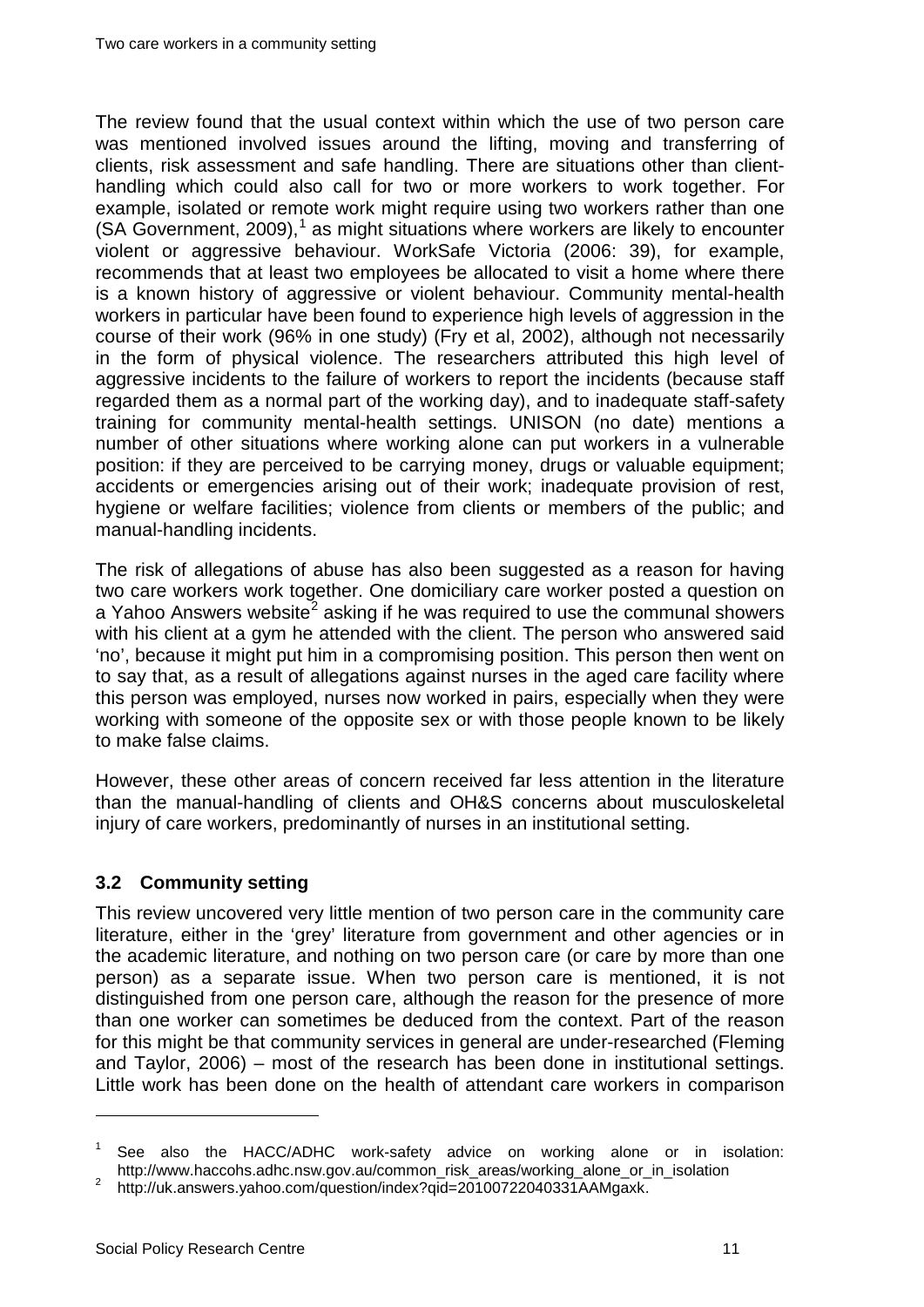The review found that the usual context within which the use of two person care was mentioned involved issues around the lifting, moving and transferring of clients, risk assessment and safe handling. There are situations other than client-handling which could also call for two or more workers to work together. For example, isolated or remote work might require using two workers rather than one (SA Government, 2009),[1] as might situations where workers are likely to encounter violent or aggressive behaviour. WorkSafe Victoria (2006: 39), for example, recommends that at least two employees be allocated to visit a home where there is a known history of aggressive or violent behaviour. Community mental-health workers in particular have been found to experience high levels of aggression in the course of their work (96% in one study) (Fry et al, 2002), although not necessarily in the form of physical violence. The researchers attributed this high level of aggressive incidents to the failure of workers to report the incidents (because staff regarded them as a normal part of the working day), and to inadequate staff-safety training for community mental-health settings. UNISON (no date) mentions a number of other situations where working alone can put workers in a vulnerable position: if they are perceived to be carrying money, drugs or valuable equipment; accidents or emergencies arising out of their work; inadequate provision of rest, hygiene or welfare facilities; violence from clients or members of the public; and manual-handling incidents.

The risk of allegations of abuse has also been suggested as a reason for having two care workers work together. One domiciliary care worker posted a question on a Yahoo Answers website[2] asking if he was required to use the communal showers with his client at a gym he attended with the client. The person who answered said 'no', because it might put him in a compromising position. This person then went on to say that, as a result of allegations against nurses in the aged care facility where this person was employed, nurses now worked in pairs, especially when they were working with someone of the opposite sex or with those people known to be likely to make false claims.

However, these other areas of concern received far less attention in the literature than the manual-handling of clients and OH&S concerns about musculoskeletal injury of care workers, predominantly of nurses in an institutional setting.

## 3.2 Community setting

This review uncovered very little mention of two person care in the community care literature, either in the 'grey' literature from government and other agencies or in the academic literature, and nothing on two person care (or care by more than one person) as a separate issue. When two person care is mentioned, it is not distinguished from one person care, although the reason for the presence of more than one worker can sometimes be deduced from the context. Part of the reason for this might be that community services in general are under-researched (Fleming and Taylor, 2006) – most of the research has been done in institutional settings. Little work has been done on the health of attendant care workers in comparison

---

[1] See also the HACC/ADHC work-safety advice on working alone or in isolation: http://www.haccohs.adhc.nsw.gov.au/common_risk_areas/working_alone_or_in_isolation

[2] http://uk.answers.yahoo.com/question/index?qid=20100722040331AAMgaxk.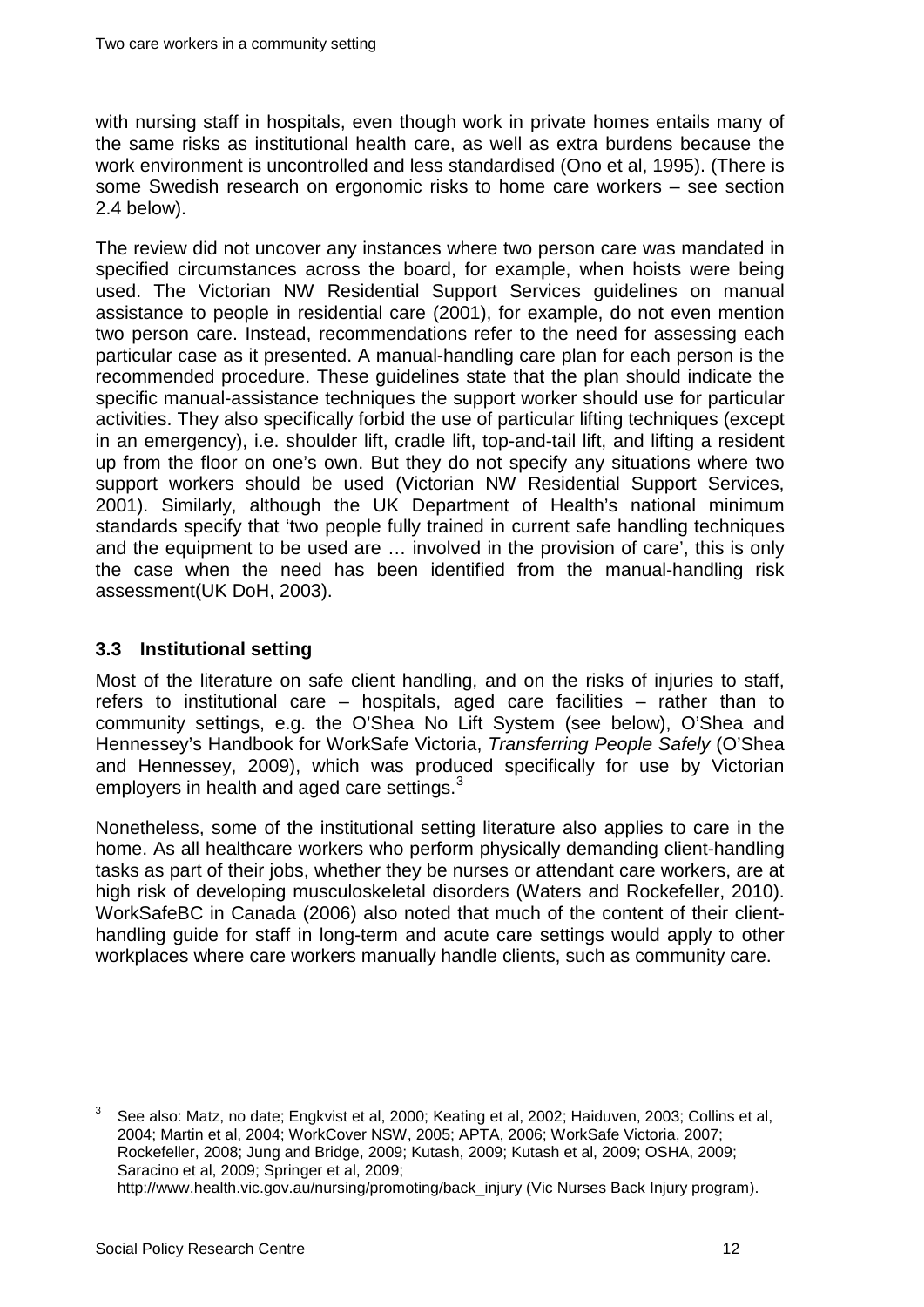with nursing staff in hospitals, even though work in private homes entails many of the same risks as institutional health care, as well as extra burdens because the work environment is uncontrolled and less standardised (Ono et al, 1995). (There is some Swedish research on ergonomic risks to home care workers – see section 2.4 below).

The review did not uncover any instances where two person care was mandated in specified circumstances across the board, for example, when hoists were being used. The Victorian NW Residential Support Services guidelines on manual assistance to people in residential care (2001), for example, do not even mention two person care. Instead, recommendations refer to the need for assessing each particular case as it presented. A manual-handling care plan for each person is the recommended procedure. These guidelines state that the plan should indicate the specific manual-assistance techniques the support worker should use for particular activities. They also specifically forbid the use of particular lifting techniques (except in an emergency), i.e. shoulder lift, cradle lift, top-and-tail lift, and lifting a resident up from the floor on one's own. But they do not specify any situations where two support workers should be used (Victorian NW Residential Support Services, 2001). Similarly, although the UK Department of Health's national minimum standards specify that 'two people fully trained in current safe handling techniques and the equipment to be used are … involved in the provision of care', this is only the case when the need has been identified from the manual-handling risk assessment(UK DoH, 2003).

## 3.3 Institutional setting

Most of the literature on safe client handling, and on the risks of injuries to staff, refers to institutional care – hospitals, aged care facilities – rather than to community settings, e.g. the O'Shea No Lift System (see below), O'Shea and Hennessey's Handbook for WorkSafe Victoria, *Transferring People Safely* (O'Shea and Hennessey, 2009), which was produced specifically for use by Victorian employers in health and aged care settings.[3]

Nonetheless, some of the institutional setting literature also applies to care in the home. As all healthcare workers who perform physically demanding client-handling tasks as part of their jobs, whether they be nurses or attendant care workers, are at high risk of developing musculoskeletal disorders (Waters and Rockefeller, 2010). WorkSafeBC in Canada (2006) also noted that much of the content of their client-handling guide for staff in long-term and acute care settings would apply to other workplaces where care workers manually handle clients, such as community care.

---

[3] See also: Matz, no date; Engkvist et al, 2000; Keating et al, 2002; Haiduven, 2003; Collins et al, 2004; Martin et al, 2004; WorkCover NSW, 2005; APTA, 2006; WorkSafe Victoria, 2007; Rockefeller, 2008; Jung and Bridge, 2009; Kutash, 2009; Kutash et al, 2009; OSHA, 2009; Saracino et al, 2009; Springer et al, 2009; http://www.health.vic.gov.au/nursing/promoting/back_injury (Vic Nurses Back Injury program).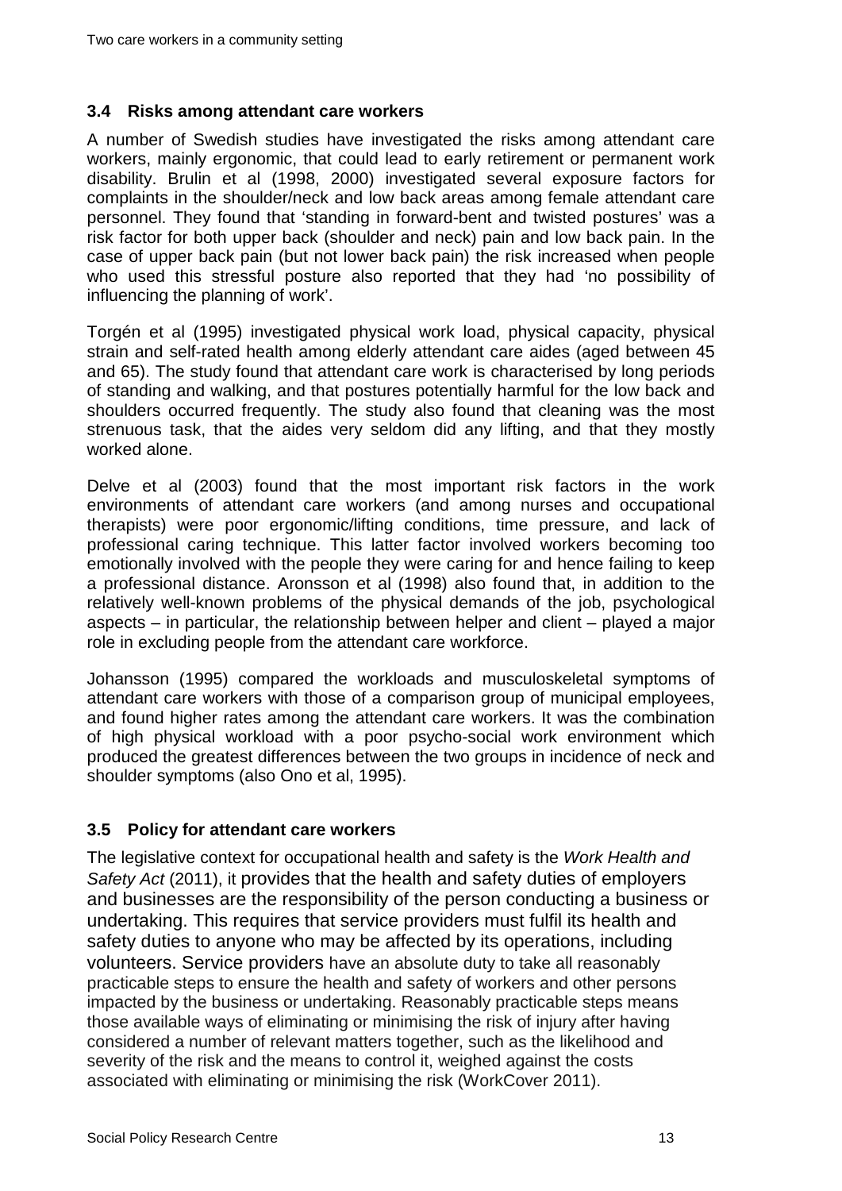## 3.4 Risks among attendant care workers

A number of Swedish studies have investigated the risks among attendant care workers, mainly ergonomic, that could lead to early retirement or permanent work disability. Brulin et al (1998, 2000) investigated several exposure factors for complaints in the shoulder/neck and low back areas among female attendant care personnel. They found that 'standing in forward-bent and twisted postures' was a risk factor for both upper back (shoulder and neck) pain and low back pain. In the case of upper back pain (but not lower back pain) the risk increased when people who used this stressful posture also reported that they had 'no possibility of influencing the planning of work'.

Torgén et al (1995) investigated physical work load, physical capacity, physical strain and self-rated health among elderly attendant care aides (aged between 45 and 65). The study found that attendant care work is characterised by long periods of standing and walking, and that postures potentially harmful for the low back and shoulders occurred frequently. The study also found that cleaning was the most strenuous task, that the aides very seldom did any lifting, and that they mostly worked alone.

Delve et al (2003) found that the most important risk factors in the work environments of attendant care workers (and among nurses and occupational therapists) were poor ergonomic/lifting conditions, time pressure, and lack of professional caring technique. This latter factor involved workers becoming too emotionally involved with the people they were caring for and hence failing to keep a professional distance. Aronsson et al (1998) also found that, in addition to the relatively well-known problems of the physical demands of the job, psychological aspects – in particular, the relationship between helper and client – played a major role in excluding people from the attendant care workforce.

Johansson (1995) compared the workloads and musculoskeletal symptoms of attendant care workers with those of a comparison group of municipal employees, and found higher rates among the attendant care workers. It was the combination of high physical workload with a poor psycho-social work environment which produced the greatest differences between the two groups in incidence of neck and shoulder symptoms (also Ono et al, 1995).

## 3.5 Policy for attendant care workers

The legislative context for occupational health and safety is the *Work Health and Safety Act* (2011), it provides that the health and safety duties of employers and businesses are the responsibility of the person conducting a business or undertaking. This requires that service providers must fulfil its health and safety duties to anyone who may be affected by its operations, including volunteers. Service providers have an absolute duty to take all reasonably practicable steps to ensure the health and safety of workers and other persons impacted by the business or undertaking. Reasonably practicable steps means those available ways of eliminating or minimising the risk of injury after having considered a number of relevant matters together, such as the likelihood and severity of the risk and the means to control it, weighed against the costs associated with eliminating or minimising the risk (WorkCover 2011).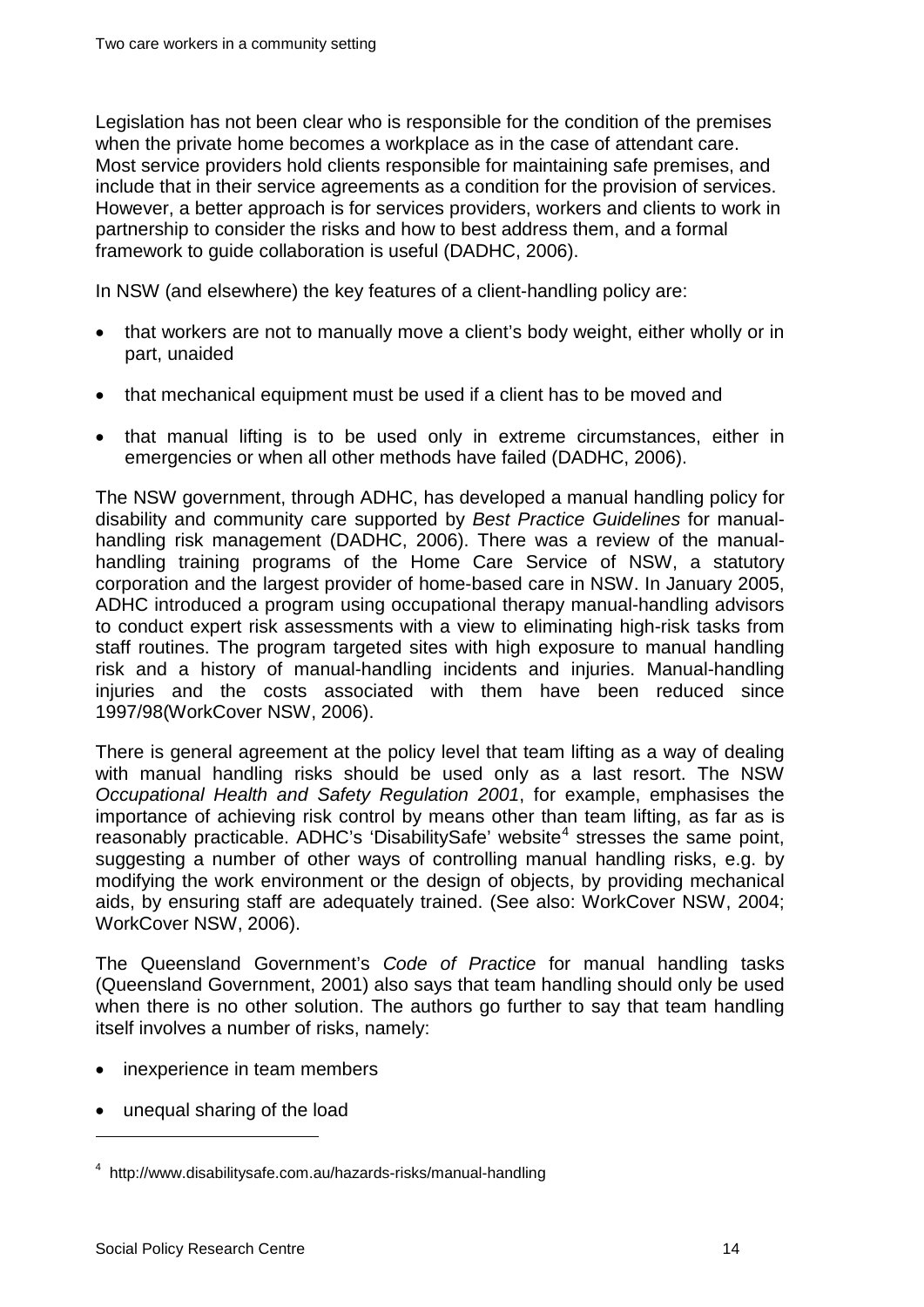Legislation has not been clear who is responsible for the condition of the premises when the private home becomes a workplace as in the case of attendant care. Most service providers hold clients responsible for maintaining safe premises, and include that in their service agreements as a condition for the provision of services. However, a better approach is for services providers, workers and clients to work in partnership to consider the risks and how to best address them, and a formal framework to guide collaboration is useful (DADHC, 2006).

In NSW (and elsewhere) the key features of a client-handling policy are:

- that workers are not to manually move a client's body weight, either wholly or in part, unaided
- that mechanical equipment must be used if a client has to be moved and
- that manual lifting is to be used only in extreme circumstances, either in emergencies or when all other methods have failed (DADHC, 2006).

The NSW government, through ADHC, has developed a manual handling policy for disability and community care supported by *Best Practice Guidelines* for manual-handling risk management (DADHC, 2006). There was a review of the manual-handling training programs of the Home Care Service of NSW, a statutory corporation and the largest provider of home-based care in NSW. In January 2005, ADHC introduced a program using occupational therapy manual-handling advisors to conduct expert risk assessments with a view to eliminating high-risk tasks from staff routines. The program targeted sites with high exposure to manual handling risk and a history of manual-handling incidents and injuries. Manual-handling injuries and the costs associated with them have been reduced since 1997/98(WorkCover NSW, 2006).

There is general agreement at the policy level that team lifting as a way of dealing with manual handling risks should be used only as a last resort. The NSW *Occupational Health and Safety Regulation 2001*, for example, emphasises the importance of achieving risk control by means other than team lifting, as far as is reasonably practicable. ADHC's 'DisabilitySafe' website[4] stresses the same point, suggesting a number of other ways of controlling manual handling risks, e.g. by modifying the work environment or the design of objects, by providing mechanical aids, by ensuring staff are adequately trained. (See also: WorkCover NSW, 2004; WorkCover NSW, 2006).

The Queensland Government's *Code of Practice* for manual handling tasks (Queensland Government, 2001) also says that team handling should only be used when there is no other solution. The authors go further to say that team handling itself involves a number of risks, namely:

- inexperience in team members
- unequal sharing of the load

[4] http://www.disabilitysafe.com.au/hazards-risks/manual-handling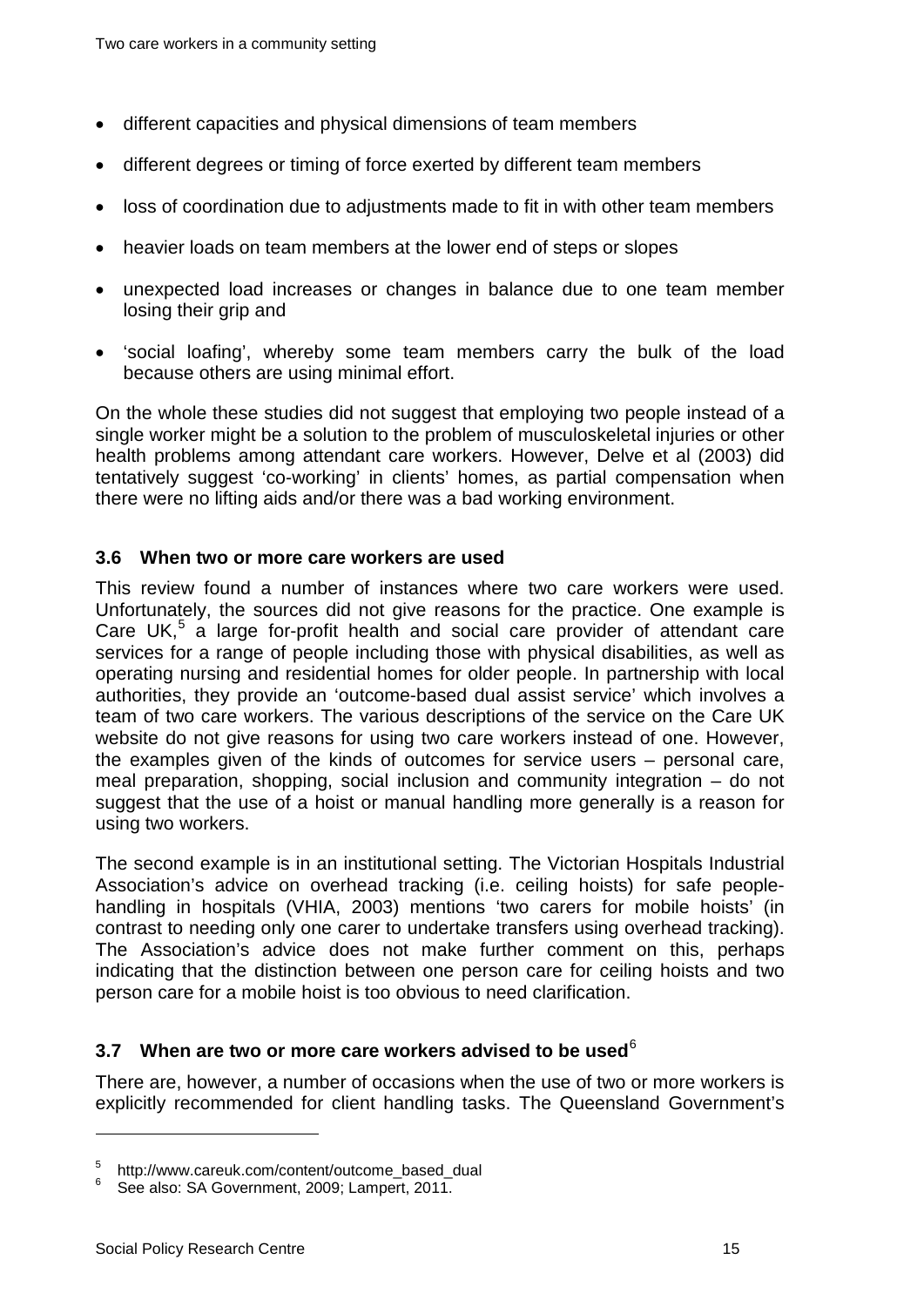- different capacities and physical dimensions of team members
- different degrees or timing of force exerted by different team members
- loss of coordination due to adjustments made to fit in with other team members
- heavier loads on team members at the lower end of steps or slopes
- unexpected load increases or changes in balance due to one team member losing their grip and
- 'social loafing', whereby some team members carry the bulk of the load because others are using minimal effort.

On the whole these studies did not suggest that employing two people instead of a single worker might be a solution to the problem of musculoskeletal injuries or other health problems among attendant care workers. However, Delve et al (2003) did tentatively suggest 'co-working' in clients' homes, as partial compensation when there were no lifting aids and/or there was a bad working environment.

### 3.6 When two or more care workers are used

This review found a number of instances where two care workers were used. Unfortunately, the sources did not give reasons for the practice. One example is Care UK,[5] a large for-profit health and social care provider of attendant care services for a range of people including those with physical disabilities, as well as operating nursing and residential homes for older people. In partnership with local authorities, they provide an 'outcome-based dual assist service' which involves a team of two care workers. The various descriptions of the service on the Care UK website do not give reasons for using two care workers instead of one. However, the examples given of the kinds of outcomes for service users – personal care, meal preparation, shopping, social inclusion and community integration – do not suggest that the use of a hoist or manual handling more generally is a reason for using two workers.

The second example is in an institutional setting. The Victorian Hospitals Industrial Association's advice on overhead tracking (i.e. ceiling hoists) for safe people-handling in hospitals (VHIA, 2003) mentions 'two carers for mobile hoists' (in contrast to needing only one carer to undertake transfers using overhead tracking). The Association's advice does not make further comment on this, perhaps indicating that the distinction between one person care for ceiling hoists and two person care for a mobile hoist is too obvious to need clarification.

### 3.7 When are two or more care workers advised to be used[6]

There are, however, a number of occasions when the use of two or more workers is explicitly recommended for client handling tasks. The Queensland Government's

---

[5] http://www.careuk.com/content/outcome_based_dual

[6] See also: SA Government, 2009; Lampert, 2011.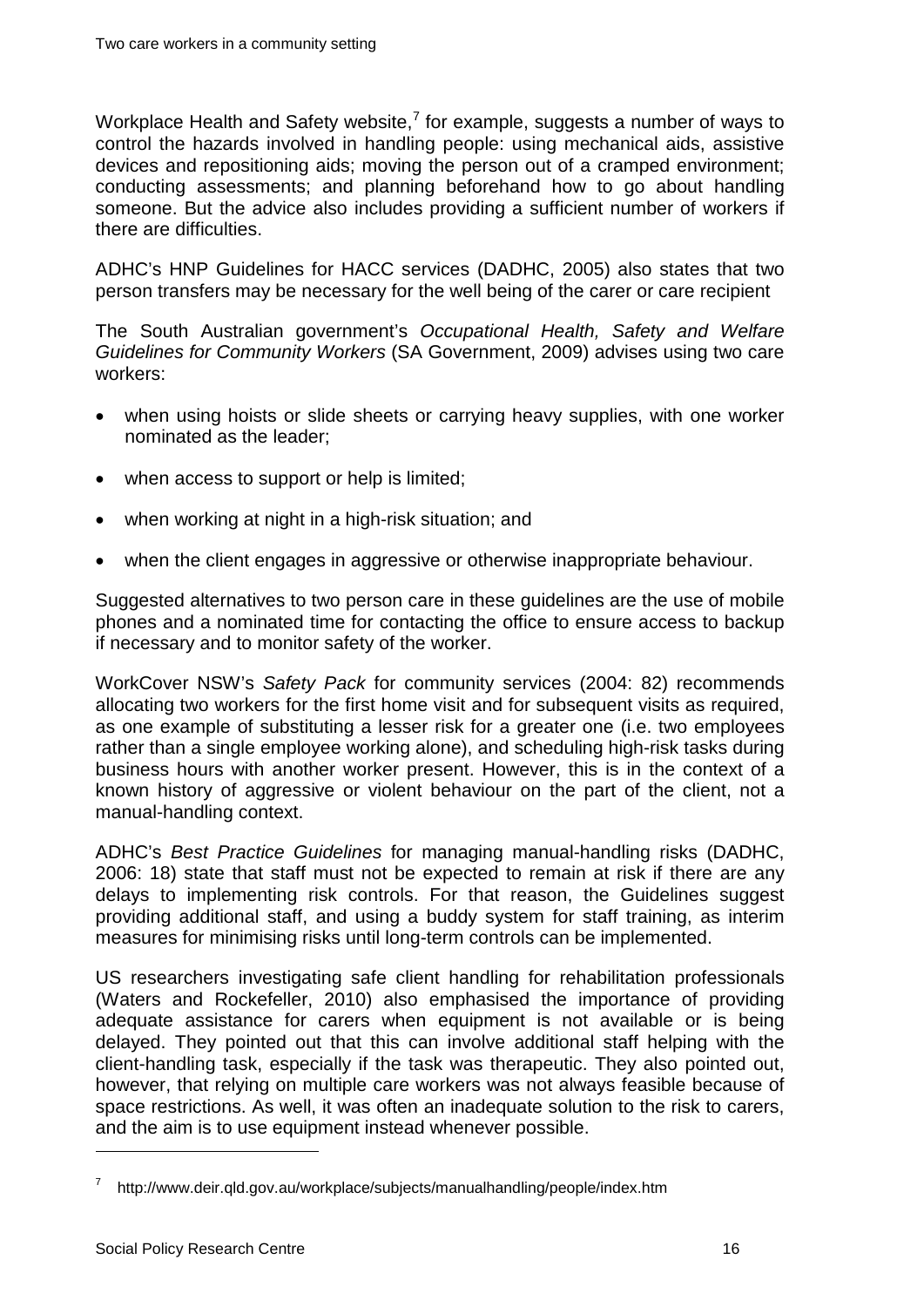Workplace Health and Safety website,[7] for example, suggests a number of ways to control the hazards involved in handling people: using mechanical aids, assistive devices and repositioning aids; moving the person out of a cramped environment; conducting assessments; and planning beforehand how to go about handling someone. But the advice also includes providing a sufficient number of workers if there are difficulties.

ADHC's HNP Guidelines for HACC services (DADHC, 2005) also states that two person transfers may be necessary for the well being of the carer or care recipient

The South Australian government's *Occupational Health, Safety and Welfare Guidelines for Community Workers* (SA Government, 2009) advises using two care workers:

- when using hoists or slide sheets or carrying heavy supplies, with one worker nominated as the leader;
- when access to support or help is limited;
- when working at night in a high-risk situation; and
- when the client engages in aggressive or otherwise inappropriate behaviour.

Suggested alternatives to two person care in these guidelines are the use of mobile phones and a nominated time for contacting the office to ensure access to backup if necessary and to monitor safety of the worker.

WorkCover NSW's *Safety Pack* for community services (2004: 82) recommends allocating two workers for the first home visit and for subsequent visits as required, as one example of substituting a lesser risk for a greater one (i.e. two employees rather than a single employee working alone), and scheduling high-risk tasks during business hours with another worker present. However, this is in the context of a known history of aggressive or violent behaviour on the part of the client, not a manual-handling context.

ADHC's *Best Practice Guidelines* for managing manual-handling risks (DADHC, 2006: 18) state that staff must not be expected to remain at risk if there are any delays to implementing risk controls. For that reason, the Guidelines suggest providing additional staff, and using a buddy system for staff training, as interim measures for minimising risks until long-term controls can be implemented.

US researchers investigating safe client handling for rehabilitation professionals (Waters and Rockefeller, 2010) also emphasised the importance of providing adequate assistance for carers when equipment is not available or is being delayed. They pointed out that this can involve additional staff helping with the client-handling task, especially if the task was therapeutic. They also pointed out, however, that relying on multiple care workers was not always feasible because of space restrictions. As well, it was often an inadequate solution to the risk to carers, and the aim is to use equipment instead whenever possible.

[7] http://www.deir.qld.gov.au/workplace/subjects/manualhandling/people/index.htm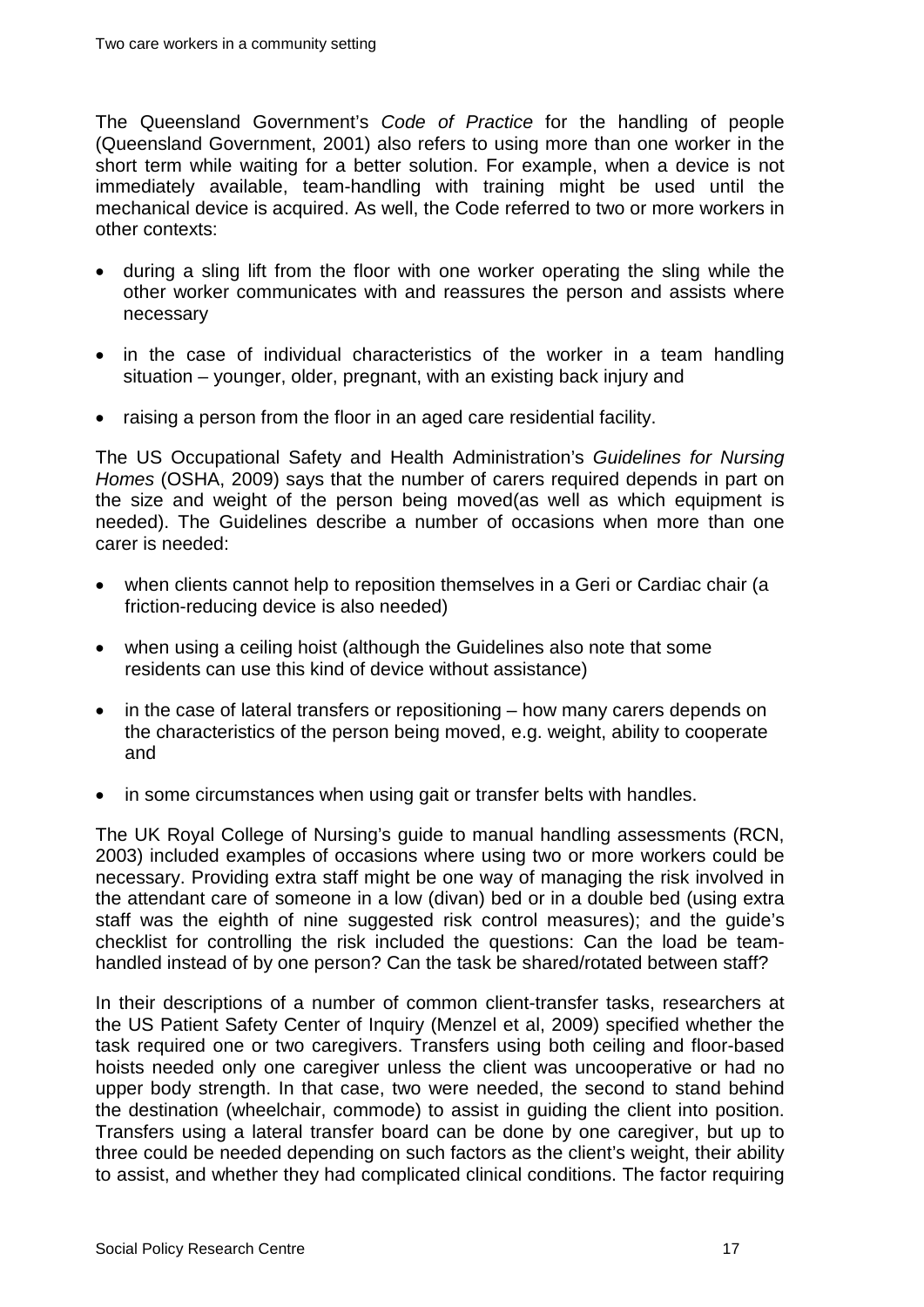The Queensland Government's *Code of Practice* for the handling of people (Queensland Government, 2001) also refers to using more than one worker in the short term while waiting for a better solution. For example, when a device is not immediately available, team-handling with training might be used until the mechanical device is acquired. As well, the Code referred to two or more workers in other contexts:

- during a sling lift from the floor with one worker operating the sling while the other worker communicates with and reassures the person and assists where necessary
- in the case of individual characteristics of the worker in a team handling situation – younger, older, pregnant, with an existing back injury and
- raising a person from the floor in an aged care residential facility.

The US Occupational Safety and Health Administration's *Guidelines for Nursing Homes* (OSHA, 2009) says that the number of carers required depends in part on the size and weight of the person being moved(as well as which equipment is needed). The Guidelines describe a number of occasions when more than one carer is needed:

- when clients cannot help to reposition themselves in a Geri or Cardiac chair (a friction-reducing device is also needed)
- when using a ceiling hoist (although the Guidelines also note that some residents can use this kind of device without assistance)
- in the case of lateral transfers or repositioning – how many carers depends on the characteristics of the person being moved, e.g. weight, ability to cooperate and
- in some circumstances when using gait or transfer belts with handles.

The UK Royal College of Nursing's guide to manual handling assessments (RCN, 2003) included examples of occasions where using two or more workers could be necessary. Providing extra staff might be one way of managing the risk involved in the attendant care of someone in a low (divan) bed or in a double bed (using extra staff was the eighth of nine suggested risk control measures); and the guide's checklist for controlling the risk included the questions: Can the load be team-handled instead of by one person? Can the task be shared/rotated between staff?

In their descriptions of a number of common client-transfer tasks, researchers at the US Patient Safety Center of Inquiry (Menzel et al, 2009) specified whether the task required one or two caregivers. Transfers using both ceiling and floor-based hoists needed only one caregiver unless the client was uncooperative or had no upper body strength. In that case, two were needed, the second to stand behind the destination (wheelchair, commode) to assist in guiding the client into position. Transfers using a lateral transfer board can be done by one caregiver, but up to three could be needed depending on such factors as the client's weight, their ability to assist, and whether they had complicated clinical conditions. The factor requiring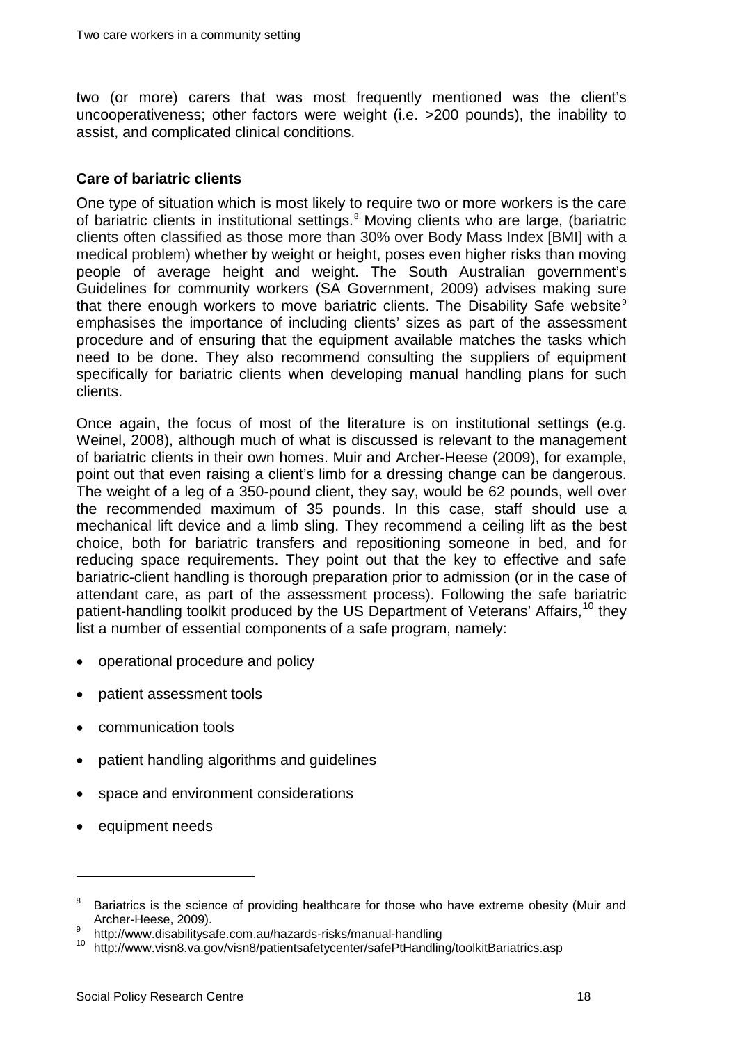two (or more) carers that was most frequently mentioned was the client's uncooperativeness; other factors were weight (i.e. >200 pounds), the inability to assist, and complicated clinical conditions.

**Care of bariatric clients**

One type of situation which is most likely to require two or more workers is the care of bariatric clients in institutional settings.[8] Moving clients who are large, (bariatric clients often classified as those more than 30% over Body Mass Index [BMI] with a medical problem) whether by weight or height, poses even higher risks than moving people of average height and weight. The South Australian government's Guidelines for community workers (SA Government, 2009) advises making sure that there enough workers to move bariatric clients. The Disability Safe website[9] emphasises the importance of including clients' sizes as part of the assessment procedure and of ensuring that the equipment available matches the tasks which need to be done. They also recommend consulting the suppliers of equipment specifically for bariatric clients when developing manual handling plans for such clients.

Once again, the focus of most of the literature is on institutional settings (e.g. Weinel, 2008), although much of what is discussed is relevant to the management of bariatric clients in their own homes. Muir and Archer-Heese (2009), for example, point out that even raising a client's limb for a dressing change can be dangerous. The weight of a leg of a 350-pound client, they say, would be 62 pounds, well over the recommended maximum of 35 pounds. In this case, staff should use a mechanical lift device and a limb sling. They recommend a ceiling lift as the best choice, both for bariatric transfers and repositioning someone in bed, and for reducing space requirements. They point out that the key to effective and safe bariatric-client handling is thorough preparation prior to admission (or in the case of attendant care, as part of the assessment process). Following the safe bariatric patient-handling toolkit produced by the US Department of Veterans' Affairs,[10] they list a number of essential components of a safe program, namely:

- operational procedure and policy
- patient assessment tools
- communication tools
- patient handling algorithms and guidelines
- space and environment considerations
- equipment needs

---

[8] Bariatrics is the science of providing healthcare for those who have extreme obesity (Muir and Archer-Heese, 2009).

[9] http://www.disabilitysafe.com.au/hazards-risks/manual-handling

[10] http://www.visn8.va.gov/visn8/patientsafetycenter/safePtHandling/toolkitBariatrics.asp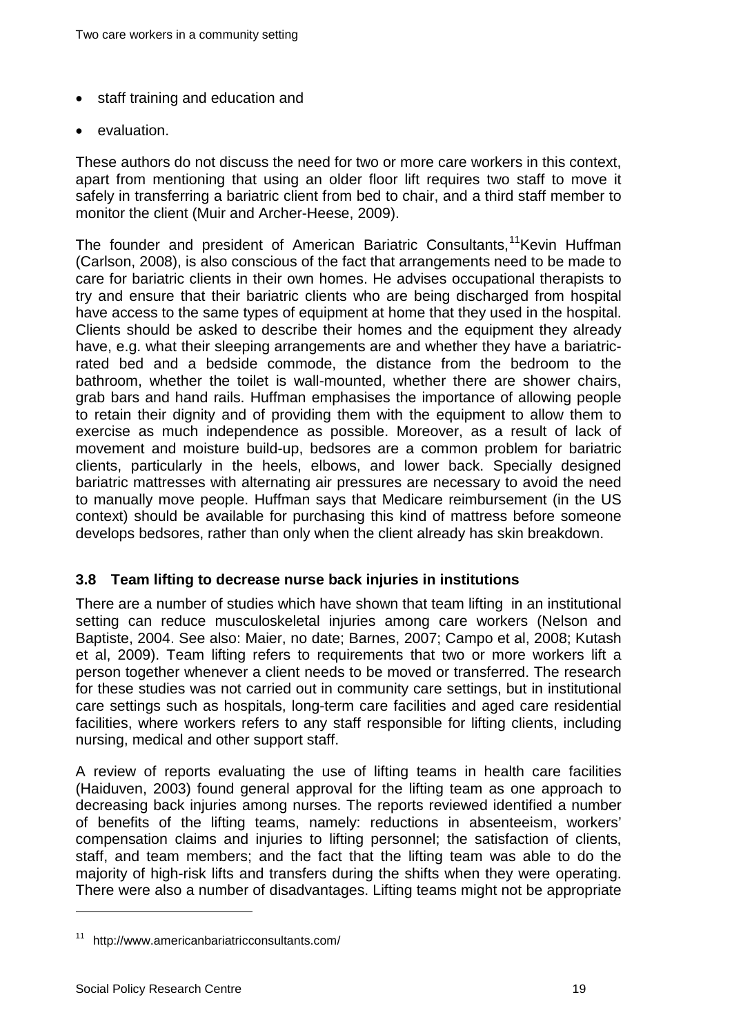- staff training and education and
- evaluation.

These authors do not discuss the need for two or more care workers in this context, apart from mentioning that using an older floor lift requires two staff to move it safely in transferring a bariatric client from bed to chair, and a third staff member to monitor the client (Muir and Archer-Heese, 2009).

The founder and president of American Bariatric Consultants,[11]Kevin Huffman (Carlson, 2008), is also conscious of the fact that arrangements need to be made to care for bariatric clients in their own homes. He advises occupational therapists to try and ensure that their bariatric clients who are being discharged from hospital have access to the same types of equipment at home that they used in the hospital. Clients should be asked to describe their homes and the equipment they already have, e.g. what their sleeping arrangements are and whether they have a bariatric-rated bed and a bedside commode, the distance from the bedroom to the bathroom, whether the toilet is wall-mounted, whether there are shower chairs, grab bars and hand rails. Huffman emphasises the importance of allowing people to retain their dignity and of providing them with the equipment to allow them to exercise as much independence as possible. Moreover, as a result of lack of movement and moisture build-up, bedsores are a common problem for bariatric clients, particularly in the heels, elbows, and lower back. Specially designed bariatric mattresses with alternating air pressures are necessary to avoid the need to manually move people. Huffman says that Medicare reimbursement (in the US context) should be available for purchasing this kind of mattress before someone develops bedsores, rather than only when the client already has skin breakdown.

### 3.8 Team lifting to decrease nurse back injuries in institutions

There are a number of studies which have shown that team lifting in an institutional setting can reduce musculoskeletal injuries among care workers (Nelson and Baptiste, 2004. See also: Maier, no date; Barnes, 2007; Campo et al, 2008; Kutash et al, 2009). Team lifting refers to requirements that two or more workers lift a person together whenever a client needs to be moved or transferred. The research for these studies was not carried out in community care settings, but in institutional care settings such as hospitals, long-term care facilities and aged care residential facilities, where workers refers to any staff responsible for lifting clients, including nursing, medical and other support staff.

A review of reports evaluating the use of lifting teams in health care facilities (Haiduven, 2003) found general approval for the lifting team as one approach to decreasing back injuries among nurses. The reports reviewed identified a number of benefits of the lifting teams, namely: reductions in absenteeism, workers' compensation claims and injuries to lifting personnel; the satisfaction of clients, staff, and team members; and the fact that the lifting team was able to do the majority of high-risk lifts and transfers during the shifts when they were operating. There were also a number of disadvantages. Lifting teams might not be appropriate

[11] http://www.americanbariatricconsultants.com/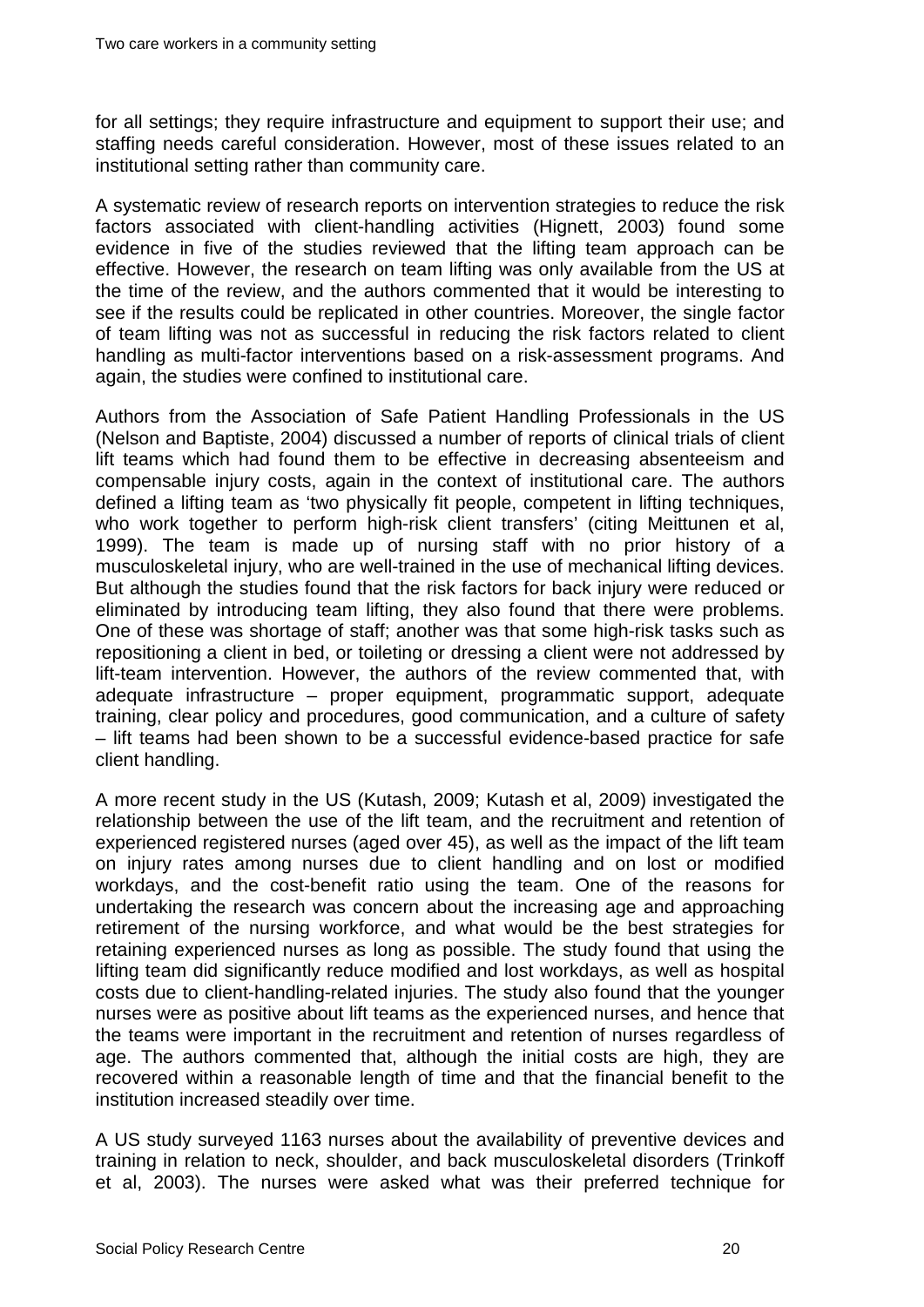for all settings; they require infrastructure and equipment to support their use; and staffing needs careful consideration. However, most of these issues related to an institutional setting rather than community care.

A systematic review of research reports on intervention strategies to reduce the risk factors associated with client-handling activities (Hignett, 2003) found some evidence in five of the studies reviewed that the lifting team approach can be effective. However, the research on team lifting was only available from the US at the time of the review, and the authors commented that it would be interesting to see if the results could be replicated in other countries. Moreover, the single factor of team lifting was not as successful in reducing the risk factors related to client handling as multi-factor interventions based on a risk-assessment programs. And again, the studies were confined to institutional care.

Authors from the Association of Safe Patient Handling Professionals in the US (Nelson and Baptiste, 2004) discussed a number of reports of clinical trials of client lift teams which had found them to be effective in decreasing absenteeism and compensable injury costs, again in the context of institutional care. The authors defined a lifting team as 'two physically fit people, competent in lifting techniques, who work together to perform high-risk client transfers' (citing Meittunen et al, 1999). The team is made up of nursing staff with no prior history of a musculoskeletal injury, who are well-trained in the use of mechanical lifting devices. But although the studies found that the risk factors for back injury were reduced or eliminated by introducing team lifting, they also found that there were problems. One of these was shortage of staff; another was that some high-risk tasks such as repositioning a client in bed, or toileting or dressing a client were not addressed by lift-team intervention. However, the authors of the review commented that, with adequate infrastructure – proper equipment, programmatic support, adequate training, clear policy and procedures, good communication, and a culture of safety – lift teams had been shown to be a successful evidence-based practice for safe client handling.

A more recent study in the US (Kutash, 2009; Kutash et al, 2009) investigated the relationship between the use of the lift team, and the recruitment and retention of experienced registered nurses (aged over 45), as well as the impact of the lift team on injury rates among nurses due to client handling and on lost or modified workdays, and the cost-benefit ratio using the team. One of the reasons for undertaking the research was concern about the increasing age and approaching retirement of the nursing workforce, and what would be the best strategies for retaining experienced nurses as long as possible. The study found that using the lifting team did significantly reduce modified and lost workdays, as well as hospital costs due to client-handling-related injuries. The study also found that the younger nurses were as positive about lift teams as the experienced nurses, and hence that the teams were important in the recruitment and retention of nurses regardless of age. The authors commented that, although the initial costs are high, they are recovered within a reasonable length of time and that the financial benefit to the institution increased steadily over time.

A US study surveyed 1163 nurses about the availability of preventive devices and training in relation to neck, shoulder, and back musculoskeletal disorders (Trinkoff et al, 2003). The nurses were asked what was their preferred technique for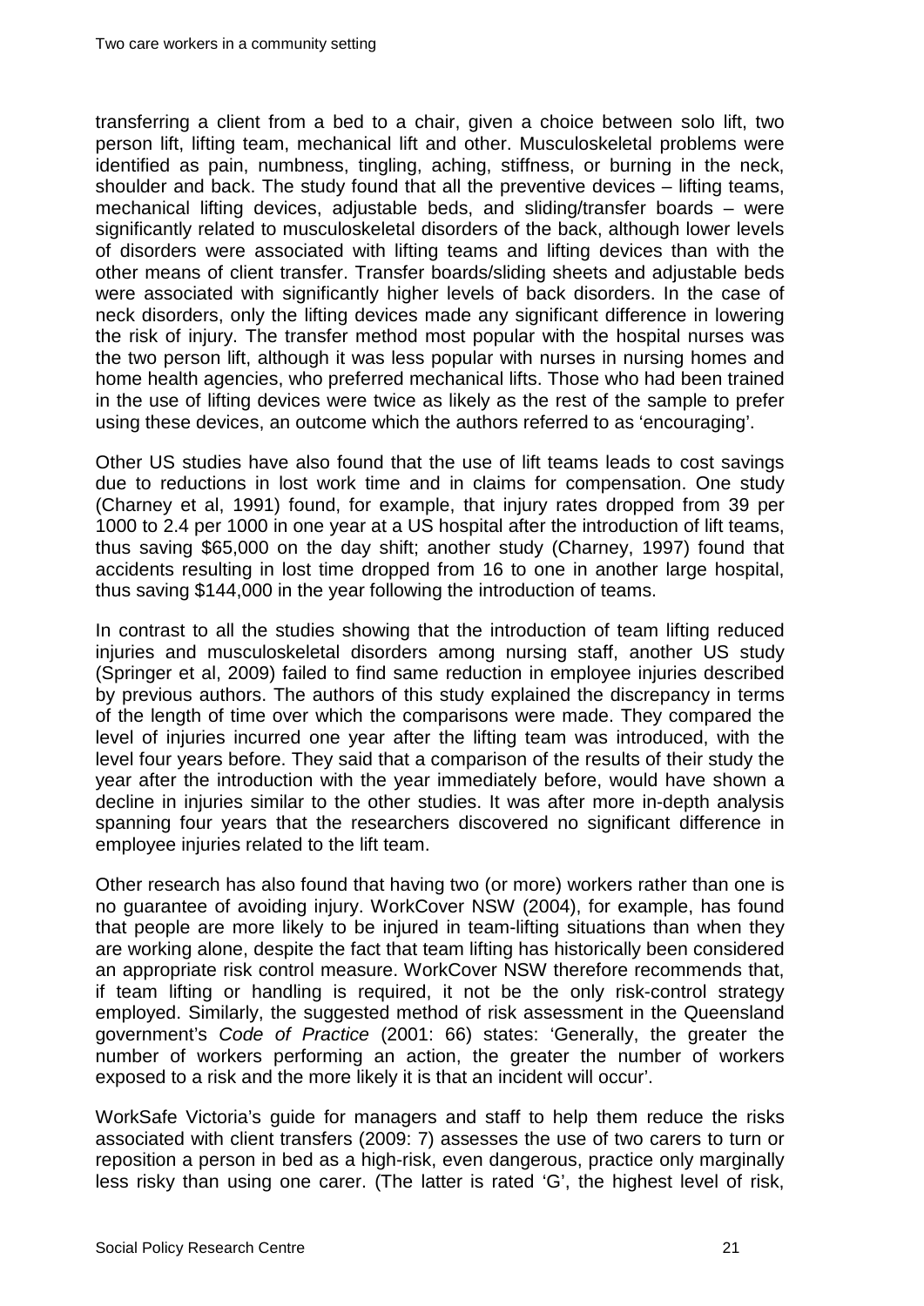transferring a client from a bed to a chair, given a choice between solo lift, two person lift, lifting team, mechanical lift and other. Musculoskeletal problems were identified as pain, numbness, tingling, aching, stiffness, or burning in the neck, shoulder and back. The study found that all the preventive devices – lifting teams, mechanical lifting devices, adjustable beds, and sliding/transfer boards – were significantly related to musculoskeletal disorders of the back, although lower levels of disorders were associated with lifting teams and lifting devices than with the other means of client transfer. Transfer boards/sliding sheets and adjustable beds were associated with significantly higher levels of back disorders. In the case of neck disorders, only the lifting devices made any significant difference in lowering the risk of injury. The transfer method most popular with the hospital nurses was the two person lift, although it was less popular with nurses in nursing homes and home health agencies, who preferred mechanical lifts. Those who had been trained in the use of lifting devices were twice as likely as the rest of the sample to prefer using these devices, an outcome which the authors referred to as 'encouraging'.

Other US studies have also found that the use of lift teams leads to cost savings due to reductions in lost work time and in claims for compensation. One study (Charney et al, 1991) found, for example, that injury rates dropped from 39 per 1000 to 2.4 per 1000 in one year at a US hospital after the introduction of lift teams, thus saving $65,000 on the day shift; another study (Charney, 1997) found that accidents resulting in lost time dropped from 16 to one in another large hospital, thus saving $144,000 in the year following the introduction of teams.

In contrast to all the studies showing that the introduction of team lifting reduced injuries and musculoskeletal disorders among nursing staff, another US study (Springer et al, 2009) failed to find same reduction in employee injuries described by previous authors. The authors of this study explained the discrepancy in terms of the length of time over which the comparisons were made. They compared the level of injuries incurred one year after the lifting team was introduced, with the level four years before. They said that a comparison of the results of their study the year after the introduction with the year immediately before, would have shown a decline in injuries similar to the other studies. It was after more in-depth analysis spanning four years that the researchers discovered no significant difference in employee injuries related to the lift team.

Other research has also found that having two (or more) workers rather than one is no guarantee of avoiding injury. WorkCover NSW (2004), for example, has found that people are more likely to be injured in team-lifting situations than when they are working alone, despite the fact that team lifting has historically been considered an appropriate risk control measure. WorkCover NSW therefore recommends that, if team lifting or handling is required, it not be the only risk-control strategy employed. Similarly, the suggested method of risk assessment in the Queensland government's *Code of Practice* (2001: 66) states: 'Generally, the greater the number of workers performing an action, the greater the number of workers exposed to a risk and the more likely it is that an incident will occur'.

WorkSafe Victoria's guide for managers and staff to help them reduce the risks associated with client transfers (2009: 7) assesses the use of two carers to turn or reposition a person in bed as a high-risk, even dangerous, practice only marginally less risky than using one carer. (The latter is rated 'G', the highest level of risk,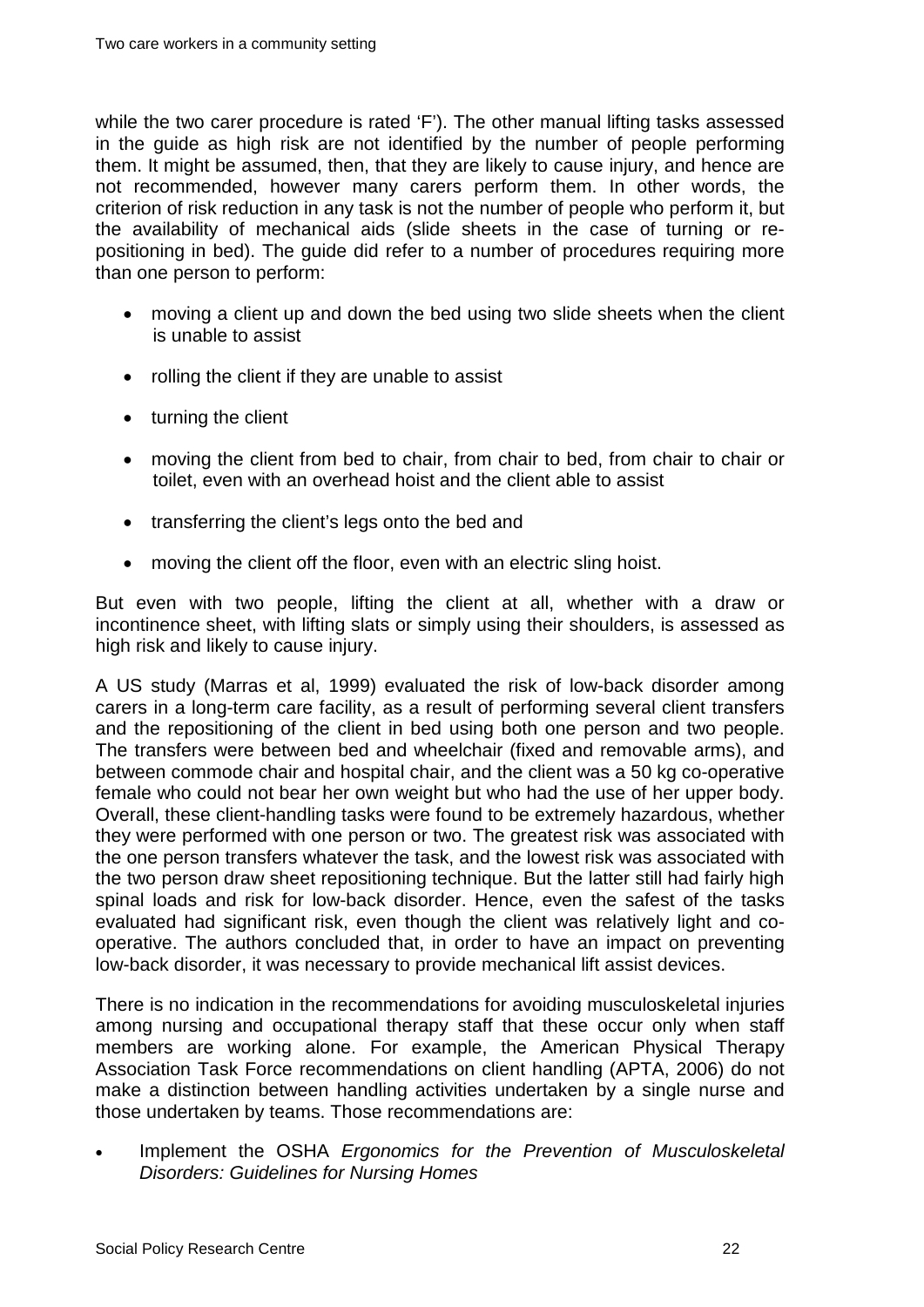while the two carer procedure is rated 'F'). The other manual lifting tasks assessed in the guide as high risk are not identified by the number of people performing them. It might be assumed, then, that they are likely to cause injury, and hence are not recommended, however many carers perform them. In other words, the criterion of risk reduction in any task is not the number of people who perform it, but the availability of mechanical aids (slide sheets in the case of turning or re-positioning in bed). The guide did refer to a number of procedures requiring more than one person to perform:

- moving a client up and down the bed using two slide sheets when the client is unable to assist
- rolling the client if they are unable to assist
- turning the client
- moving the client from bed to chair, from chair to bed, from chair to chair or toilet, even with an overhead hoist and the client able to assist
- transferring the client's legs onto the bed and
- moving the client off the floor, even with an electric sling hoist.

But even with two people, lifting the client at all, whether with a draw or incontinence sheet, with lifting slats or simply using their shoulders, is assessed as high risk and likely to cause injury.

A US study (Marras et al, 1999) evaluated the risk of low-back disorder among carers in a long-term care facility, as a result of performing several client transfers and the repositioning of the client in bed using both one person and two people. The transfers were between bed and wheelchair (fixed and removable arms), and between commode chair and hospital chair, and the client was a 50 kg co-operative female who could not bear her own weight but who had the use of her upper body. Overall, these client-handling tasks were found to be extremely hazardous, whether they were performed with one person or two. The greatest risk was associated with the one person transfers whatever the task, and the lowest risk was associated with the two person draw sheet repositioning technique. But the latter still had fairly high spinal loads and risk for low-back disorder. Hence, even the safest of the tasks evaluated had significant risk, even though the client was relatively light and co-operative. The authors concluded that, in order to have an impact on preventing low-back disorder, it was necessary to provide mechanical lift assist devices.

There is no indication in the recommendations for avoiding musculoskeletal injuries among nursing and occupational therapy staff that these occur only when staff members are working alone. For example, the American Physical Therapy Association Task Force recommendations on client handling (APTA, 2006) do not make a distinction between handling activities undertaken by a single nurse and those undertaken by teams. Those recommendations are:

- Implement the OSHA *Ergonomics for the Prevention of Musculoskeletal Disorders: Guidelines for Nursing Homes*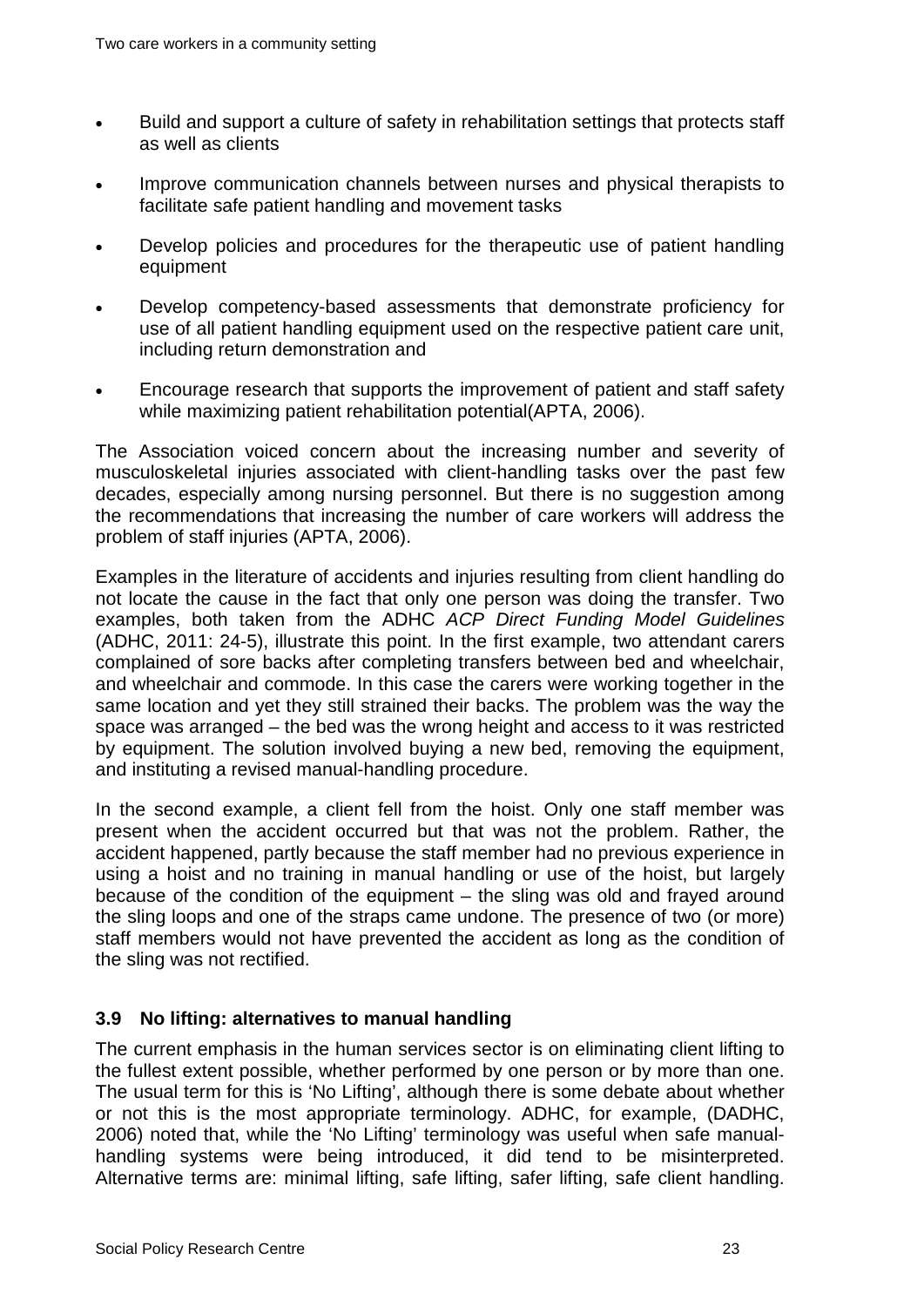- Build and support a culture of safety in rehabilitation settings that protects staff as well as clients
- Improve communication channels between nurses and physical therapists to facilitate safe patient handling and movement tasks
- Develop policies and procedures for the therapeutic use of patient handling equipment
- Develop competency-based assessments that demonstrate proficiency for use of all patient handling equipment used on the respective patient care unit, including return demonstration and
- Encourage research that supports the improvement of patient and staff safety while maximizing patient rehabilitation potential(APTA, 2006).

The Association voiced concern about the increasing number and severity of musculoskeletal injuries associated with client-handling tasks over the past few decades, especially among nursing personnel. But there is no suggestion among the recommendations that increasing the number of care workers will address the problem of staff injuries (APTA, 2006).

Examples in the literature of accidents and injuries resulting from client handling do not locate the cause in the fact that only one person was doing the transfer. Two examples, both taken from the ADHC *ACP Direct Funding Model Guidelines* (ADHC, 2011: 24-5), illustrate this point. In the first example, two attendant carers complained of sore backs after completing transfers between bed and wheelchair, and wheelchair and commode. In this case the carers were working together in the same location and yet they still strained their backs. The problem was the way the space was arranged – the bed was the wrong height and access to it was restricted by equipment. The solution involved buying a new bed, removing the equipment, and instituting a revised manual-handling procedure.

In the second example, a client fell from the hoist. Only one staff member was present when the accident occurred but that was not the problem. Rather, the accident happened, partly because the staff member had no previous experience in using a hoist and no training in manual handling or use of the hoist, but largely because of the condition of the equipment – the sling was old and frayed around the sling loops and one of the straps came undone. The presence of two (or more) staff members would not have prevented the accident as long as the condition of the sling was not rectified.

### 3.9 No lifting: alternatives to manual handling

The current emphasis in the human services sector is on eliminating client lifting to the fullest extent possible, whether performed by one person or by more than one. The usual term for this is 'No Lifting', although there is some debate about whether or not this is the most appropriate terminology. ADHC, for example, (DADHC, 2006) noted that, while the 'No Lifting' terminology was useful when safe manual-handling systems were being introduced, it did tend to be misinterpreted. Alternative terms are: minimal lifting, safe lifting, safer lifting, safe client handling.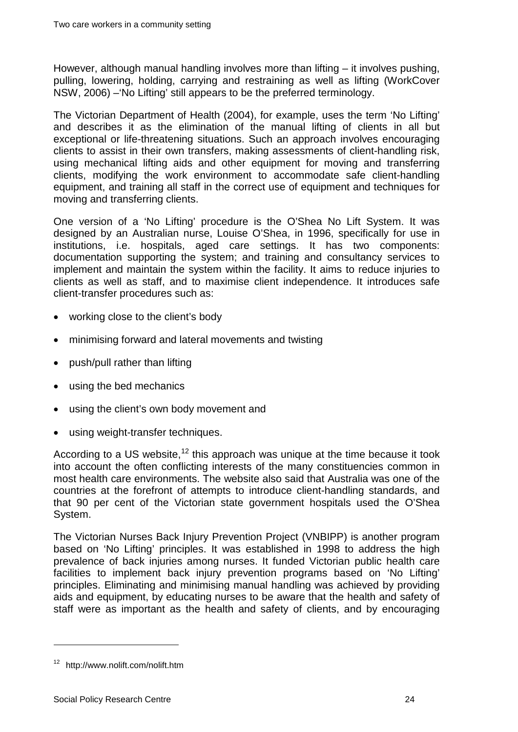However, although manual handling involves more than lifting – it involves pushing, pulling, lowering, holding, carrying and restraining as well as lifting (WorkCover NSW, 2006) –'No Lifting' still appears to be the preferred terminology.

The Victorian Department of Health (2004), for example, uses the term 'No Lifting' and describes it as the elimination of the manual lifting of clients in all but exceptional or life-threatening situations. Such an approach involves encouraging clients to assist in their own transfers, making assessments of client-handling risk, using mechanical lifting aids and other equipment for moving and transferring clients, modifying the work environment to accommodate safe client-handling equipment, and training all staff in the correct use of equipment and techniques for moving and transferring clients.

One version of a 'No Lifting' procedure is the O'Shea No Lift System. It was designed by an Australian nurse, Louise O'Shea, in 1996, specifically for use in institutions, i.e. hospitals, aged care settings. It has two components: documentation supporting the system; and training and consultancy services to implement and maintain the system within the facility. It aims to reduce injuries to clients as well as staff, and to maximise client independence. It introduces safe client-transfer procedures such as:

- working close to the client's body
- minimising forward and lateral movements and twisting
- push/pull rather than lifting
- using the bed mechanics
- using the client's own body movement and
- using weight-transfer techniques.

According to a US website,[12] this approach was unique at the time because it took into account the often conflicting interests of the many constituencies common in most health care environments. The website also said that Australia was one of the countries at the forefront of attempts to introduce client-handling standards, and that 90 per cent of the Victorian state government hospitals used the O'Shea System.

The Victorian Nurses Back Injury Prevention Project (VNBIPP) is another program based on 'No Lifting' principles. It was established in 1998 to address the high prevalence of back injuries among nurses. It funded Victorian public health care facilities to implement back injury prevention programs based on 'No Lifting' principles. Eliminating and minimising manual handling was achieved by providing aids and equipment, by educating nurses to be aware that the health and safety of staff were as important as the health and safety of clients, and by encouraging

[12] http://www.nolift.com/nolift.htm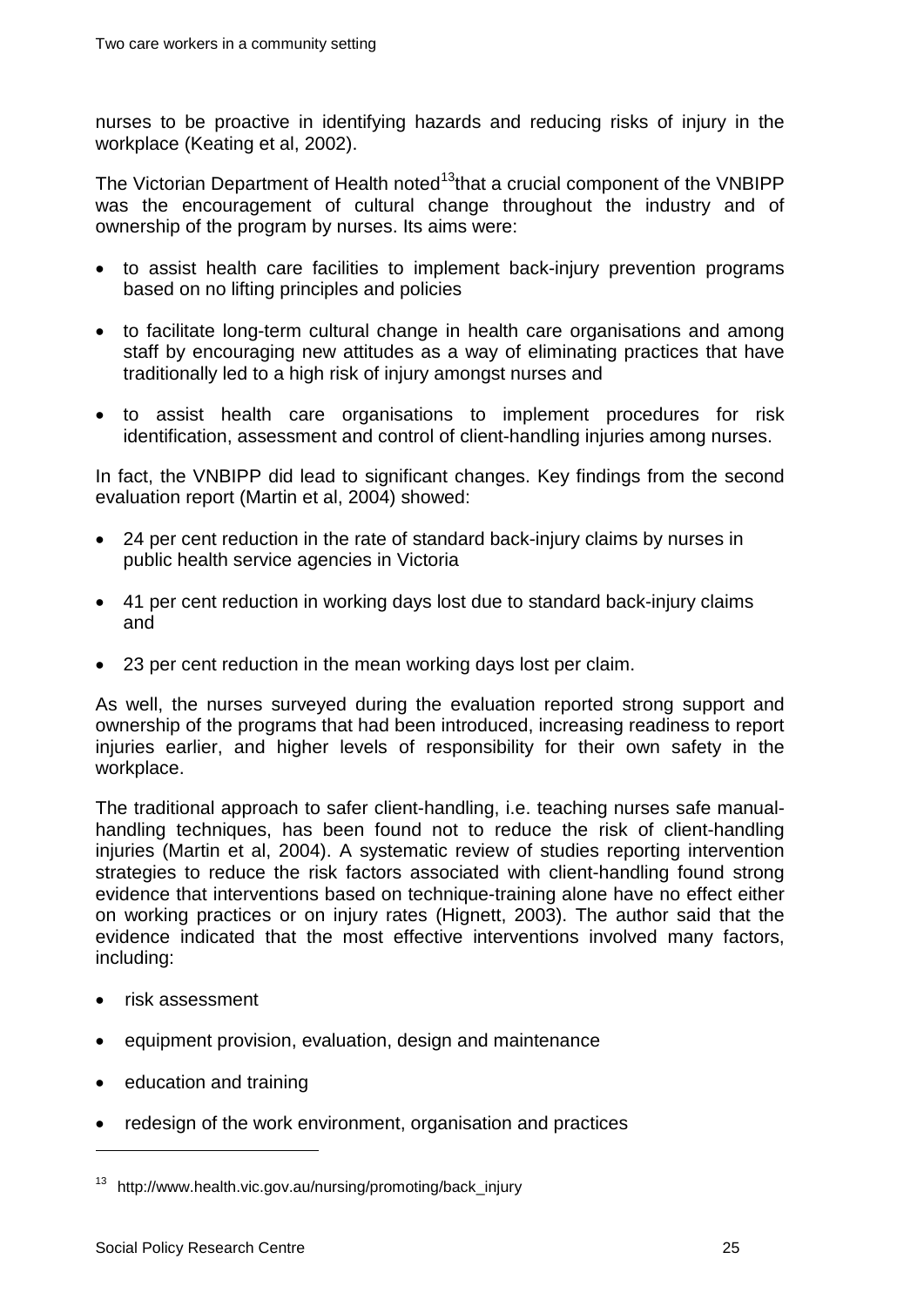nurses to be proactive in identifying hazards and reducing risks of injury in the workplace (Keating et al, 2002).

The Victorian Department of Health noted[13]that a crucial component of the VNBIPP was the encouragement of cultural change throughout the industry and of ownership of the program by nurses. Its aims were:

- to assist health care facilities to implement back-injury prevention programs based on no lifting principles and policies
- to facilitate long-term cultural change in health care organisations and among staff by encouraging new attitudes as a way of eliminating practices that have traditionally led to a high risk of injury amongst nurses and
- to assist health care organisations to implement procedures for risk identification, assessment and control of client-handling injuries among nurses.

In fact, the VNBIPP did lead to significant changes. Key findings from the second evaluation report (Martin et al, 2004) showed:

- 24 per cent reduction in the rate of standard back-injury claims by nurses in public health service agencies in Victoria
- 41 per cent reduction in working days lost due to standard back-injury claims and
- 23 per cent reduction in the mean working days lost per claim.

As well, the nurses surveyed during the evaluation reported strong support and ownership of the programs that had been introduced, increasing readiness to report injuries earlier, and higher levels of responsibility for their own safety in the workplace.

The traditional approach to safer client-handling, i.e. teaching nurses safe manual-handling techniques, has been found not to reduce the risk of client-handling injuries (Martin et al, 2004). A systematic review of studies reporting intervention strategies to reduce the risk factors associated with client-handling found strong evidence that interventions based on technique-training alone have no effect either on working practices or on injury rates (Hignett, 2003). The author said that the evidence indicated that the most effective interventions involved many factors, including:

- risk assessment
- equipment provision, evaluation, design and maintenance
- education and training
- redesign of the work environment, organisation and practices

---

[13] http://www.health.vic.gov.au/nursing/promoting/back_injury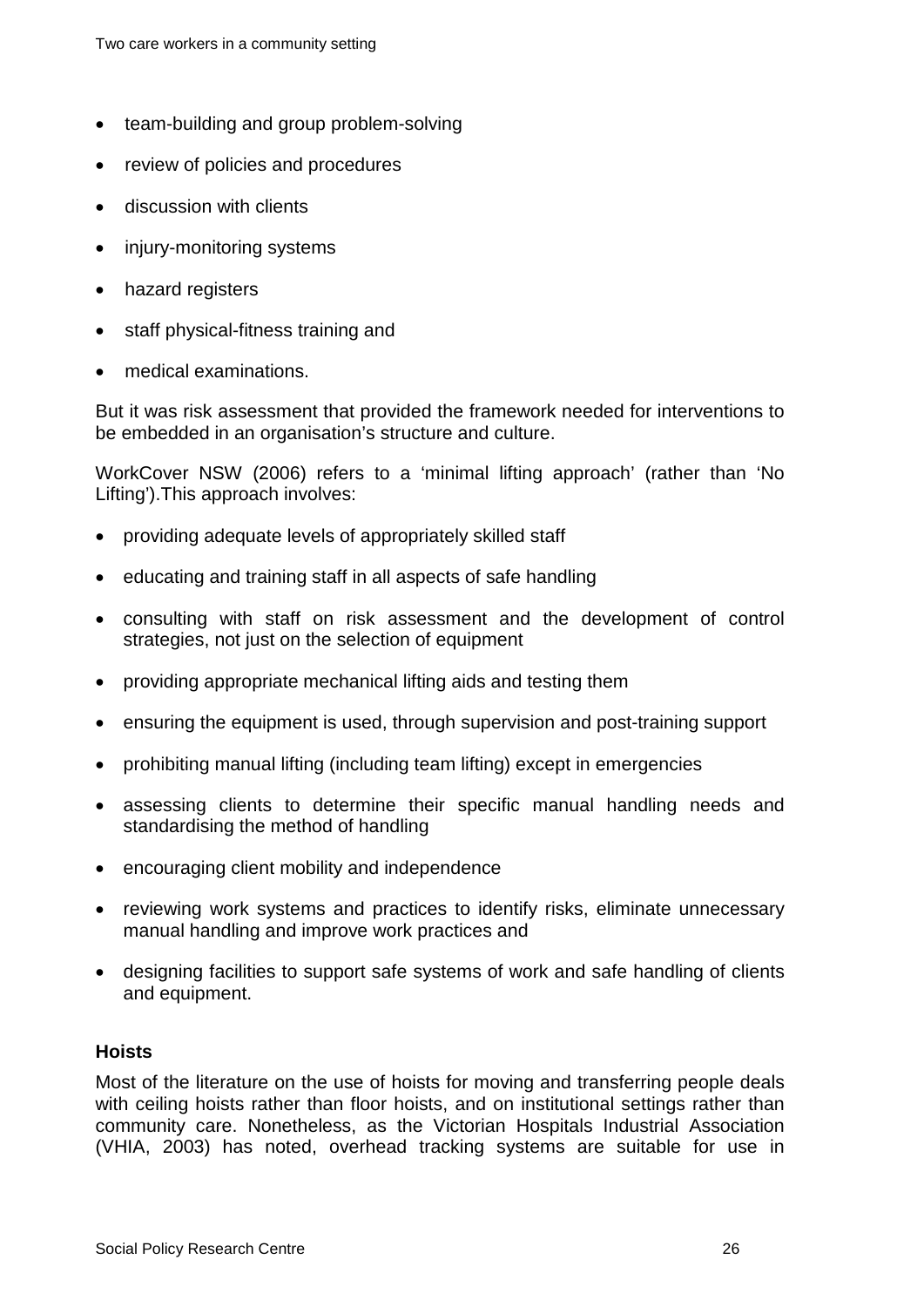- team-building and group problem-solving
- review of policies and procedures
- discussion with clients
- injury-monitoring systems
- hazard registers
- staff physical-fitness training and
- medical examinations.

But it was risk assessment that provided the framework needed for interventions to be embedded in an organisation's structure and culture.

WorkCover NSW (2006) refers to a 'minimal lifting approach' (rather than 'No Lifting').This approach involves:

- providing adequate levels of appropriately skilled staff
- educating and training staff in all aspects of safe handling
- consulting with staff on risk assessment and the development of control strategies, not just on the selection of equipment
- providing appropriate mechanical lifting aids and testing them
- ensuring the equipment is used, through supervision and post-training support
- prohibiting manual lifting (including team lifting) except in emergencies
- assessing clients to determine their specific manual handling needs and standardising the method of handling
- encouraging client mobility and independence
- reviewing work systems and practices to identify risks, eliminate unnecessary manual handling and improve work practices and
- designing facilities to support safe systems of work and safe handling of clients and equipment.

### Hoists

Most of the literature on the use of hoists for moving and transferring people deals with ceiling hoists rather than floor hoists, and on institutional settings rather than community care. Nonetheless, as the Victorian Hospitals Industrial Association (VHIA, 2003) has noted, overhead tracking systems are suitable for use in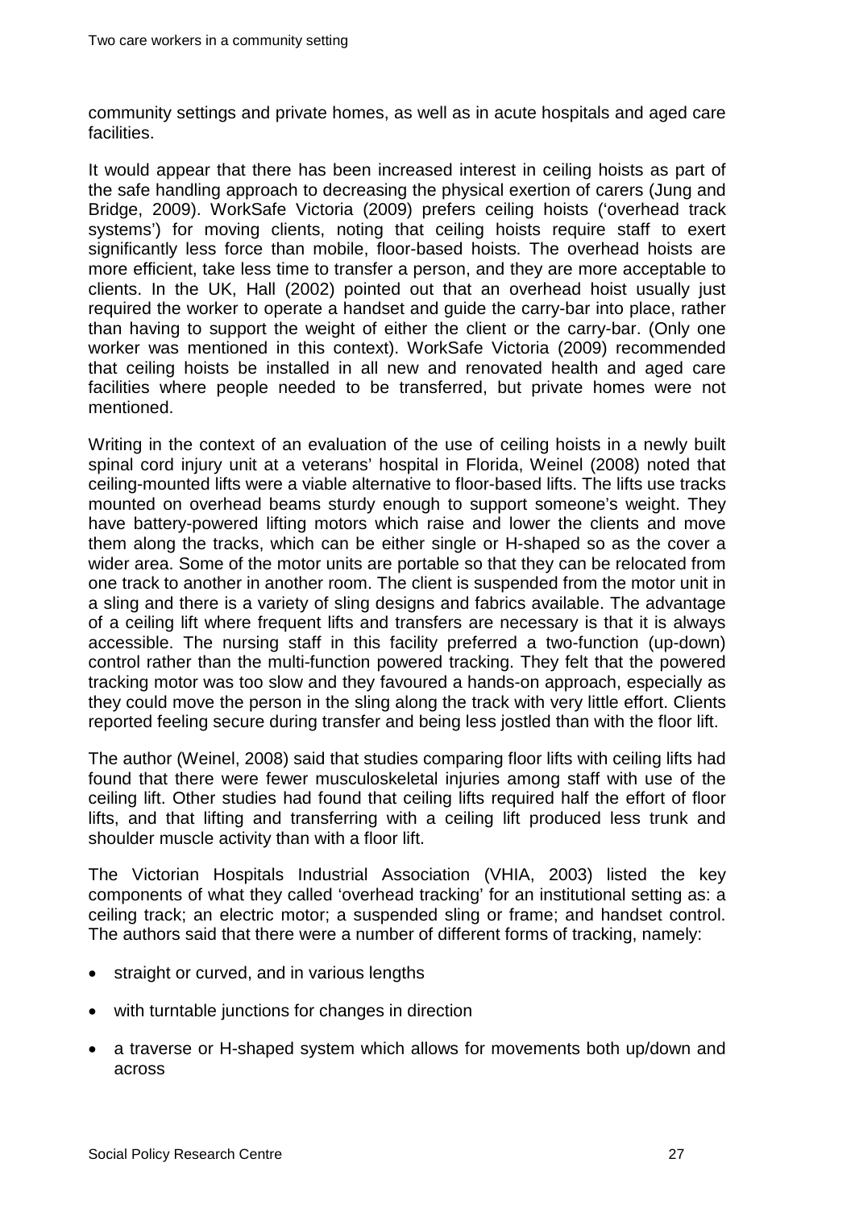community settings and private homes, as well as in acute hospitals and aged care facilities.

It would appear that there has been increased interest in ceiling hoists as part of the safe handling approach to decreasing the physical exertion of carers (Jung and Bridge, 2009). WorkSafe Victoria (2009) prefers ceiling hoists ('overhead track systems') for moving clients, noting that ceiling hoists require staff to exert significantly less force than mobile, floor-based hoists. The overhead hoists are more efficient, take less time to transfer a person, and they are more acceptable to clients. In the UK, Hall (2002) pointed out that an overhead hoist usually just required the worker to operate a handset and guide the carry-bar into place, rather than having to support the weight of either the client or the carry-bar. (Only one worker was mentioned in this context). WorkSafe Victoria (2009) recommended that ceiling hoists be installed in all new and renovated health and aged care facilities where people needed to be transferred, but private homes were not mentioned.

Writing in the context of an evaluation of the use of ceiling hoists in a newly built spinal cord injury unit at a veterans' hospital in Florida, Weinel (2008) noted that ceiling-mounted lifts were a viable alternative to floor-based lifts. The lifts use tracks mounted on overhead beams sturdy enough to support someone's weight. They have battery-powered lifting motors which raise and lower the clients and move them along the tracks, which can be either single or H-shaped so as the cover a wider area. Some of the motor units are portable so that they can be relocated from one track to another in another room. The client is suspended from the motor unit in a sling and there is a variety of sling designs and fabrics available. The advantage of a ceiling lift where frequent lifts and transfers are necessary is that it is always accessible. The nursing staff in this facility preferred a two-function (up-down) control rather than the multi-function powered tracking. They felt that the powered tracking motor was too slow and they favoured a hands-on approach, especially as they could move the person in the sling along the track with very little effort. Clients reported feeling secure during transfer and being less jostled than with the floor lift.

The author (Weinel, 2008) said that studies comparing floor lifts with ceiling lifts had found that there were fewer musculoskeletal injuries among staff with use of the ceiling lift. Other studies had found that ceiling lifts required half the effort of floor lifts, and that lifting and transferring with a ceiling lift produced less trunk and shoulder muscle activity than with a floor lift.

The Victorian Hospitals Industrial Association (VHIA, 2003) listed the key components of what they called 'overhead tracking' for an institutional setting as: a ceiling track; an electric motor; a suspended sling or frame; and handset control. The authors said that there were a number of different forms of tracking, namely:

- straight or curved, and in various lengths
- with turntable junctions for changes in direction
- a traverse or H-shaped system which allows for movements both up/down and across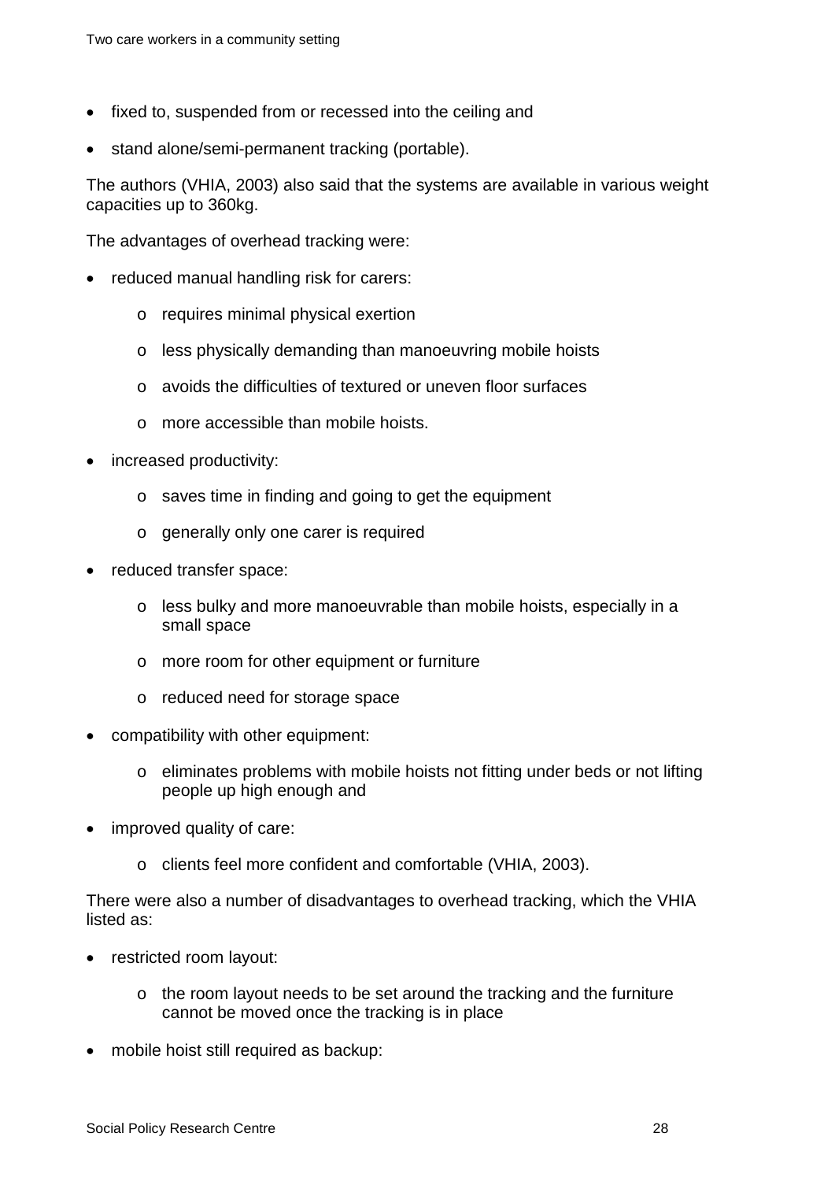- fixed to, suspended from or recessed into the ceiling and
- stand alone/semi-permanent tracking (portable).

The authors (VHIA, 2003) also said that the systems are available in various weight capacities up to 360kg.

The advantages of overhead tracking were:

- reduced manual handling risk for carers:
    - requires minimal physical exertion
    - less physically demanding than manoeuvring mobile hoists
    - avoids the difficulties of textured or uneven floor surfaces
    - more accessible than mobile hoists.
- increased productivity:
    - saves time in finding and going to get the equipment
    - generally only one carer is required
- reduced transfer space:
    - less bulky and more manoeuvrable than mobile hoists, especially in a small space
    - more room for other equipment or furniture
    - reduced need for storage space
- compatibility with other equipment:
    - eliminates problems with mobile hoists not fitting under beds or not lifting people up high enough and
- improved quality of care:
    - clients feel more confident and comfortable (VHIA, 2003).

There were also a number of disadvantages to overhead tracking, which the VHIA listed as:

- restricted room layout:
    - the room layout needs to be set around the tracking and the furniture cannot be moved once the tracking is in place
- mobile hoist still required as backup: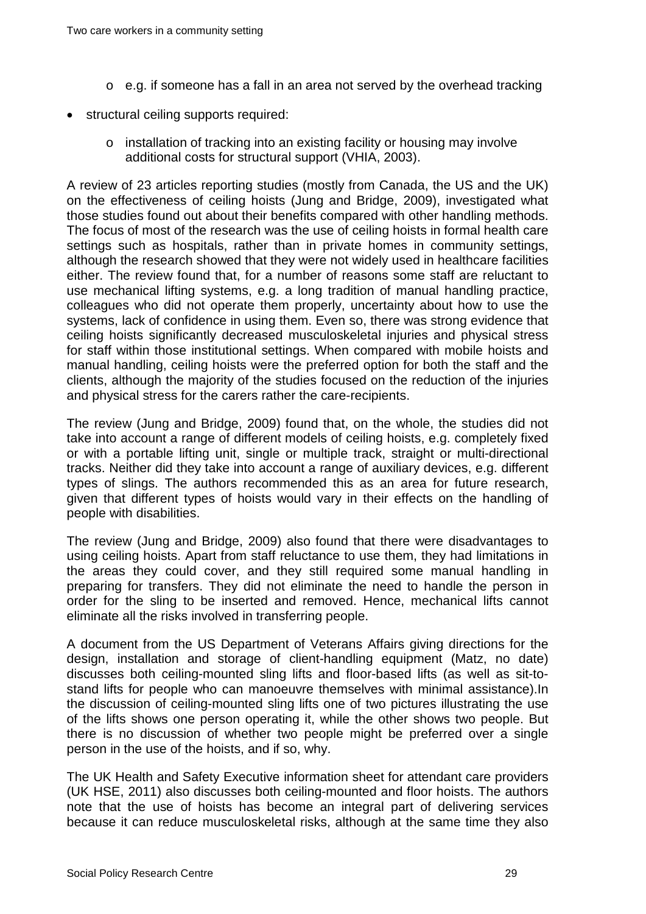- e.g. if someone has a fall in an area not served by the overhead tracking

- structural ceiling supports required:
  - installation of tracking into an existing facility or housing may involve additional costs for structural support (VHIA, 2003).

A review of 23 articles reporting studies (mostly from Canada, the US and the UK) on the effectiveness of ceiling hoists (Jung and Bridge, 2009), investigated what those studies found out about their benefits compared with other handling methods. The focus of most of the research was the use of ceiling hoists in formal health care settings such as hospitals, rather than in private homes in community settings, although the research showed that they were not widely used in healthcare facilities either. The review found that, for a number of reasons some staff are reluctant to use mechanical lifting systems, e.g. a long tradition of manual handling practice, colleagues who did not operate them properly, uncertainty about how to use the systems, lack of confidence in using them. Even so, there was strong evidence that ceiling hoists significantly decreased musculoskeletal injuries and physical stress for staff within those institutional settings. When compared with mobile hoists and manual handling, ceiling hoists were the preferred option for both the staff and the clients, although the majority of the studies focused on the reduction of the injuries and physical stress for the carers rather the care-recipients.

The review (Jung and Bridge, 2009) found that, on the whole, the studies did not take into account a range of different models of ceiling hoists, e.g. completely fixed or with a portable lifting unit, single or multiple track, straight or multi-directional tracks. Neither did they take into account a range of auxiliary devices, e.g. different types of slings. The authors recommended this as an area for future research, given that different types of hoists would vary in their effects on the handling of people with disabilities.

The review (Jung and Bridge, 2009) also found that there were disadvantages to using ceiling hoists. Apart from staff reluctance to use them, they had limitations in the areas they could cover, and they still required some manual handling in preparing for transfers. They did not eliminate the need to handle the person in order for the sling to be inserted and removed. Hence, mechanical lifts cannot eliminate all the risks involved in transferring people.

A document from the US Department of Veterans Affairs giving directions for the design, installation and storage of client-handling equipment (Matz, no date) discusses both ceiling-mounted sling lifts and floor-based lifts (as well as sit-to-stand lifts for people who can manoeuvre themselves with minimal assistance).In the discussion of ceiling-mounted sling lifts one of two pictures illustrating the use of the lifts shows one person operating it, while the other shows two people. But there is no discussion of whether two people might be preferred over a single person in the use of the hoists, and if so, why.

The UK Health and Safety Executive information sheet for attendant care providers (UK HSE, 2011) also discusses both ceiling-mounted and floor hoists. The authors note that the use of hoists has become an integral part of delivering services because it can reduce musculoskeletal risks, although at the same time they also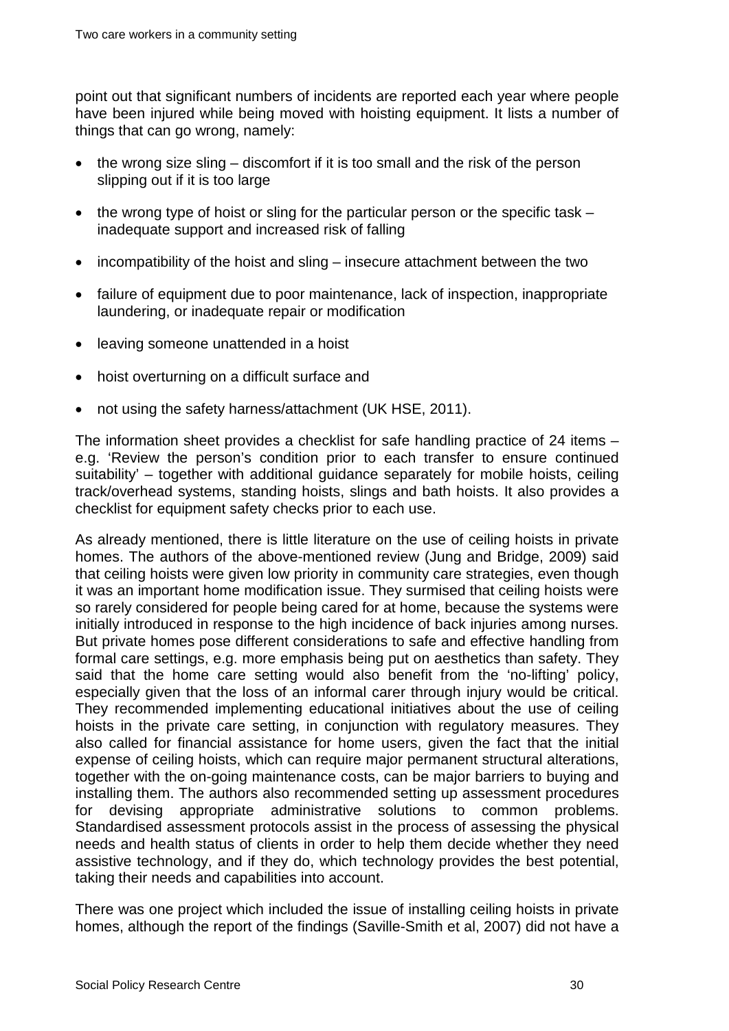point out that significant numbers of incidents are reported each year where people have been injured while being moved with hoisting equipment. It lists a number of things that can go wrong, namely:

- the wrong size sling – discomfort if it is too small and the risk of the person slipping out if it is too large
- the wrong type of hoist or sling for the particular person or the specific task – inadequate support and increased risk of falling
- incompatibility of the hoist and sling – insecure attachment between the two
- failure of equipment due to poor maintenance, lack of inspection, inappropriate laundering, or inadequate repair or modification
- leaving someone unattended in a hoist
- hoist overturning on a difficult surface and
- not using the safety harness/attachment (UK HSE, 2011).

The information sheet provides a checklist for safe handling practice of 24 items – e.g. 'Review the person's condition prior to each transfer to ensure continued suitability' – together with additional guidance separately for mobile hoists, ceiling track/overhead systems, standing hoists, slings and bath hoists. It also provides a checklist for equipment safety checks prior to each use.

As already mentioned, there is little literature on the use of ceiling hoists in private homes. The authors of the above-mentioned review (Jung and Bridge, 2009) said that ceiling hoists were given low priority in community care strategies, even though it was an important home modification issue. They surmised that ceiling hoists were so rarely considered for people being cared for at home, because the systems were initially introduced in response to the high incidence of back injuries among nurses. But private homes pose different considerations to safe and effective handling from formal care settings, e.g. more emphasis being put on aesthetics than safety. They said that the home care setting would also benefit from the 'no-lifting' policy, especially given that the loss of an informal carer through injury would be critical. They recommended implementing educational initiatives about the use of ceiling hoists in the private care setting, in conjunction with regulatory measures. They also called for financial assistance for home users, given the fact that the initial expense of ceiling hoists, which can require major permanent structural alterations, together with the on-going maintenance costs, can be major barriers to buying and installing them. The authors also recommended setting up assessment procedures for devising appropriate administrative solutions to common problems. Standardised assessment protocols assist in the process of assessing the physical needs and health status of clients in order to help them decide whether they need assistive technology, and if they do, which technology provides the best potential, taking their needs and capabilities into account.

There was one project which included the issue of installing ceiling hoists in private homes, although the report of the findings (Saville-Smith et al, 2007) did not have a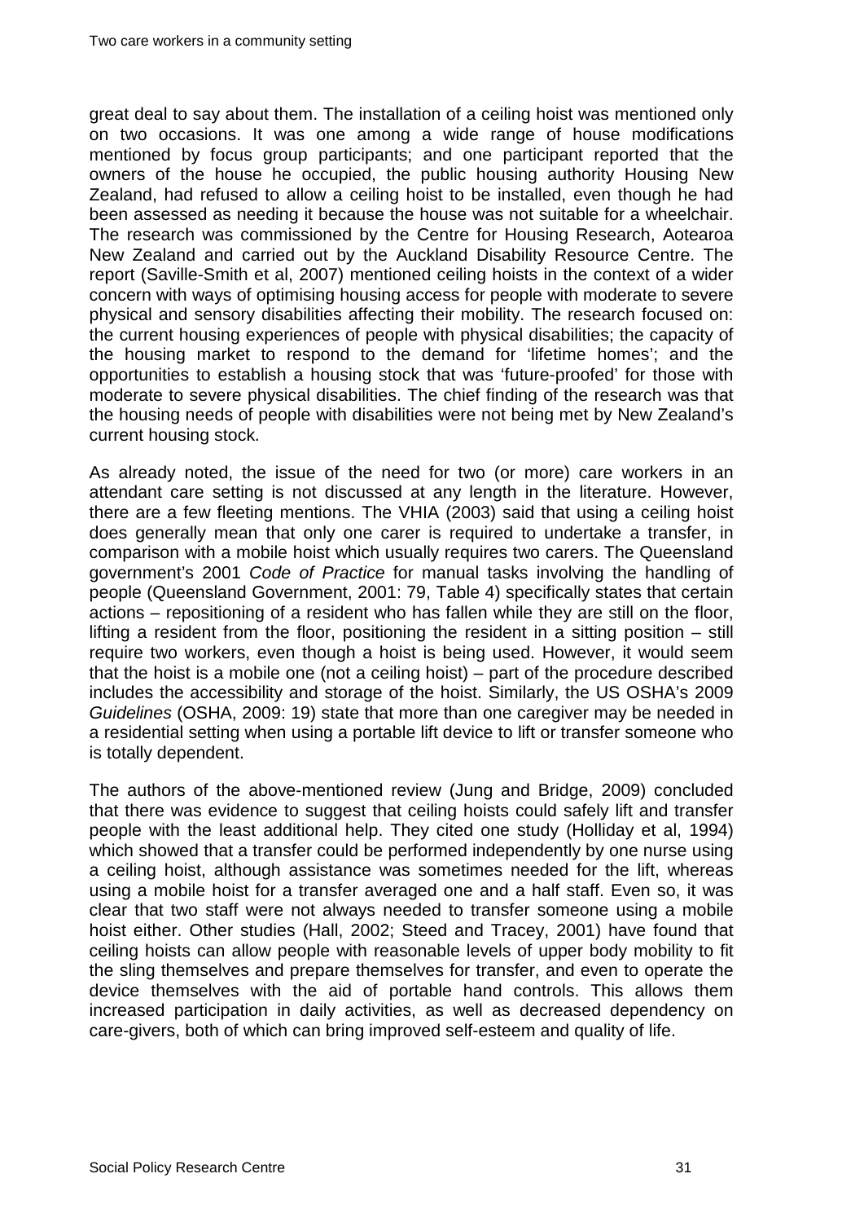great deal to say about them. The installation of a ceiling hoist was mentioned only on two occasions. It was one among a wide range of house modifications mentioned by focus group participants; and one participant reported that the owners of the house he occupied, the public housing authority Housing New Zealand, had refused to allow a ceiling hoist to be installed, even though he had been assessed as needing it because the house was not suitable for a wheelchair. The research was commissioned by the Centre for Housing Research, Aotearoa New Zealand and carried out by the Auckland Disability Resource Centre. The report (Saville-Smith et al, 2007) mentioned ceiling hoists in the context of a wider concern with ways of optimising housing access for people with moderate to severe physical and sensory disabilities affecting their mobility. The research focused on: the current housing experiences of people with physical disabilities; the capacity of the housing market to respond to the demand for 'lifetime homes'; and the opportunities to establish a housing stock that was 'future-proofed' for those with moderate to severe physical disabilities. The chief finding of the research was that the housing needs of people with disabilities were not being met by New Zealand's current housing stock.

As already noted, the issue of the need for two (or more) care workers in an attendant care setting is not discussed at any length in the literature. However, there are a few fleeting mentions. The VHIA (2003) said that using a ceiling hoist does generally mean that only one carer is required to undertake a transfer, in comparison with a mobile hoist which usually requires two carers. The Queensland government's 2001 *Code of Practice* for manual tasks involving the handling of people (Queensland Government, 2001: 79, Table 4) specifically states that certain actions – repositioning of a resident who has fallen while they are still on the floor, lifting a resident from the floor, positioning the resident in a sitting position – still require two workers, even though a hoist is being used. However, it would seem that the hoist is a mobile one (not a ceiling hoist) – part of the procedure described includes the accessibility and storage of the hoist. Similarly, the US OSHA's 2009 *Guidelines* (OSHA, 2009: 19) state that more than one caregiver may be needed in a residential setting when using a portable lift device to lift or transfer someone who is totally dependent.

The authors of the above-mentioned review (Jung and Bridge, 2009) concluded that there was evidence to suggest that ceiling hoists could safely lift and transfer people with the least additional help. They cited one study (Holliday et al, 1994) which showed that a transfer could be performed independently by one nurse using a ceiling hoist, although assistance was sometimes needed for the lift, whereas using a mobile hoist for a transfer averaged one and a half staff. Even so, it was clear that two staff were not always needed to transfer someone using a mobile hoist either. Other studies (Hall, 2002; Steed and Tracey, 2001) have found that ceiling hoists can allow people with reasonable levels of upper body mobility to fit the sling themselves and prepare themselves for transfer, and even to operate the device themselves with the aid of portable hand controls. This allows them increased participation in daily activities, as well as decreased dependency on care-givers, both of which can bring improved self-esteem and quality of life.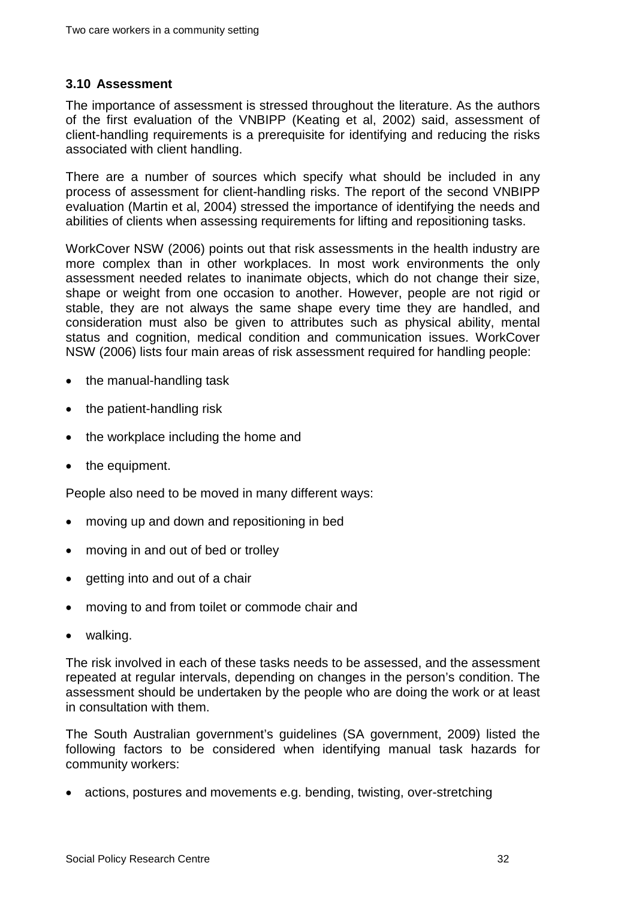### 3.10 Assessment

The importance of assessment is stressed throughout the literature. As the authors of the first evaluation of the VNBIPP (Keating et al, 2002) said, assessment of client-handling requirements is a prerequisite for identifying and reducing the risks associated with client handling.

There are a number of sources which specify what should be included in any process of assessment for client-handling risks. The report of the second VNBIPP evaluation (Martin et al, 2004) stressed the importance of identifying the needs and abilities of clients when assessing requirements for lifting and repositioning tasks.

WorkCover NSW (2006) points out that risk assessments in the health industry are more complex than in other workplaces. In most work environments the only assessment needed relates to inanimate objects, which do not change their size, shape or weight from one occasion to another. However, people are not rigid or stable, they are not always the same shape every time they are handled, and consideration must also be given to attributes such as physical ability, mental status and cognition, medical condition and communication issues. WorkCover NSW (2006) lists four main areas of risk assessment required for handling people:

- the manual-handling task
- the patient-handling risk
- the workplace including the home and
- the equipment.

People also need to be moved in many different ways:

- moving up and down and repositioning in bed
- moving in and out of bed or trolley
- getting into and out of a chair
- moving to and from toilet or commode chair and
- walking.

The risk involved in each of these tasks needs to be assessed, and the assessment repeated at regular intervals, depending on changes in the person's condition. The assessment should be undertaken by the people who are doing the work or at least in consultation with them.

The South Australian government's guidelines (SA government, 2009) listed the following factors to be considered when identifying manual task hazards for community workers:

- actions, postures and movements e.g. bending, twisting, over-stretching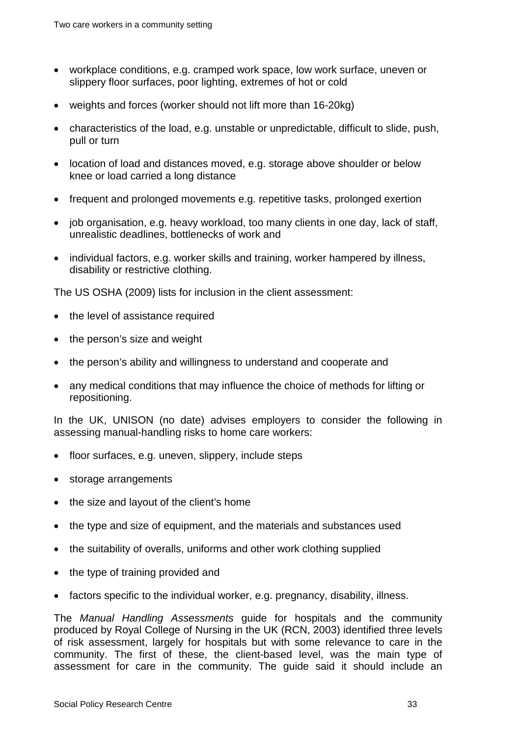- workplace conditions, e.g. cramped work space, low work surface, uneven or slippery floor surfaces, poor lighting, extremes of hot or cold
- weights and forces (worker should not lift more than 16-20kg)
- characteristics of the load, e.g. unstable or unpredictable, difficult to slide, push, pull or turn
- location of load and distances moved, e.g. storage above shoulder or below knee or load carried a long distance
- frequent and prolonged movements e.g. repetitive tasks, prolonged exertion
- job organisation, e.g. heavy workload, too many clients in one day, lack of staff, unrealistic deadlines, bottlenecks of work and
- individual factors, e.g. worker skills and training, worker hampered by illness, disability or restrictive clothing.

The US OSHA (2009) lists for inclusion in the client assessment:

- the level of assistance required
- the person's size and weight
- the person's ability and willingness to understand and cooperate and
- any medical conditions that may influence the choice of methods for lifting or repositioning.

In the UK, UNISON (no date) advises employers to consider the following in assessing manual-handling risks to home care workers:

- floor surfaces, e.g. uneven, slippery, include steps
- storage arrangements
- the size and layout of the client's home
- the type and size of equipment, and the materials and substances used
- the suitability of overalls, uniforms and other work clothing supplied
- the type of training provided and
- factors specific to the individual worker, e.g. pregnancy, disability, illness.

The *Manual Handling Assessments* guide for hospitals and the community produced by Royal College of Nursing in the UK (RCN, 2003) identified three levels of risk assessment, largely for hospitals but with some relevance to care in the community. The first of these, the client-based level, was the main type of assessment for care in the community. The guide said it should include an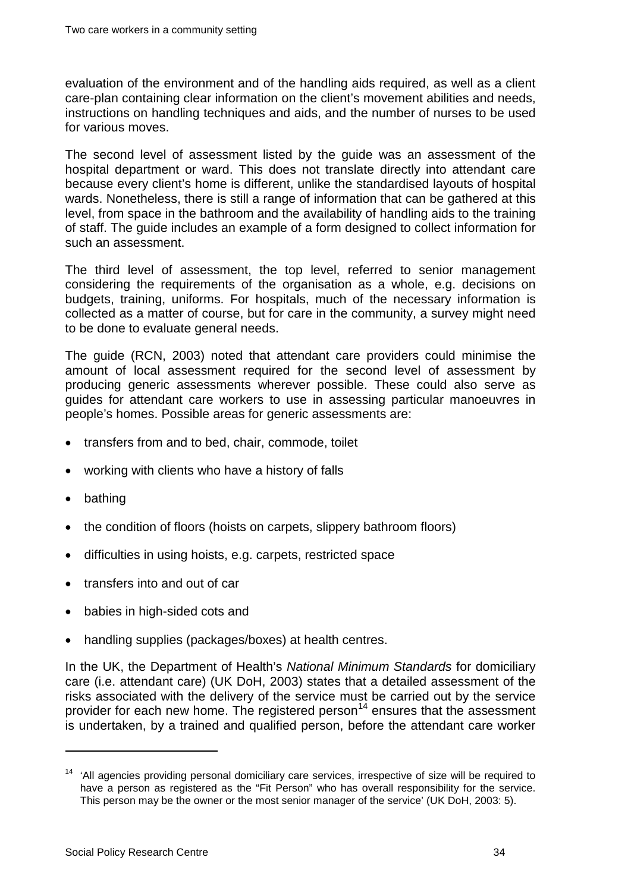evaluation of the environment and of the handling aids required, as well as a client care-plan containing clear information on the client's movement abilities and needs, instructions on handling techniques and aids, and the number of nurses to be used for various moves.

The second level of assessment listed by the guide was an assessment of the hospital department or ward. This does not translate directly into attendant care because every client's home is different, unlike the standardised layouts of hospital wards. Nonetheless, there is still a range of information that can be gathered at this level, from space in the bathroom and the availability of handling aids to the training of staff. The guide includes an example of a form designed to collect information for such an assessment.

The third level of assessment, the top level, referred to senior management considering the requirements of the organisation as a whole, e.g. decisions on budgets, training, uniforms. For hospitals, much of the necessary information is collected as a matter of course, but for care in the community, a survey might need to be done to evaluate general needs.

The guide (RCN, 2003) noted that attendant care providers could minimise the amount of local assessment required for the second level of assessment by producing generic assessments wherever possible. These could also serve as guides for attendant care workers to use in assessing particular manoeuvres in people's homes. Possible areas for generic assessments are:

- transfers from and to bed, chair, commode, toilet
- working with clients who have a history of falls
- bathing
- the condition of floors (hoists on carpets, slippery bathroom floors)
- difficulties in using hoists, e.g. carpets, restricted space
- transfers into and out of car
- babies in high-sided cots and
- handling supplies (packages/boxes) at health centres.

In the UK, the Department of Health's *National Minimum Standards* for domiciliary care (i.e. attendant care) (UK DoH, 2003) states that a detailed assessment of the risks associated with the delivery of the service must be carried out by the service provider for each new home. The registered person[14] ensures that the assessment is undertaken, by a trained and qualified person, before the attendant care worker

---

[14] 'All agencies providing personal domiciliary care services, irrespective of size will be required to have a person as registered as the "Fit Person" who has overall responsibility for the service. This person may be the owner or the most senior manager of the service' (UK DoH, 2003: 5).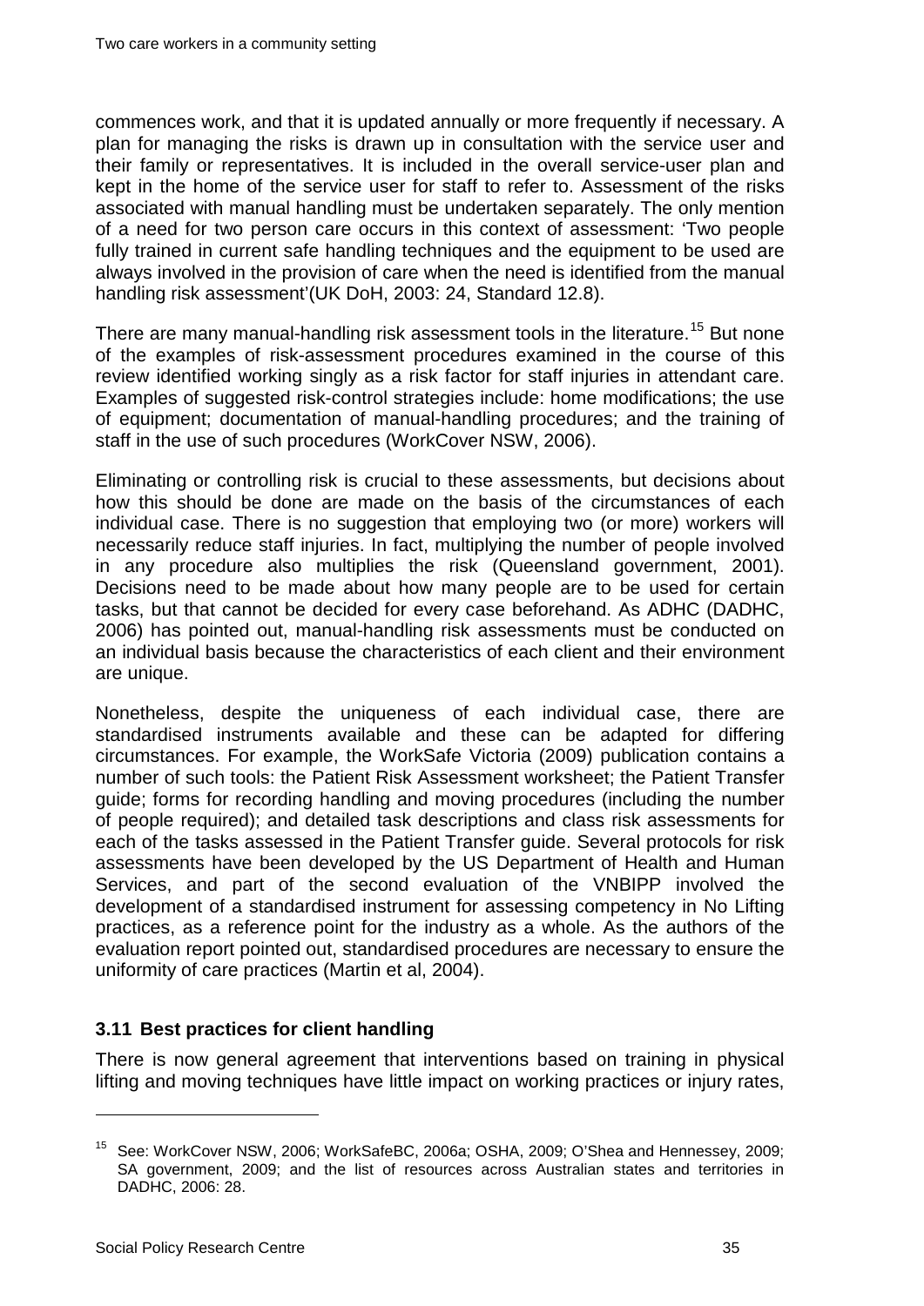commences work, and that it is updated annually or more frequently if necessary. A plan for managing the risks is drawn up in consultation with the service user and their family or representatives. It is included in the overall service-user plan and kept in the home of the service user for staff to refer to. Assessment of the risks associated with manual handling must be undertaken separately. The only mention of a need for two person care occurs in this context of assessment: 'Two people fully trained in current safe handling techniques and the equipment to be used are always involved in the provision of care when the need is identified from the manual handling risk assessment'(UK DoH, 2003: 24, Standard 12.8).

There are many manual-handling risk assessment tools in the literature.[15] But none of the examples of risk-assessment procedures examined in the course of this review identified working singly as a risk factor for staff injuries in attendant care. Examples of suggested risk-control strategies include: home modifications; the use of equipment; documentation of manual-handling procedures; and the training of staff in the use of such procedures (WorkCover NSW, 2006).

Eliminating or controlling risk is crucial to these assessments, but decisions about how this should be done are made on the basis of the circumstances of each individual case. There is no suggestion that employing two (or more) workers will necessarily reduce staff injuries. In fact, multiplying the number of people involved in any procedure also multiplies the risk (Queensland government, 2001). Decisions need to be made about how many people are to be used for certain tasks, but that cannot be decided for every case beforehand. As ADHC (DADHC, 2006) has pointed out, manual-handling risk assessments must be conducted on an individual basis because the characteristics of each client and their environment are unique.

Nonetheless, despite the uniqueness of each individual case, there are standardised instruments available and these can be adapted for differing circumstances. For example, the WorkSafe Victoria (2009) publication contains a number of such tools: the Patient Risk Assessment worksheet; the Patient Transfer guide; forms for recording handling and moving procedures (including the number of people required); and detailed task descriptions and class risk assessments for each of the tasks assessed in the Patient Transfer guide. Several protocols for risk assessments have been developed by the US Department of Health and Human Services, and part of the second evaluation of the VNBIPP involved the development of a standardised instrument for assessing competency in No Lifting practices, as a reference point for the industry as a whole. As the authors of the evaluation report pointed out, standardised procedures are necessary to ensure the uniformity of care practices (Martin et al, 2004).

### 3.11 Best practices for client handling

There is now general agreement that interventions based on training in physical lifting and moving techniques have little impact on working practices or injury rates,

---

[15] See: WorkCover NSW, 2006; WorkSafeBC, 2006a; OSHA, 2009; O'Shea and Hennessey, 2009; SA government, 2009; and the list of resources across Australian states and territories in DADHC, 2006: 28.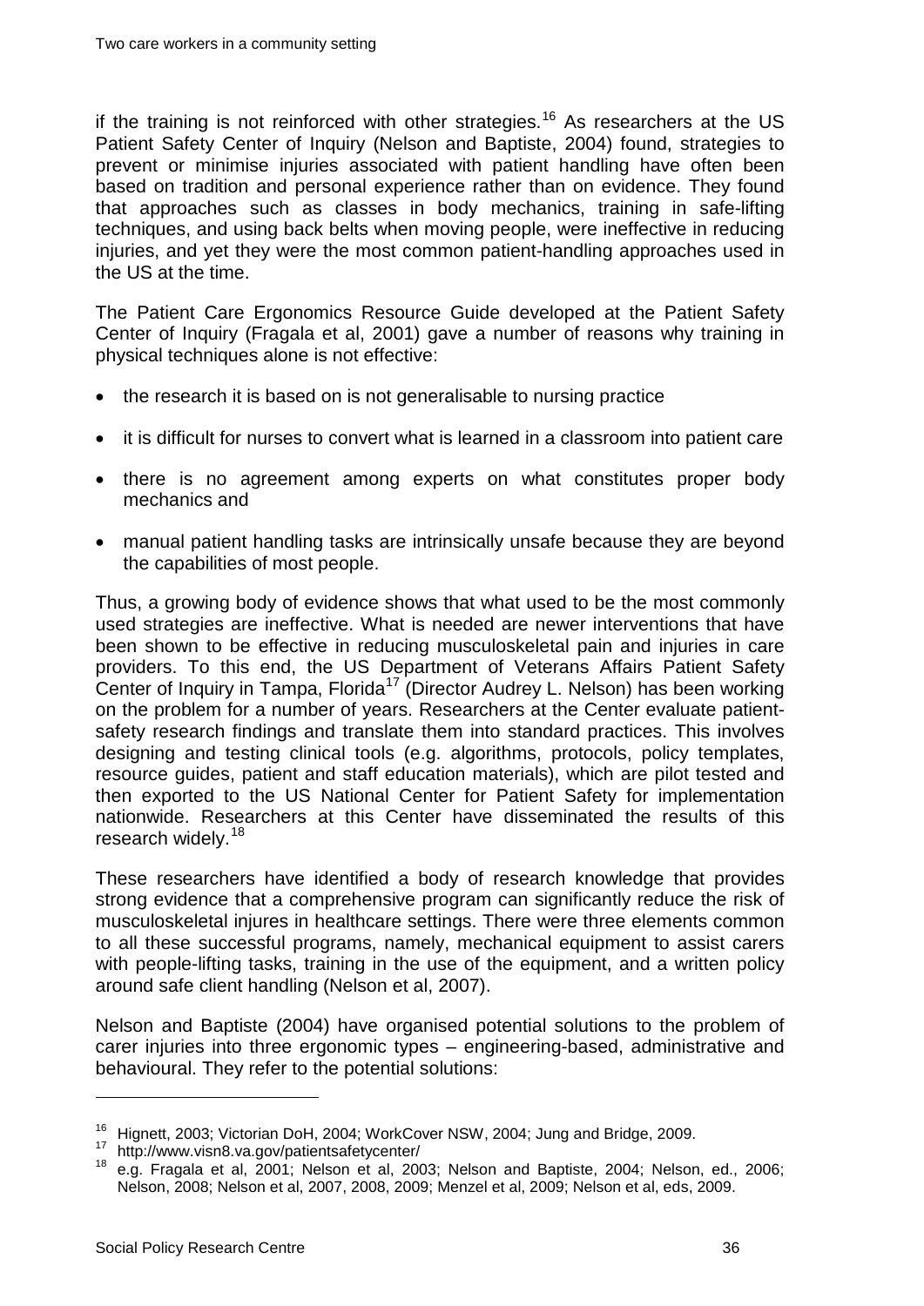if the training is not reinforced with other strategies.[16] As researchers at the US Patient Safety Center of Inquiry (Nelson and Baptiste, 2004) found, strategies to prevent or minimise injuries associated with patient handling have often been based on tradition and personal experience rather than on evidence. They found that approaches such as classes in body mechanics, training in safe-lifting techniques, and using back belts when moving people, were ineffective in reducing injuries, and yet they were the most common patient-handling approaches used in the US at the time.

The Patient Care Ergonomics Resource Guide developed at the Patient Safety Center of Inquiry (Fragala et al, 2001) gave a number of reasons why training in physical techniques alone is not effective:

- the research it is based on is not generalisable to nursing practice
- it is difficult for nurses to convert what is learned in a classroom into patient care
- there is no agreement among experts on what constitutes proper body mechanics and
- manual patient handling tasks are intrinsically unsafe because they are beyond the capabilities of most people.

Thus, a growing body of evidence shows that what used to be the most commonly used strategies are ineffective. What is needed are newer interventions that have been shown to be effective in reducing musculoskeletal pain and injuries in care providers. To this end, the US Department of Veterans Affairs Patient Safety Center of Inquiry in Tampa, Florida[17] (Director Audrey L. Nelson) has been working on the problem for a number of years. Researchers at the Center evaluate patient-safety research findings and translate them into standard practices. This involves designing and testing clinical tools (e.g. algorithms, protocols, policy templates, resource guides, patient and staff education materials), which are pilot tested and then exported to the US National Center for Patient Safety for implementation nationwide. Researchers at this Center have disseminated the results of this research widely.[18]

These researchers have identified a body of research knowledge that provides strong evidence that a comprehensive program can significantly reduce the risk of musculoskeletal injures in healthcare settings. There were three elements common to all these successful programs, namely, mechanical equipment to assist carers with people-lifting tasks, training in the use of the equipment, and a written policy around safe client handling (Nelson et al, 2007).

Nelson and Baptiste (2004) have organised potential solutions to the problem of carer injuries into three ergonomic types – engineering-based, administrative and behavioural. They refer to the potential solutions:

---

[16] Hignett, 2003; Victorian DoH, 2004; WorkCover NSW, 2004; Jung and Bridge, 2009.

[17] http://www.visn8.va.gov/patientsafetycenter/

[18] e.g. Fragala et al, 2001; Nelson et al, 2003; Nelson and Baptiste, 2004; Nelson, ed., 2006; Nelson, 2008; Nelson et al, 2007, 2008, 2009; Menzel et al, 2009; Nelson et al, eds, 2009.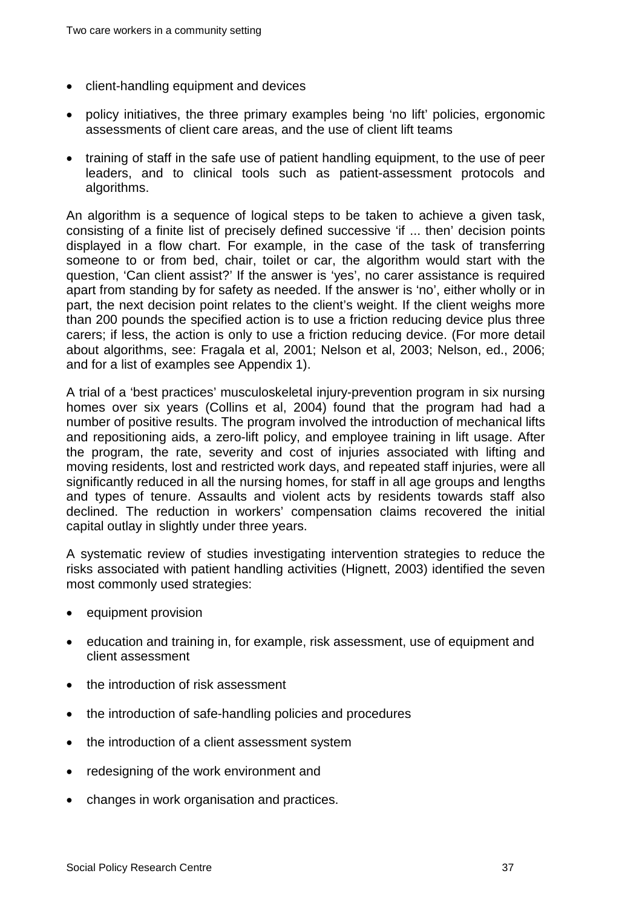- client-handling equipment and devices
- policy initiatives, the three primary examples being 'no lift' policies, ergonomic assessments of client care areas, and the use of client lift teams
- training of staff in the safe use of patient handling equipment, to the use of peer leaders, and to clinical tools such as patient-assessment protocols and algorithms.

An algorithm is a sequence of logical steps to be taken to achieve a given task, consisting of a finite list of precisely defined successive 'if ... then' decision points displayed in a flow chart. For example, in the case of the task of transferring someone to or from bed, chair, toilet or car, the algorithm would start with the question, 'Can client assist?' If the answer is 'yes', no carer assistance is required apart from standing by for safety as needed. If the answer is 'no', either wholly or in part, the next decision point relates to the client's weight. If the client weighs more than 200 pounds the specified action is to use a friction reducing device plus three carers; if less, the action is only to use a friction reducing device. (For more detail about algorithms, see: Fragala et al, 2001; Nelson et al, 2003; Nelson, ed., 2006; and for a list of examples see Appendix 1).

A trial of a 'best practices' musculoskeletal injury-prevention program in six nursing homes over six years (Collins et al, 2004) found that the program had had a number of positive results. The program involved the introduction of mechanical lifts and repositioning aids, a zero-lift policy, and employee training in lift usage. After the program, the rate, severity and cost of injuries associated with lifting and moving residents, lost and restricted work days, and repeated staff injuries, were all significantly reduced in all the nursing homes, for staff in all age groups and lengths and types of tenure. Assaults and violent acts by residents towards staff also declined. The reduction in workers' compensation claims recovered the initial capital outlay in slightly under three years.

A systematic review of studies investigating intervention strategies to reduce the risks associated with patient handling activities (Hignett, 2003) identified the seven most commonly used strategies:

- equipment provision
- education and training in, for example, risk assessment, use of equipment and client assessment
- the introduction of risk assessment
- the introduction of safe-handling policies and procedures
- the introduction of a client assessment system
- redesigning of the work environment and
- changes in work organisation and practices.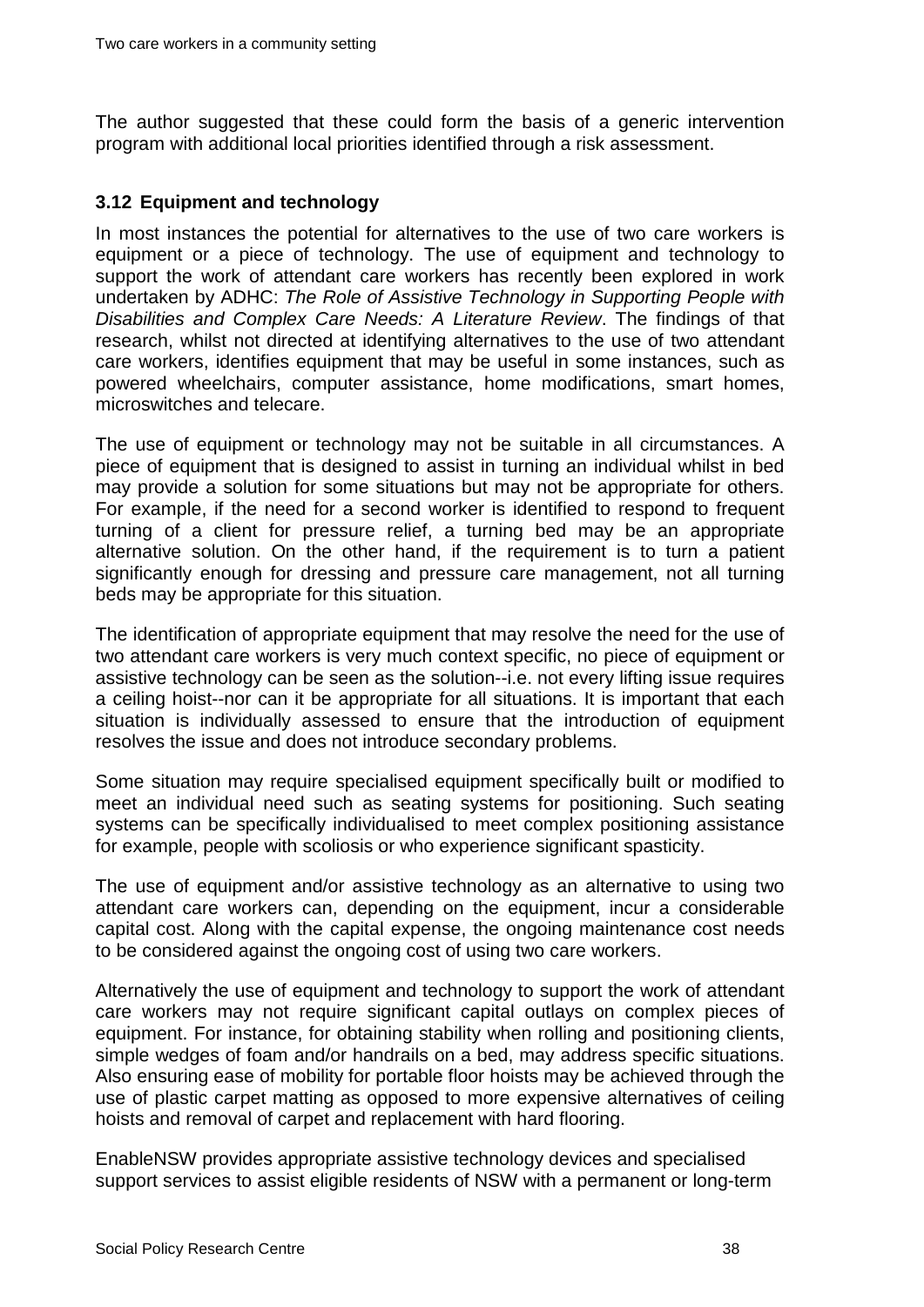The author suggested that these could form the basis of a generic intervention program with additional local priorities identified through a risk assessment.

### 3.12 Equipment and technology

In most instances the potential for alternatives to the use of two care workers is equipment or a piece of technology. The use of equipment and technology to support the work of attendant care workers has recently been explored in work undertaken by ADHC: *The Role of Assistive Technology in Supporting People with Disabilities and Complex Care Needs: A Literature Review*. The findings of that research, whilst not directed at identifying alternatives to the use of two attendant care workers, identifies equipment that may be useful in some instances, such as powered wheelchairs, computer assistance, home modifications, smart homes, microswitches and telecare.

The use of equipment or technology may not be suitable in all circumstances. A piece of equipment that is designed to assist in turning an individual whilst in bed may provide a solution for some situations but may not be appropriate for others. For example, if the need for a second worker is identified to respond to frequent turning of a client for pressure relief, a turning bed may be an appropriate alternative solution. On the other hand, if the requirement is to turn a patient significantly enough for dressing and pressure care management, not all turning beds may be appropriate for this situation.

The identification of appropriate equipment that may resolve the need for the use of two attendant care workers is very much context specific, no piece of equipment or assistive technology can be seen as the solution--i.e. not every lifting issue requires a ceiling hoist--nor can it be appropriate for all situations. It is important that each situation is individually assessed to ensure that the introduction of equipment resolves the issue and does not introduce secondary problems.

Some situation may require specialised equipment specifically built or modified to meet an individual need such as seating systems for positioning. Such seating systems can be specifically individualised to meet complex positioning assistance for example, people with scoliosis or who experience significant spasticity.

The use of equipment and/or assistive technology as an alternative to using two attendant care workers can, depending on the equipment, incur a considerable capital cost. Along with the capital expense, the ongoing maintenance cost needs to be considered against the ongoing cost of using two care workers.

Alternatively the use of equipment and technology to support the work of attendant care workers may not require significant capital outlays on complex pieces of equipment. For instance, for obtaining stability when rolling and positioning clients, simple wedges of foam and/or handrails on a bed, may address specific situations. Also ensuring ease of mobility for portable floor hoists may be achieved through the use of plastic carpet matting as opposed to more expensive alternatives of ceiling hoists and removal of carpet and replacement with hard flooring.

EnableNSW provides appropriate assistive technology devices and specialised support services to assist eligible residents of NSW with a permanent or long-term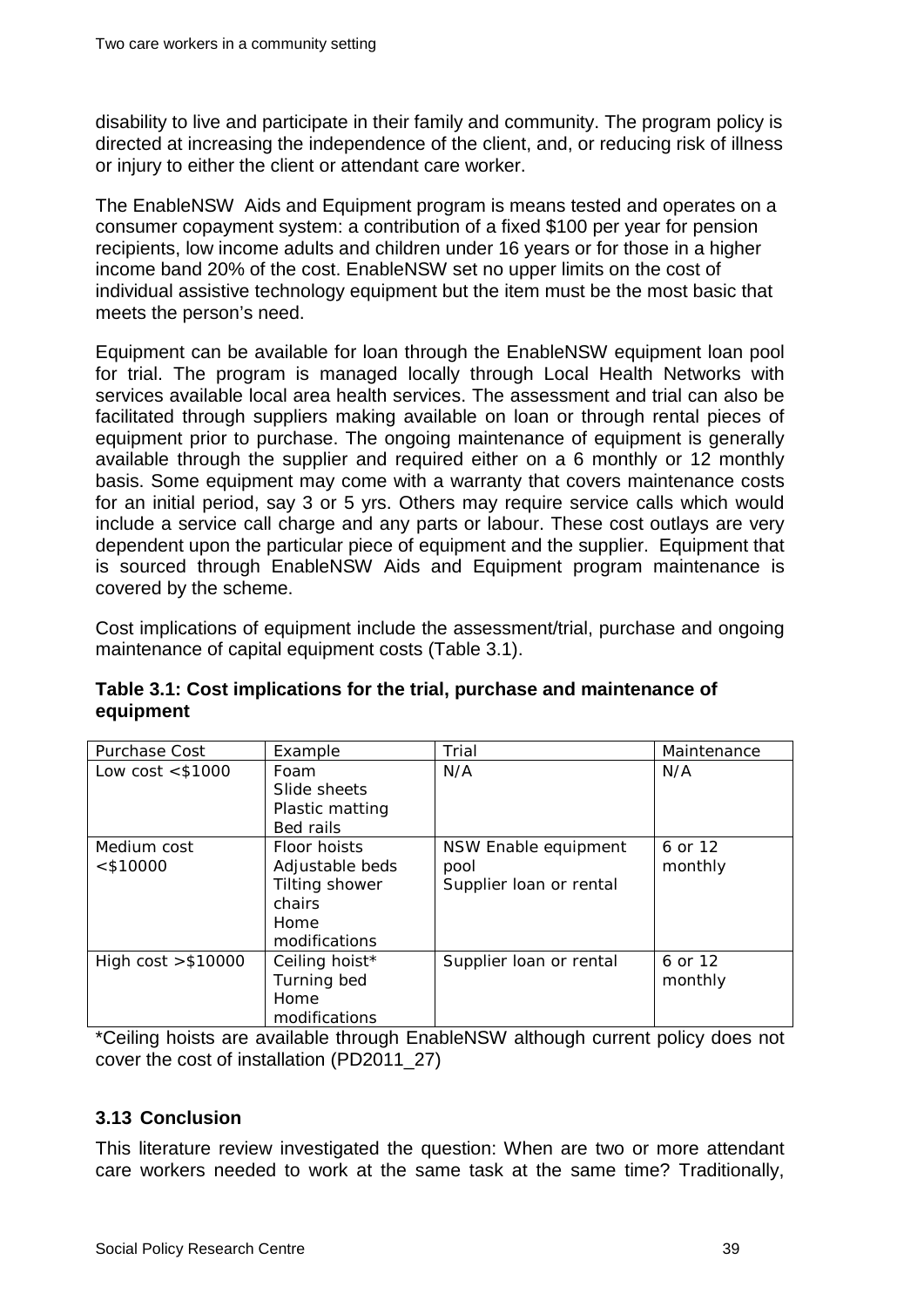disability to live and participate in their family and community. The program policy is directed at increasing the independence of the client, and, or reducing risk of illness or injury to either the client or attendant care worker.

The EnableNSW Aids and Equipment program is means tested and operates on a consumer copayment system: a contribution of a fixed $100 per year for pension recipients, low income adults and children under 16 years or for those in a higher income band 20% of the cost. EnableNSW set no upper limits on the cost of individual assistive technology equipment but the item must be the most basic that meets the person's need.

Equipment can be available for loan through the EnableNSW equipment loan pool for trial. The program is managed locally through Local Health Networks with services available local area health services. The assessment and trial can also be facilitated through suppliers making available on loan or through rental pieces of equipment prior to purchase. The ongoing maintenance of equipment is generally available through the supplier and required either on a 6 monthly or 12 monthly basis. Some equipment may come with a warranty that covers maintenance costs for an initial period, say 3 or 5 yrs. Others may require service calls which would include a service call charge and any parts or labour. These cost outlays are very dependent upon the particular piece of equipment and the supplier. Equipment that is sourced through EnableNSW Aids and Equipment program maintenance is covered by the scheme.

Cost implications of equipment include the assessment/trial, purchase and ongoing maintenance of capital equipment costs (Table 3.1).

**Table 3.1: Cost implications for the trial, purchase and maintenance of equipment**

| Purchase Cost | Example | Trial | Maintenance |
|---|---|---|---|
| Low cost <$1000 | Foam<br>Slide sheets<br>Plastic matting<br>Bed rails | N/A | N/A |
| Medium cost <$10000 | Floor hoists<br>Adjustable beds<br>Tilting shower chairs<br>Home modifications | NSW Enable equipment pool<br>Supplier loan or rental | 6 or 12 monthly |
| High cost >$10000 | Ceiling hoist*<br>Turning bed<br>Home modifications | Supplier loan or rental | 6 or 12 monthly |

*Ceiling hoists are available through EnableNSW although current policy does not cover the cost of installation (PD2011_27)

### 3.13 Conclusion

This literature review investigated the question: When are two or more attendant care workers needed to work at the same task at the same time? Traditionally,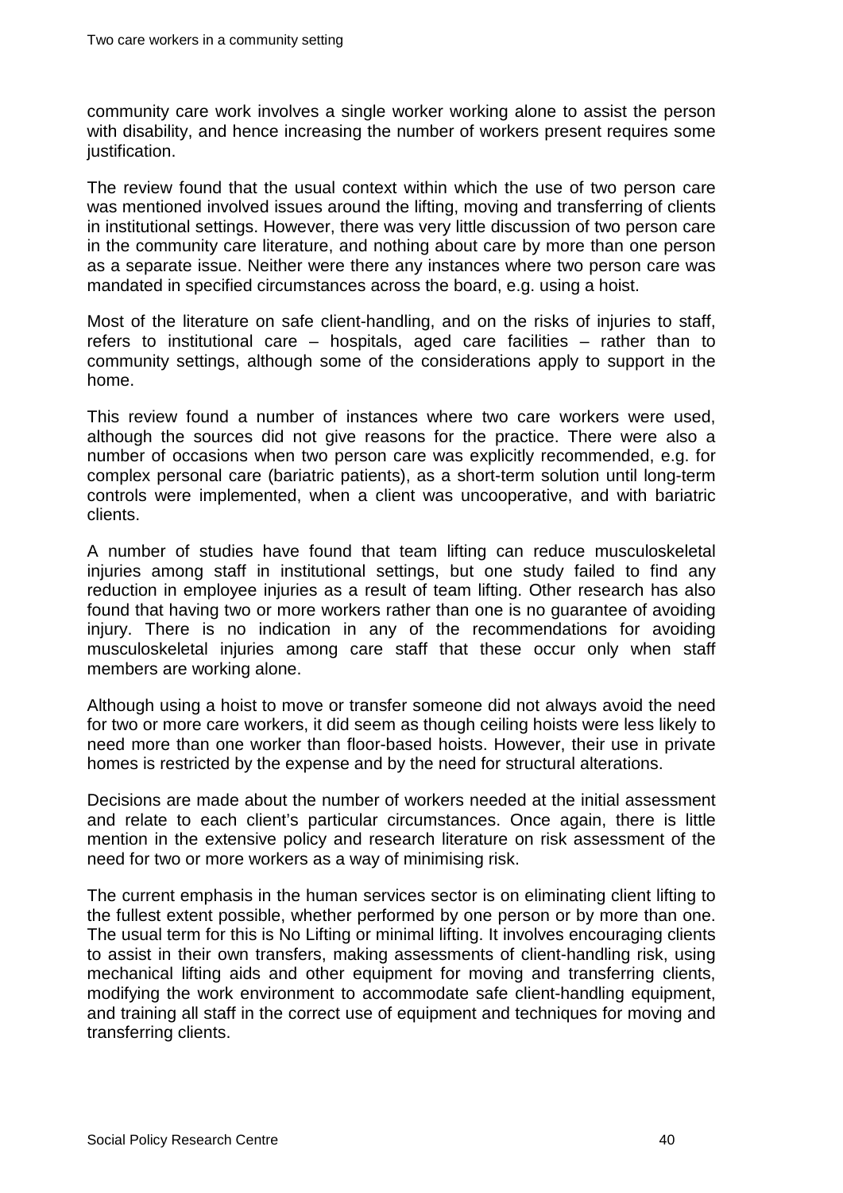community care work involves a single worker working alone to assist the person with disability, and hence increasing the number of workers present requires some justification.

The review found that the usual context within which the use of two person care was mentioned involved issues around the lifting, moving and transferring of clients in institutional settings. However, there was very little discussion of two person care in the community care literature, and nothing about care by more than one person as a separate issue. Neither were there any instances where two person care was mandated in specified circumstances across the board, e.g. using a hoist.

Most of the literature on safe client-handling, and on the risks of injuries to staff, refers to institutional care – hospitals, aged care facilities – rather than to community settings, although some of the considerations apply to support in the home.

This review found a number of instances where two care workers were used, although the sources did not give reasons for the practice. There were also a number of occasions when two person care was explicitly recommended, e.g. for complex personal care (bariatric patients), as a short-term solution until long-term controls were implemented, when a client was uncooperative, and with bariatric clients.

A number of studies have found that team lifting can reduce musculoskeletal injuries among staff in institutional settings, but one study failed to find any reduction in employee injuries as a result of team lifting. Other research has also found that having two or more workers rather than one is no guarantee of avoiding injury. There is no indication in any of the recommendations for avoiding musculoskeletal injuries among care staff that these occur only when staff members are working alone.

Although using a hoist to move or transfer someone did not always avoid the need for two or more care workers, it did seem as though ceiling hoists were less likely to need more than one worker than floor-based hoists. However, their use in private homes is restricted by the expense and by the need for structural alterations.

Decisions are made about the number of workers needed at the initial assessment and relate to each client's particular circumstances. Once again, there is little mention in the extensive policy and research literature on risk assessment of the need for two or more workers as a way of minimising risk.

The current emphasis in the human services sector is on eliminating client lifting to the fullest extent possible, whether performed by one person or by more than one. The usual term for this is No Lifting or minimal lifting. It involves encouraging clients to assist in their own transfers, making assessments of client-handling risk, using mechanical lifting aids and other equipment for moving and transferring clients, modifying the work environment to accommodate safe client-handling equipment, and training all staff in the correct use of equipment and techniques for moving and transferring clients.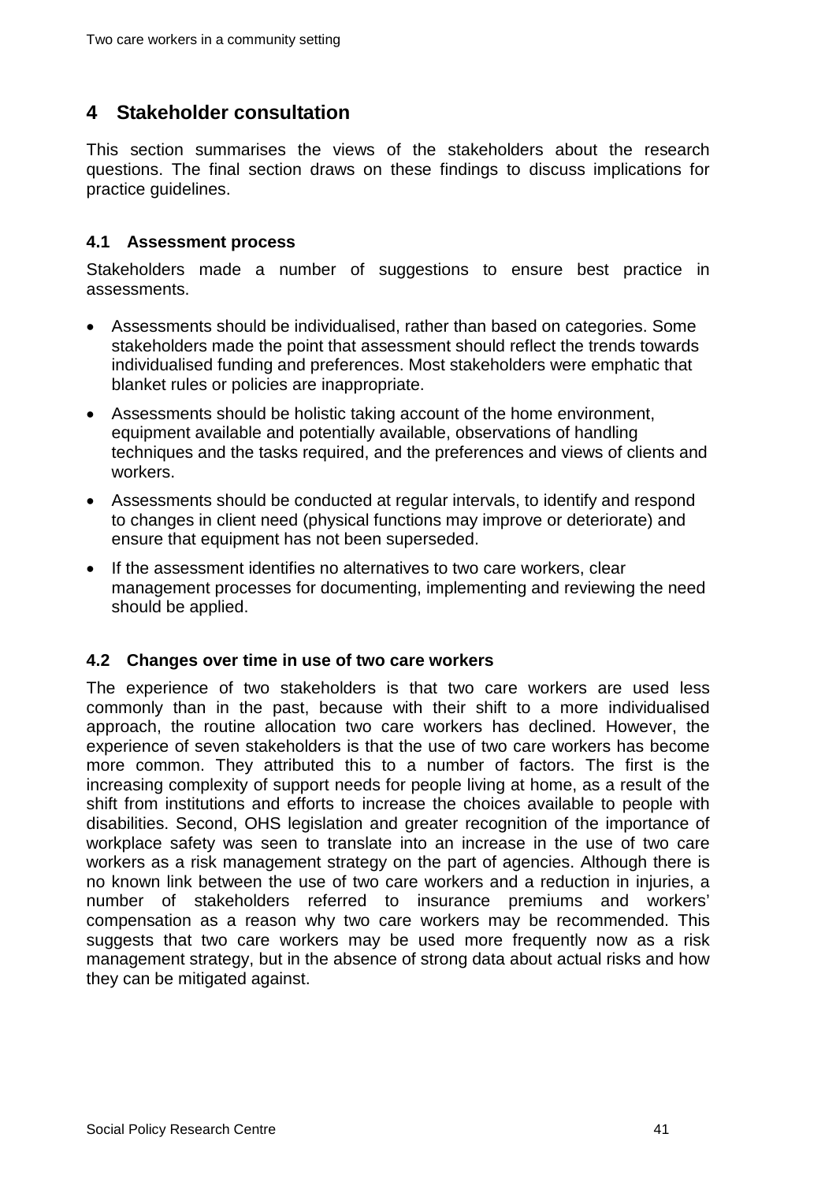# 4 Stakeholder consultation

This section summarises the views of the stakeholders about the research questions. The final section draws on these findings to discuss implications for practice guidelines.

## 4.1 Assessment process

Stakeholders made a number of suggestions to ensure best practice in assessments.

- Assessments should be individualised, rather than based on categories. Some stakeholders made the point that assessment should reflect the trends towards individualised funding and preferences. Most stakeholders were emphatic that blanket rules or policies are inappropriate.
- Assessments should be holistic taking account of the home environment, equipment available and potentially available, observations of handling techniques and the tasks required, and the preferences and views of clients and workers.
- Assessments should be conducted at regular intervals, to identify and respond to changes in client need (physical functions may improve or deteriorate) and ensure that equipment has not been superseded.
- If the assessment identifies no alternatives to two care workers, clear management processes for documenting, implementing and reviewing the need should be applied.

## 4.2 Changes over time in use of two care workers

The experience of two stakeholders is that two care workers are used less commonly than in the past, because with their shift to a more individualised approach, the routine allocation two care workers has declined. However, the experience of seven stakeholders is that the use of two care workers has become more common. They attributed this to a number of factors. The first is the increasing complexity of support needs for people living at home, as a result of the shift from institutions and efforts to increase the choices available to people with disabilities. Second, OHS legislation and greater recognition of the importance of workplace safety was seen to translate into an increase in the use of two care workers as a risk management strategy on the part of agencies. Although there is no known link between the use of two care workers and a reduction in injuries, a number of stakeholders referred to insurance premiums and workers' compensation as a reason why two care workers may be recommended. This suggests that two care workers may be used more frequently now as a risk management strategy, but in the absence of strong data about actual risks and how they can be mitigated against.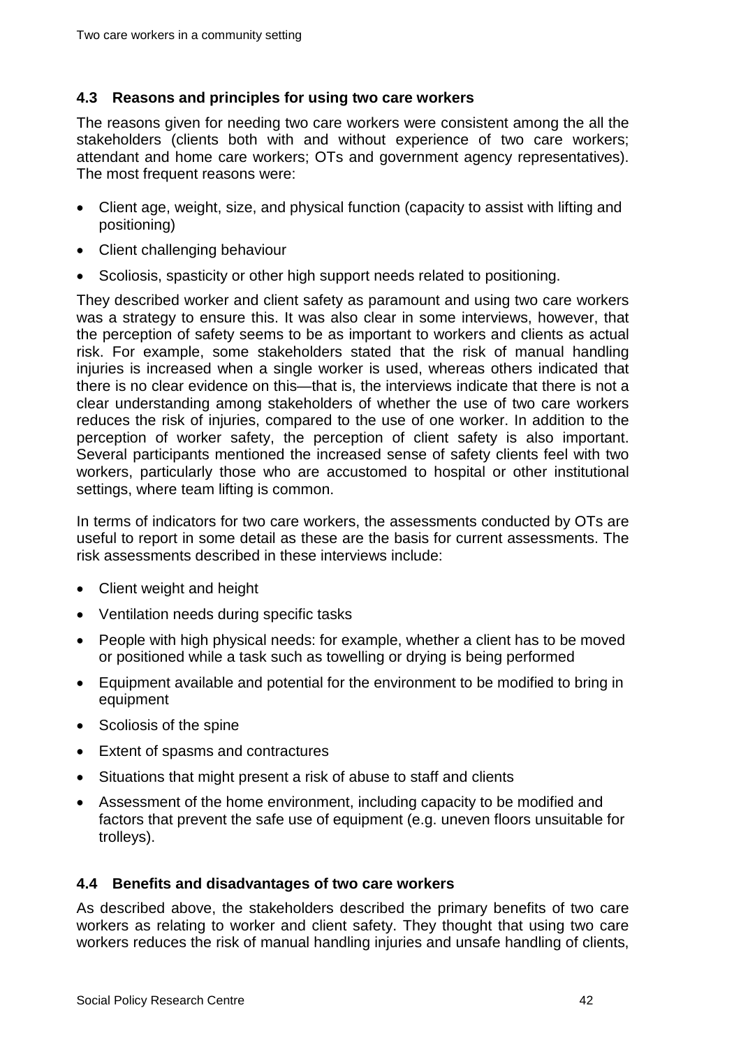## 4.3 Reasons and principles for using two care workers

The reasons given for needing two care workers were consistent among the all the stakeholders (clients both with and without experience of two care workers; attendant and home care workers; OTs and government agency representatives). The most frequent reasons were:

- Client age, weight, size, and physical function (capacity to assist with lifting and positioning)
- Client challenging behaviour
- Scoliosis, spasticity or other high support needs related to positioning.

They described worker and client safety as paramount and using two care workers was a strategy to ensure this. It was also clear in some interviews, however, that the perception of safety seems to be as important to workers and clients as actual risk. For example, some stakeholders stated that the risk of manual handling injuries is increased when a single worker is used, whereas others indicated that there is no clear evidence on this—that is, the interviews indicate that there is not a clear understanding among stakeholders of whether the use of two care workers reduces the risk of injuries, compared to the use of one worker. In addition to the perception of worker safety, the perception of client safety is also important. Several participants mentioned the increased sense of safety clients feel with two workers, particularly those who are accustomed to hospital or other institutional settings, where team lifting is common.

In terms of indicators for two care workers, the assessments conducted by OTs are useful to report in some detail as these are the basis for current assessments. The risk assessments described in these interviews include:

- Client weight and height
- Ventilation needs during specific tasks
- People with high physical needs: for example, whether a client has to be moved or positioned while a task such as towelling or drying is being performed
- Equipment available and potential for the environment to be modified to bring in equipment
- Scoliosis of the spine
- Extent of spasms and contractures
- Situations that might present a risk of abuse to staff and clients
- Assessment of the home environment, including capacity to be modified and factors that prevent the safe use of equipment (e.g. uneven floors unsuitable for trolleys).

## 4.4 Benefits and disadvantages of two care workers

As described above, the stakeholders described the primary benefits of two care workers as relating to worker and client safety. They thought that using two care workers reduces the risk of manual handling injuries and unsafe handling of clients,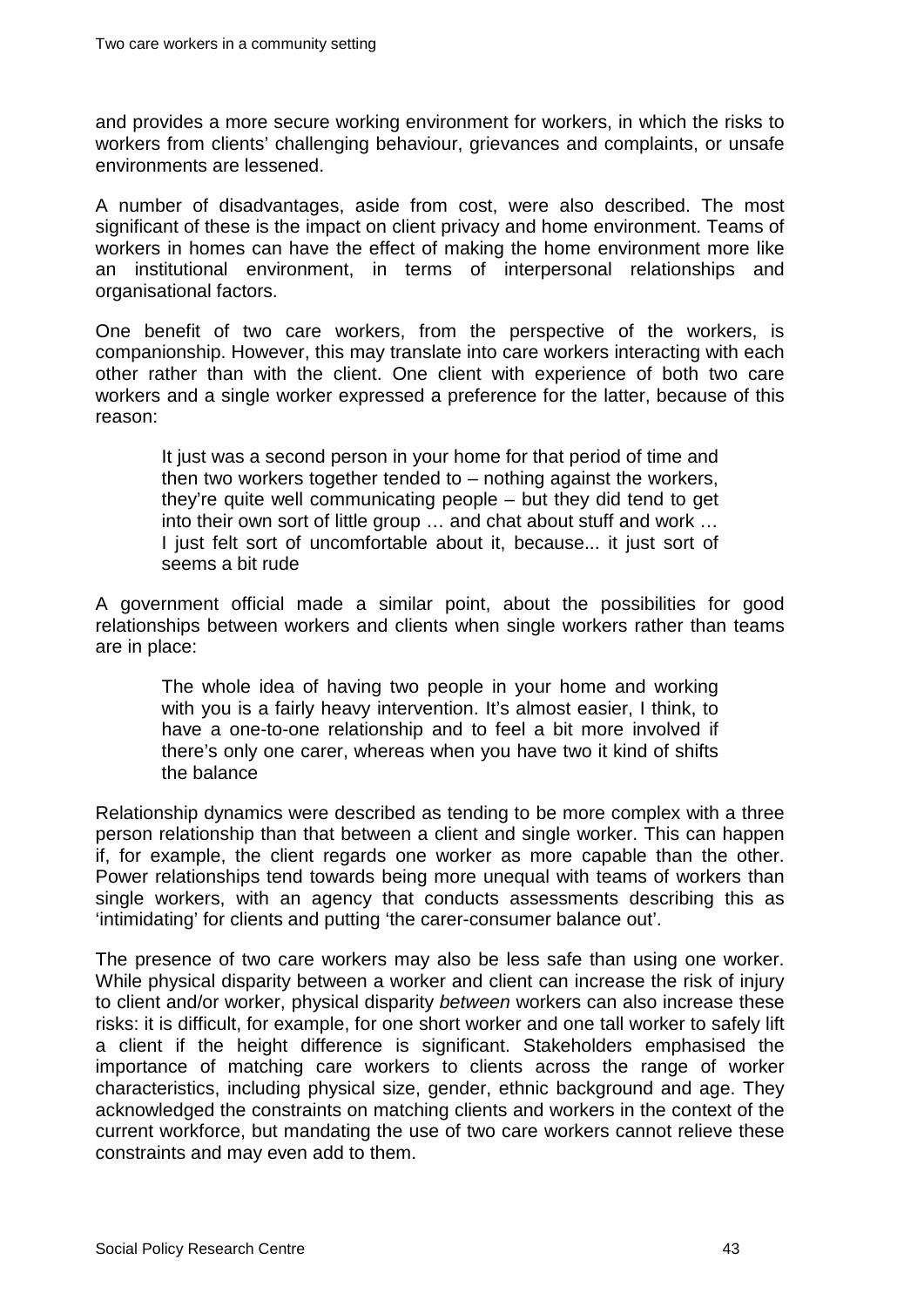and provides a more secure working environment for workers, in which the risks to workers from clients' challenging behaviour, grievances and complaints, or unsafe environments are lessened.

A number of disadvantages, aside from cost, were also described. The most significant of these is the impact on client privacy and home environment. Teams of workers in homes can have the effect of making the home environment more like an institutional environment, in terms of interpersonal relationships and organisational factors.

One benefit of two care workers, from the perspective of the workers, is companionship. However, this may translate into care workers interacting with each other rather than with the client. One client with experience of both two care workers and a single worker expressed a preference for the latter, because of this reason:

> It just was a second person in your home for that period of time and then two workers together tended to – nothing against the workers, they're quite well communicating people – but they did tend to get into their own sort of little group … and chat about stuff and work … I just felt sort of uncomfortable about it, because... it just sort of seems a bit rude

A government official made a similar point, about the possibilities for good relationships between workers and clients when single workers rather than teams are in place:

> The whole idea of having two people in your home and working with you is a fairly heavy intervention. It's almost easier, I think, to have a one-to-one relationship and to feel a bit more involved if there's only one carer, whereas when you have two it kind of shifts the balance

Relationship dynamics were described as tending to be more complex with a three person relationship than that between a client and single worker. This can happen if, for example, the client regards one worker as more capable than the other. Power relationships tend towards being more unequal with teams of workers than single workers, with an agency that conducts assessments describing this as 'intimidating' for clients and putting 'the carer-consumer balance out'.

The presence of two care workers may also be less safe than using one worker. While physical disparity between a worker and client can increase the risk of injury to client and/or worker, physical disparity *between* workers can also increase these risks: it is difficult, for example, for one short worker and one tall worker to safely lift a client if the height difference is significant. Stakeholders emphasised the importance of matching care workers to clients across the range of worker characteristics, including physical size, gender, ethnic background and age. They acknowledged the constraints on matching clients and workers in the context of the current workforce, but mandating the use of two care workers cannot relieve these constraints and may even add to them.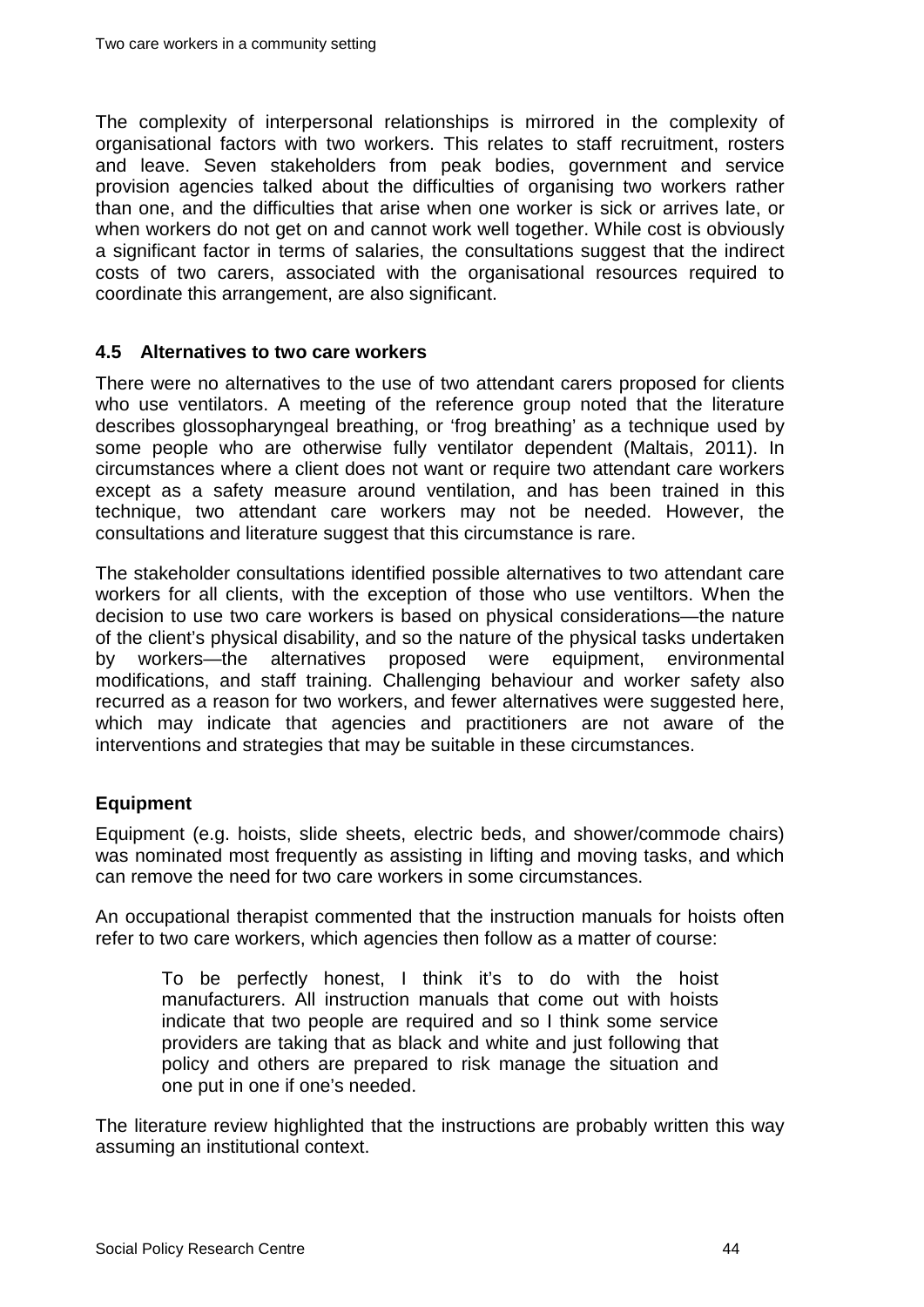The complexity of interpersonal relationships is mirrored in the complexity of organisational factors with two workers. This relates to staff recruitment, rosters and leave. Seven stakeholders from peak bodies, government and service provision agencies talked about the difficulties of organising two workers rather than one, and the difficulties that arise when one worker is sick or arrives late, or when workers do not get on and cannot work well together. While cost is obviously a significant factor in terms of salaries, the consultations suggest that the indirect costs of two carers, associated with the organisational resources required to coordinate this arrangement, are also significant.

### 4.5 Alternatives to two care workers

There were no alternatives to the use of two attendant carers proposed for clients who use ventilators. A meeting of the reference group noted that the literature describes glossopharyngeal breathing, or 'frog breathing' as a technique used by some people who are otherwise fully ventilator dependent (Maltais, 2011). In circumstances where a client does not want or require two attendant care workers except as a safety measure around ventilation, and has been trained in this technique, two attendant care workers may not be needed. However, the consultations and literature suggest that this circumstance is rare.

The stakeholder consultations identified possible alternatives to two attendant care workers for all clients, with the exception of those who use ventiltors. When the decision to use two care workers is based on physical considerations—the nature of the client's physical disability, and so the nature of the physical tasks undertaken by workers—the alternatives proposed were equipment, environmental modifications, and staff training. Challenging behaviour and worker safety also recurred as a reason for two workers, and fewer alternatives were suggested here, which may indicate that agencies and practitioners are not aware of the interventions and strategies that may be suitable in these circumstances.

#### Equipment

Equipment (e.g. hoists, slide sheets, electric beds, and shower/commode chairs) was nominated most frequently as assisting in lifting and moving tasks, and which can remove the need for two care workers in some circumstances.

An occupational therapist commented that the instruction manuals for hoists often refer to two care workers, which agencies then follow as a matter of course:

> To be perfectly honest, I think it's to do with the hoist manufacturers. All instruction manuals that come out with hoists indicate that two people are required and so I think some service providers are taking that as black and white and just following that policy and others are prepared to risk manage the situation and one put in one if one's needed.

The literature review highlighted that the instructions are probably written this way assuming an institutional context.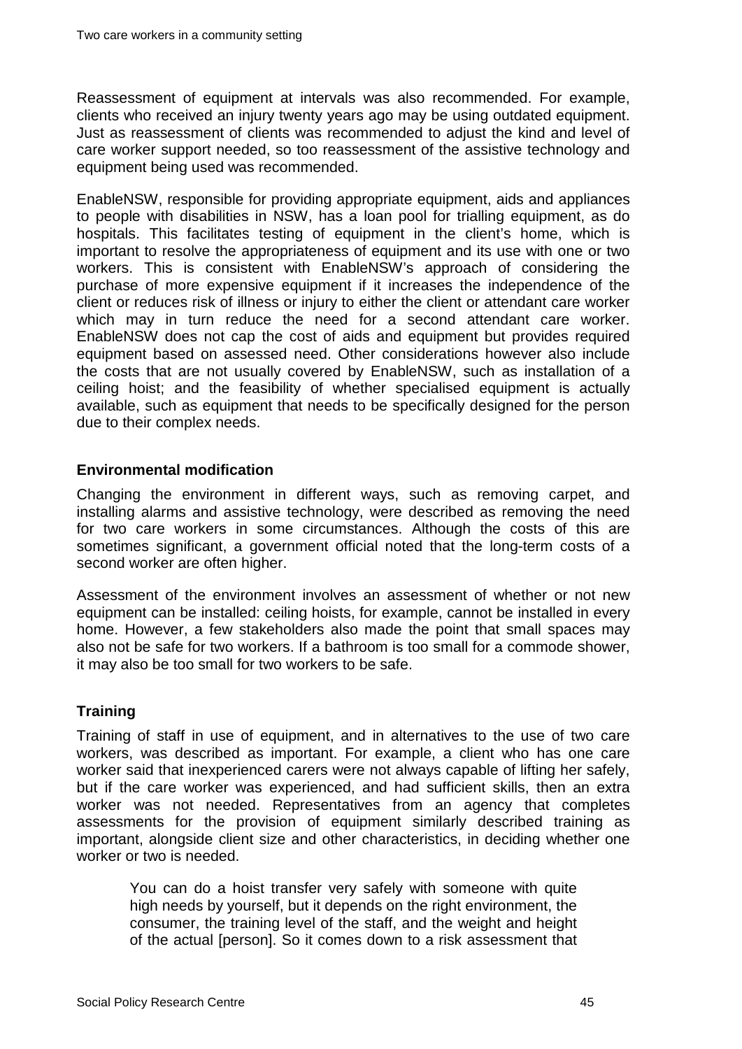Reassessment of equipment at intervals was also recommended. For example, clients who received an injury twenty years ago may be using outdated equipment. Just as reassessment of clients was recommended to adjust the kind and level of care worker support needed, so too reassessment of the assistive technology and equipment being used was recommended.

EnableNSW, responsible for providing appropriate equipment, aids and appliances to people with disabilities in NSW, has a loan pool for trialling equipment, as do hospitals. This facilitates testing of equipment in the client's home, which is important to resolve the appropriateness of equipment and its use with one or two workers. This is consistent with EnableNSW's approach of considering the purchase of more expensive equipment if it increases the independence of the client or reduces risk of illness or injury to either the client or attendant care worker which may in turn reduce the need for a second attendant care worker. EnableNSW does not cap the cost of aids and equipment but provides required equipment based on assessed need. Other considerations however also include the costs that are not usually covered by EnableNSW, such as installation of a ceiling hoist; and the feasibility of whether specialised equipment is actually available, such as equipment that needs to be specifically designed for the person due to their complex needs.

### Environmental modification

Changing the environment in different ways, such as removing carpet, and installing alarms and assistive technology, were described as removing the need for two care workers in some circumstances. Although the costs of this are sometimes significant, a government official noted that the long-term costs of a second worker are often higher.

Assessment of the environment involves an assessment of whether or not new equipment can be installed: ceiling hoists, for example, cannot be installed in every home. However, a few stakeholders also made the point that small spaces may also not be safe for two workers. If a bathroom is too small for a commode shower, it may also be too small for two workers to be safe.

### Training

Training of staff in use of equipment, and in alternatives to the use of two care workers, was described as important. For example, a client who has one care worker said that inexperienced carers were not always capable of lifting her safely, but if the care worker was experienced, and had sufficient skills, then an extra worker was not needed. Representatives from an agency that completes assessments for the provision of equipment similarly described training as important, alongside client size and other characteristics, in deciding whether one worker or two is needed.

> You can do a hoist transfer very safely with someone with quite high needs by yourself, but it depends on the right environment, the consumer, the training level of the staff, and the weight and height of the actual [person]. So it comes down to a risk assessment that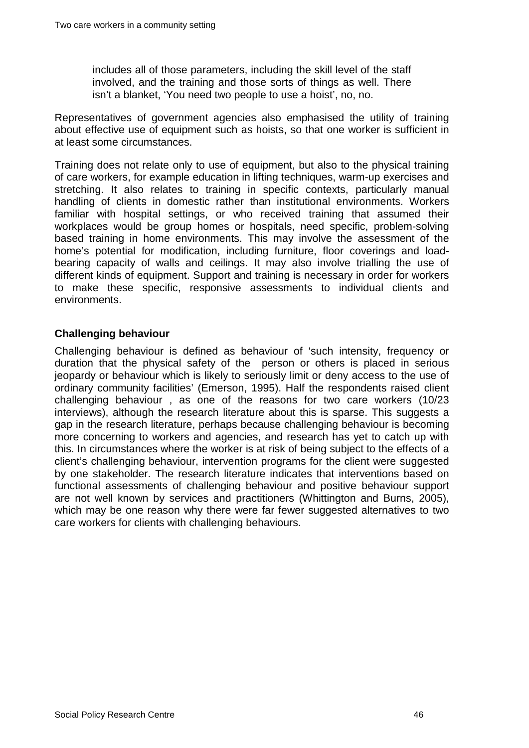> includes all of those parameters, including the skill level of the staff involved, and the training and those sorts of things as well. There isn't a blanket, 'You need two people to use a hoist', no, no.

Representatives of government agencies also emphasised the utility of training about effective use of equipment such as hoists, so that one worker is sufficient in at least some circumstances.

Training does not relate only to use of equipment, but also to the physical training of care workers, for example education in lifting techniques, warm-up exercises and stretching. It also relates to training in specific contexts, particularly manual handling of clients in domestic rather than institutional environments. Workers familiar with hospital settings, or who received training that assumed their workplaces would be group homes or hospitals, need specific, problem-solving based training in home environments. This may involve the assessment of the home's potential for modification, including furniture, floor coverings and load-bearing capacity of walls and ceilings. It may also involve trialling the use of different kinds of equipment. Support and training is necessary in order for workers to make these specific, responsive assessments to individual clients and environments.

### Challenging behaviour

Challenging behaviour is defined as behaviour of 'such intensity, frequency or duration that the physical safety of the person or others is placed in serious jeopardy or behaviour which is likely to seriously limit or deny access to the use of ordinary community facilities' (Emerson, 1995). Half the respondents raised client challenging behaviour , as one of the reasons for two care workers (10/23 interviews), although the research literature about this is sparse. This suggests a gap in the research literature, perhaps because challenging behaviour is becoming more concerning to workers and agencies, and research has yet to catch up with this. In circumstances where the worker is at risk of being subject to the effects of a client's challenging behaviour, intervention programs for the client were suggested by one stakeholder. The research literature indicates that interventions based on functional assessments of challenging behaviour and positive behaviour support are not well known by services and practitioners (Whittington and Burns, 2005), which may be one reason why there were far fewer suggested alternatives to two care workers for clients with challenging behaviours.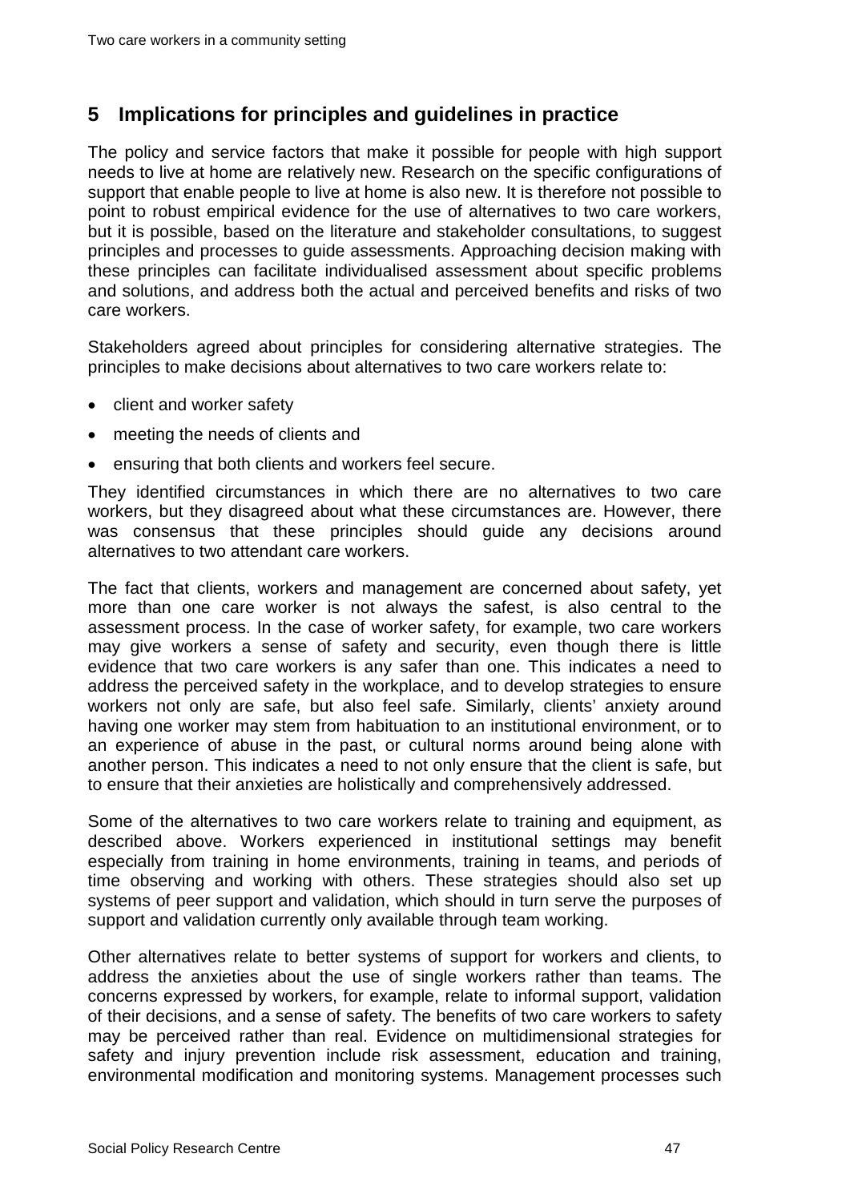## 5 Implications for principles and guidelines in practice

The policy and service factors that make it possible for people with high support needs to live at home are relatively new. Research on the specific configurations of support that enable people to live at home is also new. It is therefore not possible to point to robust empirical evidence for the use of alternatives to two care workers, but it is possible, based on the literature and stakeholder consultations, to suggest principles and processes to guide assessments. Approaching decision making with these principles can facilitate individualised assessment about specific problems and solutions, and address both the actual and perceived benefits and risks of two care workers.

Stakeholders agreed about principles for considering alternative strategies. The principles to make decisions about alternatives to two care workers relate to:

- client and worker safety
- meeting the needs of clients and
- ensuring that both clients and workers feel secure.

They identified circumstances in which there are no alternatives to two care workers, but they disagreed about what these circumstances are. However, there was consensus that these principles should guide any decisions around alternatives to two attendant care workers.

The fact that clients, workers and management are concerned about safety, yet more than one care worker is not always the safest, is also central to the assessment process. In the case of worker safety, for example, two care workers may give workers a sense of safety and security, even though there is little evidence that two care workers is any safer than one. This indicates a need to address the perceived safety in the workplace, and to develop strategies to ensure workers not only are safe, but also feel safe. Similarly, clients' anxiety around having one worker may stem from habituation to an institutional environment, or to an experience of abuse in the past, or cultural norms around being alone with another person. This indicates a need to not only ensure that the client is safe, but to ensure that their anxieties are holistically and comprehensively addressed.

Some of the alternatives to two care workers relate to training and equipment, as described above. Workers experienced in institutional settings may benefit especially from training in home environments, training in teams, and periods of time observing and working with others. These strategies should also set up systems of peer support and validation, which should in turn serve the purposes of support and validation currently only available through team working.

Other alternatives relate to better systems of support for workers and clients, to address the anxieties about the use of single workers rather than teams. The concerns expressed by workers, for example, relate to informal support, validation of their decisions, and a sense of safety. The benefits of two care workers to safety may be perceived rather than real. Evidence on multidimensional strategies for safety and injury prevention include risk assessment, education and training, environmental modification and monitoring systems. Management processes such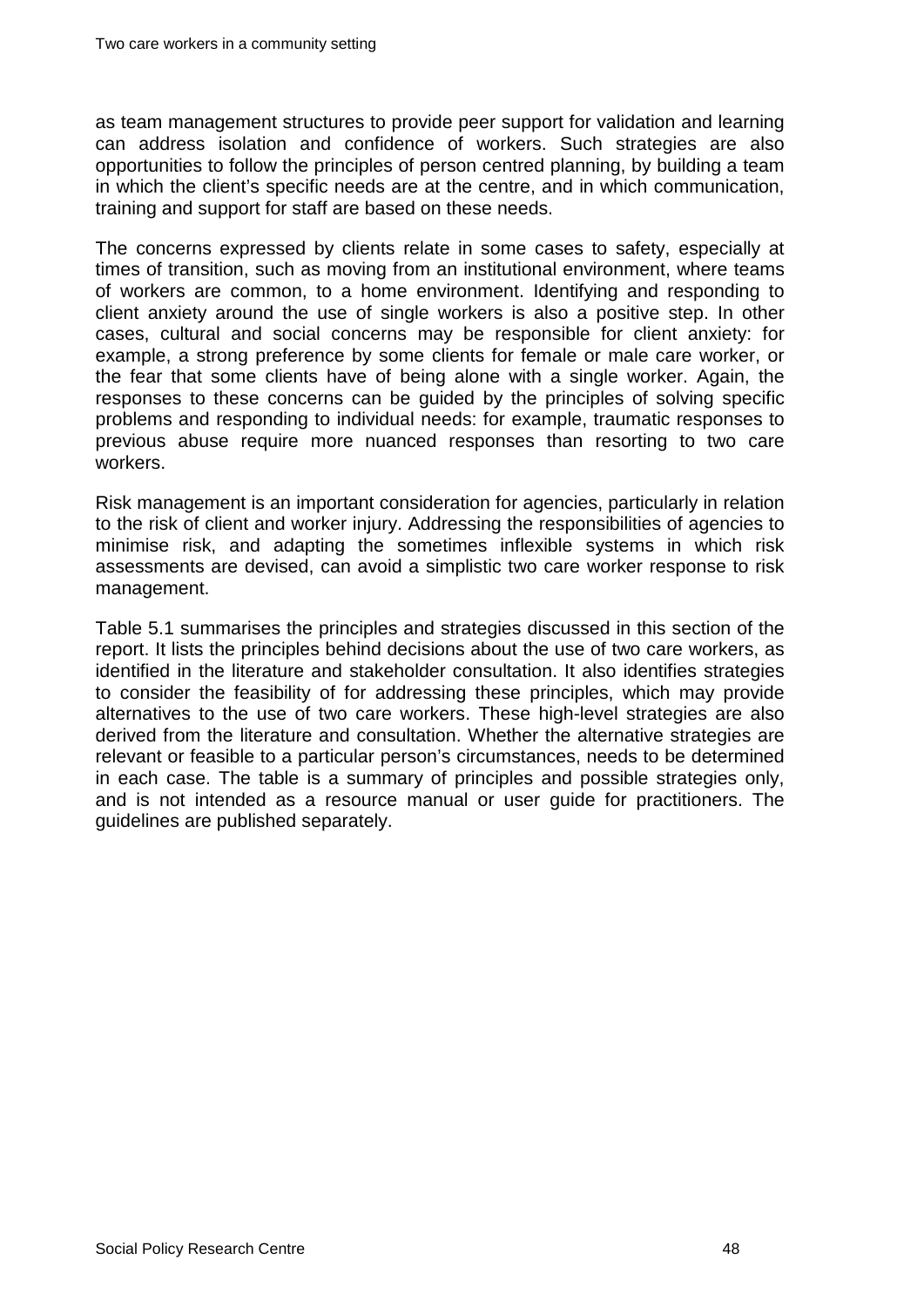as team management structures to provide peer support for validation and learning can address isolation and confidence of workers. Such strategies are also opportunities to follow the principles of person centred planning, by building a team in which the client's specific needs are at the centre, and in which communication, training and support for staff are based on these needs.

The concerns expressed by clients relate in some cases to safety, especially at times of transition, such as moving from an institutional environment, where teams of workers are common, to a home environment. Identifying and responding to client anxiety around the use of single workers is also a positive step. In other cases, cultural and social concerns may be responsible for client anxiety: for example, a strong preference by some clients for female or male care worker, or the fear that some clients have of being alone with a single worker. Again, the responses to these concerns can be guided by the principles of solving specific problems and responding to individual needs: for example, traumatic responses to previous abuse require more nuanced responses than resorting to two care workers.

Risk management is an important consideration for agencies, particularly in relation to the risk of client and worker injury. Addressing the responsibilities of agencies to minimise risk, and adapting the sometimes inflexible systems in which risk assessments are devised, can avoid a simplistic two care worker response to risk management.

Table 5.1 summarises the principles and strategies discussed in this section of the report. It lists the principles behind decisions about the use of two care workers, as identified in the literature and stakeholder consultation. It also identifies strategies to consider the feasibility of for addressing these principles, which may provide alternatives to the use of two care workers. These high-level strategies are also derived from the literature and consultation. Whether the alternative strategies are relevant or feasible to a particular person's circumstances, needs to be determined in each case. The table is a summary of principles and possible strategies only, and is not intended as a resource manual or user guide for practitioners. The guidelines are published separately.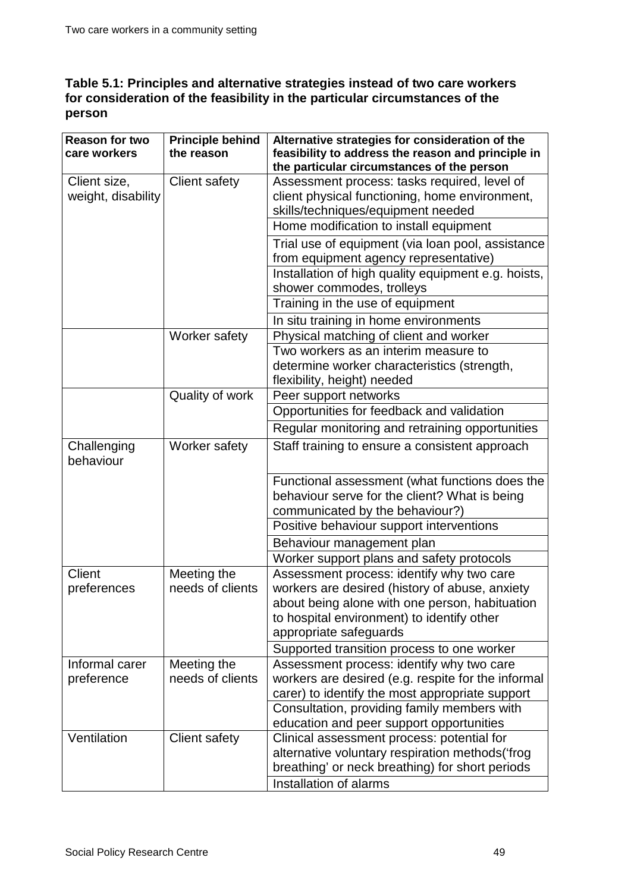**Table 5.1: Principles and alternative strategies instead of two care workers for consideration of the feasibility in the particular circumstances of the person**

| Reason for two care workers | Principle behind the reason | Alternative strategies for consideration of the feasibility to address the reason and principle in the particular circumstances of the person |
|---|---|---|
| Client size, weight, disability | Client safety | Assessment process: tasks required, level of client physical functioning, home environment, skills/techniques/equipment needed |
| | | Home modification to install equipment |
| | | Trial use of equipment (via loan pool, assistance from equipment agency representative) |
| | | Installation of high quality equipment e.g. hoists, shower commodes, trolleys |
| | | Training in the use of equipment |
| | | In situ training in home environments |
| | Worker safety | Physical matching of client and worker |
| | | Two workers as an interim measure to determine worker characteristics (strength, flexibility, height) needed |
| | Quality of work | Peer support networks |
| | | Opportunities for feedback and validation |
| | | Regular monitoring and retraining opportunities |
| Challenging behaviour | Worker safety | Staff training to ensure a consistent approach |
| | | Functional assessment (what functions does the behaviour serve for the client? What is being communicated by the behaviour?) |
| | | Positive behaviour support interventions |
| | | Behaviour management plan |
| | | Worker support plans and safety protocols |
| Client preferences | Meeting the needs of clients | Assessment process: identify why two care workers are desired (history of abuse, anxiety about being alone with one person, habituation to hospital environment) to identify other appropriate safeguards |
| | | Supported transition process to one worker |
| Informal carer preference | Meeting the needs of clients | Assessment process: identify why two care workers are desired (e.g. respite for the informal carer) to identify the most appropriate support |
| | | Consultation, providing family members with education and peer support opportunities |
| Ventilation | Client safety | Clinical assessment process: potential for alternative voluntary respiration methods('frog breathing' or neck breathing) for short periods |
| | | Installation of alarms |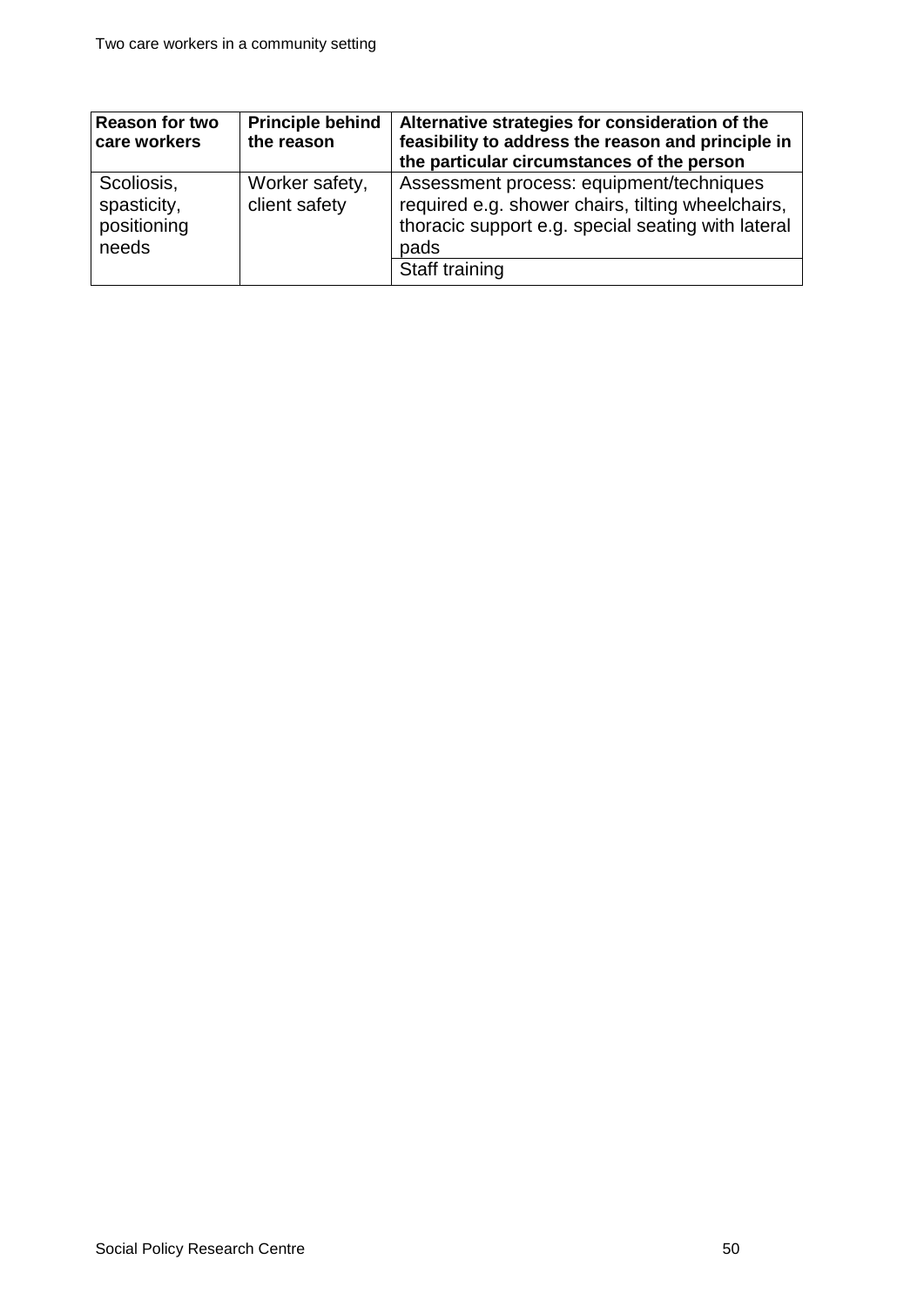| Reason for two care workers | Principle behind the reason | Alternative strategies for consideration of the feasibility to address the reason and principle in the particular circumstances of the person |
|---|---|---|
| Scoliosis, spasticity, positioning needs | Worker safety, client safety | Assessment process: equipment/techniques required e.g. shower chairs, tilting wheelchairs, thoracic support e.g. special seating with lateral pads |
| | | Staff training |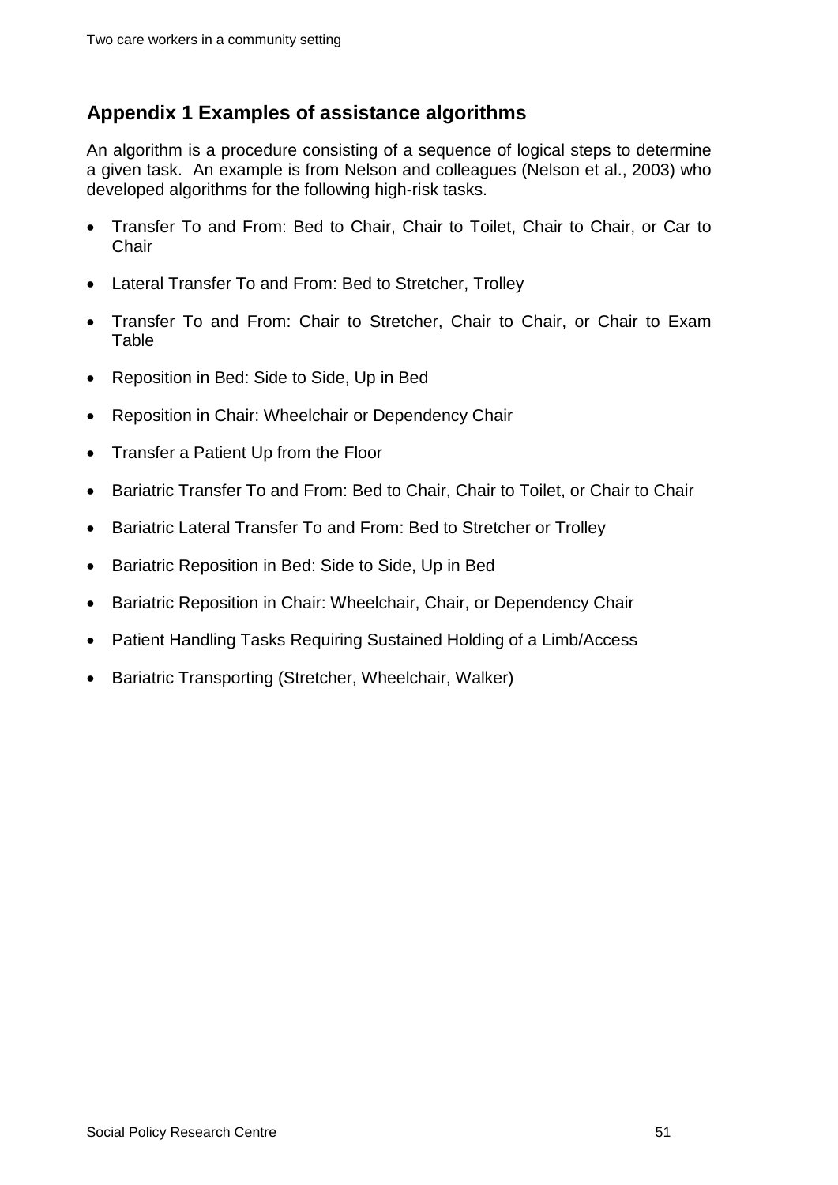## Appendix 1 Examples of assistance algorithms

An algorithm is a procedure consisting of a sequence of logical steps to determine a given task. An example is from Nelson and colleagues (Nelson et al., 2003) who developed algorithms for the following high-risk tasks.

- Transfer To and From: Bed to Chair, Chair to Toilet, Chair to Chair, or Car to Chair
- Lateral Transfer To and From: Bed to Stretcher, Trolley
- Transfer To and From: Chair to Stretcher, Chair to Chair, or Chair to Exam Table
- Reposition in Bed: Side to Side, Up in Bed
- Reposition in Chair: Wheelchair or Dependency Chair
- Transfer a Patient Up from the Floor
- Bariatric Transfer To and From: Bed to Chair, Chair to Toilet, or Chair to Chair
- Bariatric Lateral Transfer To and From: Bed to Stretcher or Trolley
- Bariatric Reposition in Bed: Side to Side, Up in Bed
- Bariatric Reposition in Chair: Wheelchair, Chair, or Dependency Chair
- Patient Handling Tasks Requiring Sustained Holding of a Limb/Access
- Bariatric Transporting (Stretcher, Wheelchair, Walker)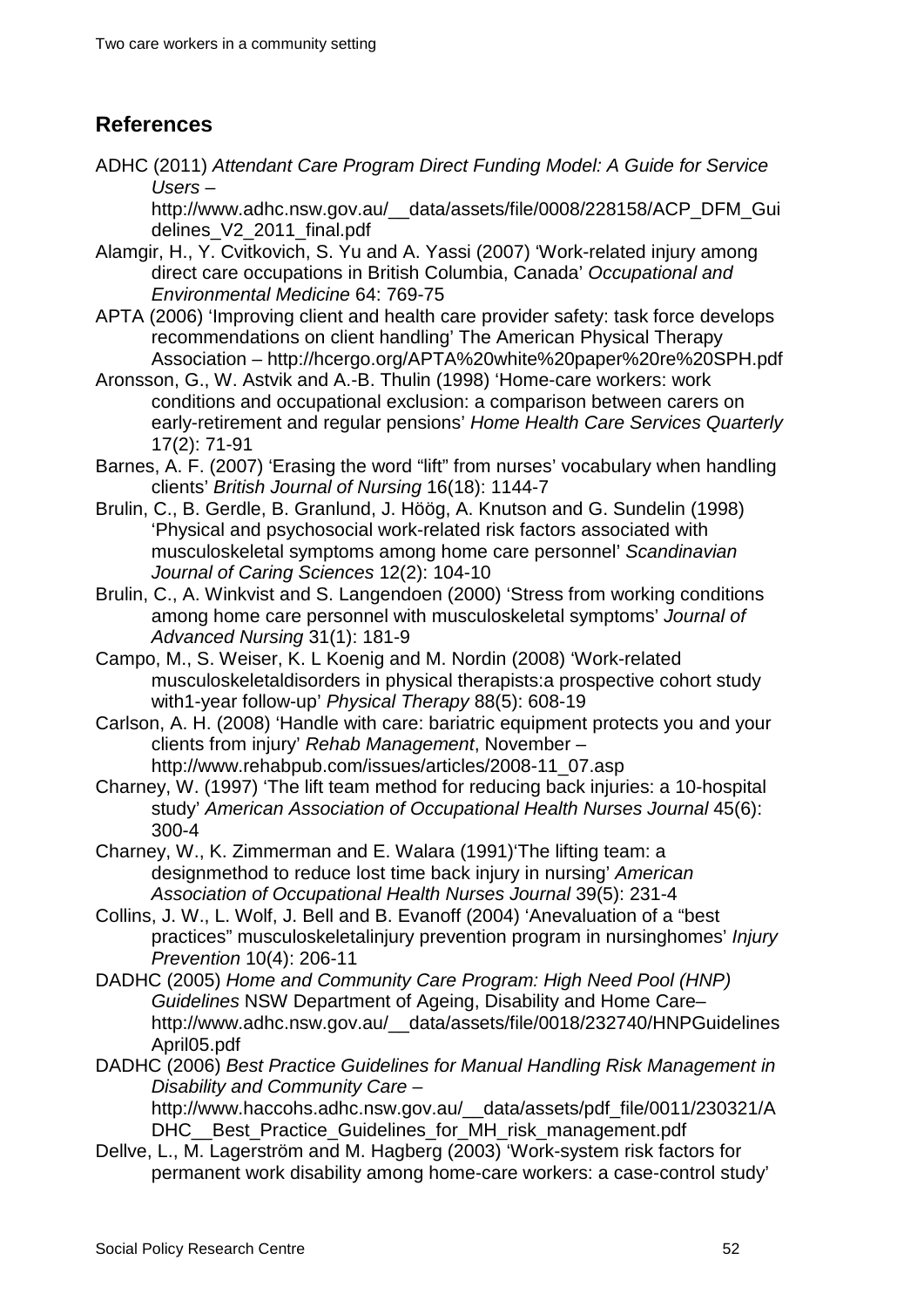## References

ADHC (2011) *Attendant Care Program Direct Funding Model: A Guide for Service Users* – http://www.adhc.nsw.gov.au/__data/assets/file/0008/228158/ACP_DFM_Guidelines_V2_2011_final.pdf

Alamgir, H., Y. Cvitkovich, S. Yu and A. Yassi (2007) 'Work-related injury among direct care occupations in British Columbia, Canada' *Occupational and Environmental Medicine* 64: 769-75

APTA (2006) 'Improving client and health care provider safety: task force develops recommendations on client handling' The American Physical Therapy Association – http://hcergo.org/APTA%20white%20paper%20re%20SPH.pdf

Aronsson, G., W. Astvik and A.-B. Thulin (1998) 'Home-care workers: work conditions and occupational exclusion: a comparison between carers on early-retirement and regular pensions' *Home Health Care Services Quarterly* 17(2): 71-91

Barnes, A. F. (2007) 'Erasing the word "lift" from nurses' vocabulary when handling clients' *British Journal of Nursing* 16(18): 1144-7

Brulin, C., B. Gerdle, B. Granlund, J. Höög, A. Knutson and G. Sundelin (1998) 'Physical and psychosocial work-related risk factors associated with musculoskeletal symptoms among home care personnel' *Scandinavian Journal of Caring Sciences* 12(2): 104-10

Brulin, C., A. Winkvist and S. Langendoen (2000) 'Stress from working conditions among home care personnel with musculoskeletal symptoms' *Journal of Advanced Nursing* 31(1): 181-9

Campo, M., S. Weiser, K. L Koenig and M. Nordin (2008) 'Work-related musculoskeletaldisorders in physical therapists:a prospective cohort study with1-year follow-up' *Physical Therapy* 88(5): 608-19

Carlson, A. H. (2008) 'Handle with care: bariatric equipment protects you and your clients from injury' *Rehab Management*, November – http://www.rehabpub.com/issues/articles/2008-11_07.asp

Charney, W. (1997) 'The lift team method for reducing back injuries: a 10-hospital study' *American Association of Occupational Health Nurses Journal* 45(6): 300-4

Charney, W., K. Zimmerman and E. Walara (1991)'The lifting team: a designmethod to reduce lost time back injury in nursing' *American Association of Occupational Health Nurses Journal* 39(5): 231-4

Collins, J. W., L. Wolf, J. Bell and B. Evanoff (2004) 'Anevaluation of a "best practices" musculoskeletalinjury prevention program in nursinghomes' *Injury Prevention* 10(4): 206-11

DADHC (2005) *Home and Community Care Program: High Need Pool (HNP) Guidelines* NSW Department of Ageing, Disability and Home Care– http://www.adhc.nsw.gov.au/__data/assets/file/0018/232740/HNPGuidelinesApril05.pdf

DADHC (2006) *Best Practice Guidelines for Manual Handling Risk Management in Disability and Community Care* – http://www.haccohs.adhc.nsw.gov.au/__data/assets/pdf_file/0011/230321/ADHC__Best_Practice_Guidelines_for_MH_risk_management.pdf

Dellve, L., M. Lagerström and M. Hagberg (2003) 'Work-system risk factors for permanent work disability among home-care workers: a case-control study'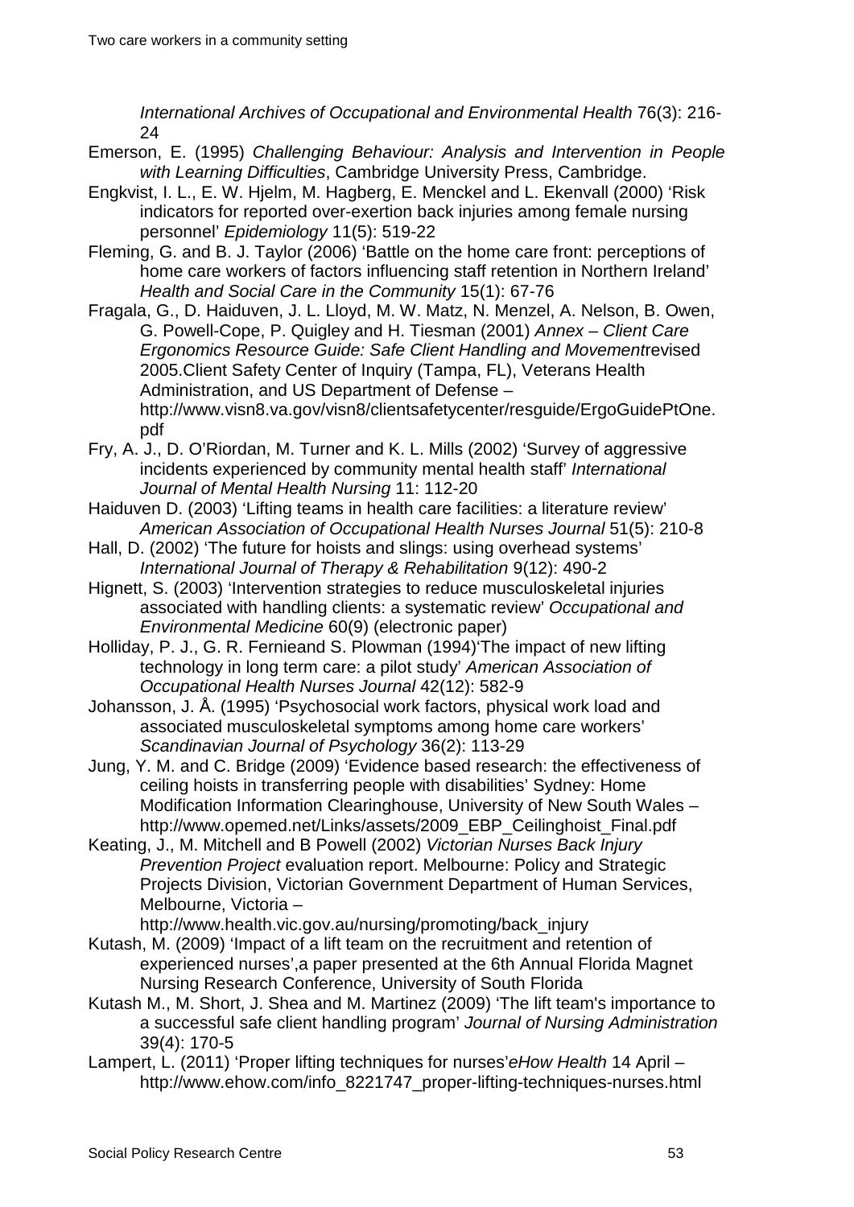*International Archives of Occupational and Environmental Health* 76(3): 216-24

Emerson, E. (1995) *Challenging Behaviour: Analysis and Intervention in People with Learning Difficulties*, Cambridge University Press, Cambridge.

Engkvist, I. L., E. W. Hjelm, M. Hagberg, E. Menckel and L. Ekenvall (2000) 'Risk indicators for reported over-exertion back injuries among female nursing personnel' *Epidemiology* 11(5): 519-22

Fleming, G. and B. J. Taylor (2006) 'Battle on the home care front: perceptions of home care workers of factors influencing staff retention in Northern Ireland' *Health and Social Care in the Community* 15(1): 67-76

Fragala, G., D. Haiduven, J. L. Lloyd, M. W. Matz, N. Menzel, A. Nelson, B. Owen, G. Powell-Cope, P. Quigley and H. Tiesman (2001) *Annex – Client Care Ergonomics Resource Guide: Safe Client Handling and Movement*revised 2005.Client Safety Center of Inquiry (Tampa, FL), Veterans Health Administration, and US Department of Defense – http://www.visn8.va.gov/visn8/clientsafetycenter/resguide/ErgoGuidePtOne.pdf

Fry, A. J., D. O'Riordan, M. Turner and K. L. Mills (2002) 'Survey of aggressive incidents experienced by community mental health staff' *International Journal of Mental Health Nursing* 11: 112-20

Haiduven D. (2003) 'Lifting teams in health care facilities: a literature review' *American Association of Occupational Health Nurses Journal* 51(5): 210-8

Hall, D. (2002) 'The future for hoists and slings: using overhead systems' *International Journal of Therapy & Rehabilitation* 9(12): 490-2

Hignett, S. (2003) 'Intervention strategies to reduce musculoskeletal injuries associated with handling clients: a systematic review' *Occupational and Environmental Medicine* 60(9) (electronic paper)

Holliday, P. J., G. R. Fernieand S. Plowman (1994)'The impact of new lifting technology in long term care: a pilot study' *American Association of Occupational Health Nurses Journal* 42(12): 582-9

Johansson, J. Å. (1995) 'Psychosocial work factors, physical work load and associated musculoskeletal symptoms among home care workers' *Scandinavian Journal of Psychology* 36(2): 113-29

Jung, Y. M. and C. Bridge (2009) 'Evidence based research: the effectiveness of ceiling hoists in transferring people with disabilities' Sydney: Home Modification Information Clearinghouse, University of New South Wales – http://www.opemed.net/Links/assets/2009_EBP_Ceilinghoist_Final.pdf

Keating, J., M. Mitchell and B Powell (2002) *Victorian Nurses Back Injury Prevention Project* evaluation report. Melbourne: Policy and Strategic Projects Division, Victorian Government Department of Human Services, Melbourne, Victoria – http://www.health.vic.gov.au/nursing/promoting/back_injury

Kutash, M. (2009) 'Impact of a lift team on the recruitment and retention of experienced nurses',a paper presented at the 6th Annual Florida Magnet Nursing Research Conference, University of South Florida

Kutash M., M. Short, J. Shea and M. Martinez (2009) 'The lift team's importance to a successful safe client handling program' *Journal of Nursing Administration* 39(4): 170-5

Lampert, L. (2011) 'Proper lifting techniques for nurses'*eHow Health* 14 April – http://www.ehow.com/info_8221747_proper-lifting-techniques-nurses.html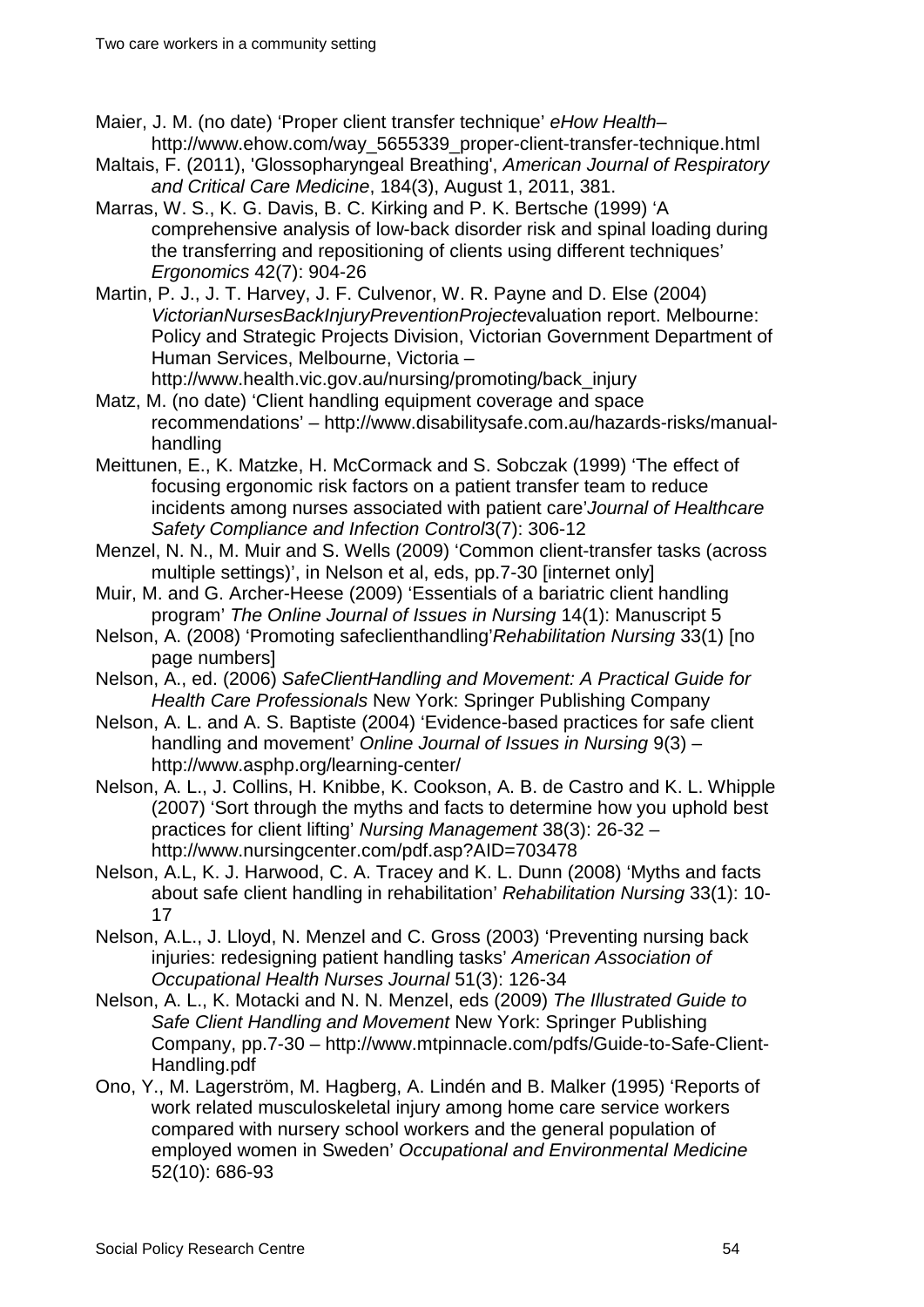Maier, J. M. (no date) 'Proper client transfer technique' *eHow Health*– http://www.ehow.com/way_5655339_proper-client-transfer-technique.html

Maltais, F. (2011), 'Glossopharyngeal Breathing', *American Journal of Respiratory and Critical Care Medicine*, 184(3), August 1, 2011, 381.

Marras, W. S., K. G. Davis, B. C. Kirking and P. K. Bertsche (1999) 'A comprehensive analysis of low-back disorder risk and spinal loading during the transferring and repositioning of clients using different techniques' *Ergonomics* 42(7): 904-26

Martin, P. J., J. T. Harvey, J. F. Culvenor, W. R. Payne and D. Else (2004) *VictorianNursesBackInjuryPreventionProject*evaluation report. Melbourne: Policy and Strategic Projects Division, Victorian Government Department of Human Services, Melbourne, Victoria – http://www.health.vic.gov.au/nursing/promoting/back_injury

Matz, M. (no date) 'Client handling equipment coverage and space recommendations' – http://www.disabilitysafe.com.au/hazards-risks/manual-handling

Meittunen, E., K. Matzke, H. McCormack and S. Sobczak (1999) 'The effect of focusing ergonomic risk factors on a patient transfer team to reduce incidents among nurses associated with patient care'*Journal of Healthcare Safety Compliance and Infection Control*3(7): 306-12

Menzel, N. N., M. Muir and S. Wells (2009) 'Common client-transfer tasks (across multiple settings)', in Nelson et al, eds, pp.7-30 [internet only]

Muir, M. and G. Archer-Heese (2009) 'Essentials of a bariatric client handling program' *The Online Journal of Issues in Nursing* 14(1): Manuscript 5

Nelson, A. (2008) 'Promoting safeclienthandling'*Rehabilitation Nursing* 33(1) [no page numbers]

Nelson, A., ed. (2006) *SafeClientHandling and Movement: A Practical Guide for Health Care Professionals* New York: Springer Publishing Company

Nelson, A. L. and A. S. Baptiste (2004) 'Evidence-based practices for safe client handling and movement' *Online Journal of Issues in Nursing* 9(3) – http://www.asphp.org/learning-center/

Nelson, A. L., J. Collins, H. Knibbe, K. Cookson, A. B. de Castro and K. L. Whipple (2007) 'Sort through the myths and facts to determine how you uphold best practices for client lifting' *Nursing Management* 38(3): 26-32 – http://www.nursingcenter.com/pdf.asp?AID=703478

Nelson, A.L, K. J. Harwood, C. A. Tracey and K. L. Dunn (2008) 'Myths and facts about safe client handling in rehabilitation' *Rehabilitation Nursing* 33(1): 10-17

Nelson, A.L., J. Lloyd, N. Menzel and C. Gross (2003) 'Preventing nursing back injuries: redesigning patient handling tasks' *American Association of Occupational Health Nurses Journal* 51(3): 126-34

Nelson, A. L., K. Motacki and N. N. Menzel, eds (2009) *The Illustrated Guide to Safe Client Handling and Movement* New York: Springer Publishing Company, pp.7-30 – http://www.mtpinnacle.com/pdfs/Guide-to-Safe-Client-Handling.pdf

Ono, Y., M. Lagerström, M. Hagberg, A. Lindén and B. Malker (1995) 'Reports of work related musculoskeletal injury among home care service workers compared with nursery school workers and the general population of employed women in Sweden' *Occupational and Environmental Medicine* 52(10): 686-93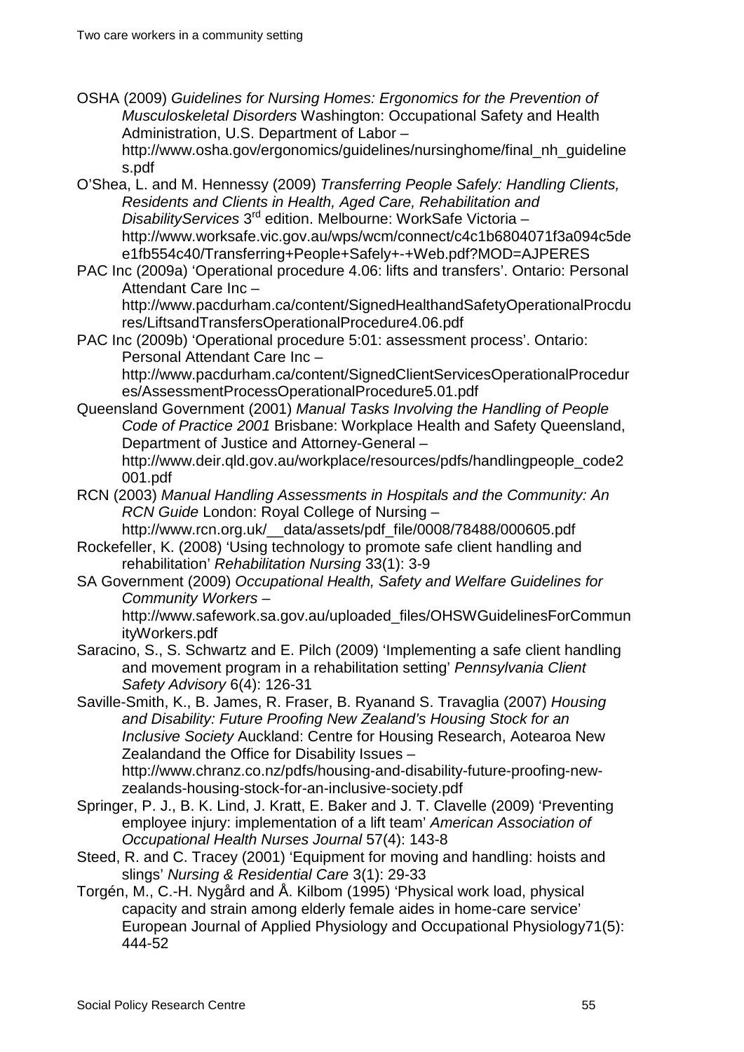OSHA (2009) *Guidelines for Nursing Homes: Ergonomics for the Prevention of Musculoskeletal Disorders* Washington: Occupational Safety and Health Administration, U.S. Department of Labor – http://www.osha.gov/ergonomics/guidelines/nursinghome/final_nh_guidelines.pdf

O'Shea, L. and M. Hennessy (2009) *Transferring People Safely: Handling Clients, Residents and Clients in Health, Aged Care, Rehabilitation and DisabilityServices* 3rd edition. Melbourne: WorkSafe Victoria – http://www.worksafe.vic.gov.au/wps/wcm/connect/c4c1b6804071f3a094c5dee1fb554c40/Transferring+People+Safely+-+Web.pdf?MOD=AJPERES

PAC Inc (2009a) 'Operational procedure 4.06: lifts and transfers'. Ontario: Personal Attendant Care Inc – http://www.pacdurham.ca/content/SignedHealthandSafetyOperationalProcdures/LiftsandTransfersOperationalProcedure4.06.pdf

PAC Inc (2009b) 'Operational procedure 5:01: assessment process'. Ontario: Personal Attendant Care Inc – http://www.pacdurham.ca/content/SignedClientServicesOperationalProcedures/AssessmentProcessOperationalProcedure5.01.pdf

Queensland Government (2001) *Manual Tasks Involving the Handling of People Code of Practice 2001* Brisbane: Workplace Health and Safety Queensland, Department of Justice and Attorney-General – http://www.deir.qld.gov.au/workplace/resources/pdfs/handlingpeople_code2001.pdf

RCN (2003) *Manual Handling Assessments in Hospitals and the Community: An RCN Guide* London: Royal College of Nursing – http://www.rcn.org.uk/__data/assets/pdf_file/0008/78488/000605.pdf

Rockefeller, K. (2008) 'Using technology to promote safe client handling and rehabilitation' *Rehabilitation Nursing* 33(1): 3-9

SA Government (2009) *Occupational Health, Safety and Welfare Guidelines for Community Workers* – http://www.safework.sa.gov.au/uploaded_files/OHSWGuidelinesForCommunityWorkers.pdf

Saracino, S., S. Schwartz and E. Pilch (2009) 'Implementing a safe client handling and movement program in a rehabilitation setting' *Pennsylvania Client Safety Advisory* 6(4): 126-31

Saville-Smith, K., B. James, R. Fraser, B. Ryanand S. Travaglia (2007) *Housing and Disability: Future Proofing New Zealand's Housing Stock for an Inclusive Society* Auckland: Centre for Housing Research, Aotearoa New Zealandand the Office for Disability Issues – http://www.chranz.co.nz/pdfs/housing-and-disability-future-proofing-new-zealands-housing-stock-for-an-inclusive-society.pdf

Springer, P. J., B. K. Lind, J. Kratt, E. Baker and J. T. Clavelle (2009) 'Preventing employee injury: implementation of a lift team' *American Association of Occupational Health Nurses Journal* 57(4): 143-8

Steed, R. and C. Tracey (2001) 'Equipment for moving and handling: hoists and slings' *Nursing & Residential Care* 3(1): 29-33

Torgén, M., C.-H. Nygård and Å. Kilbom (1995) 'Physical work load, physical capacity and strain among elderly female aides in home-care service' European Journal of Applied Physiology and Occupational Physiology71(5): 444-52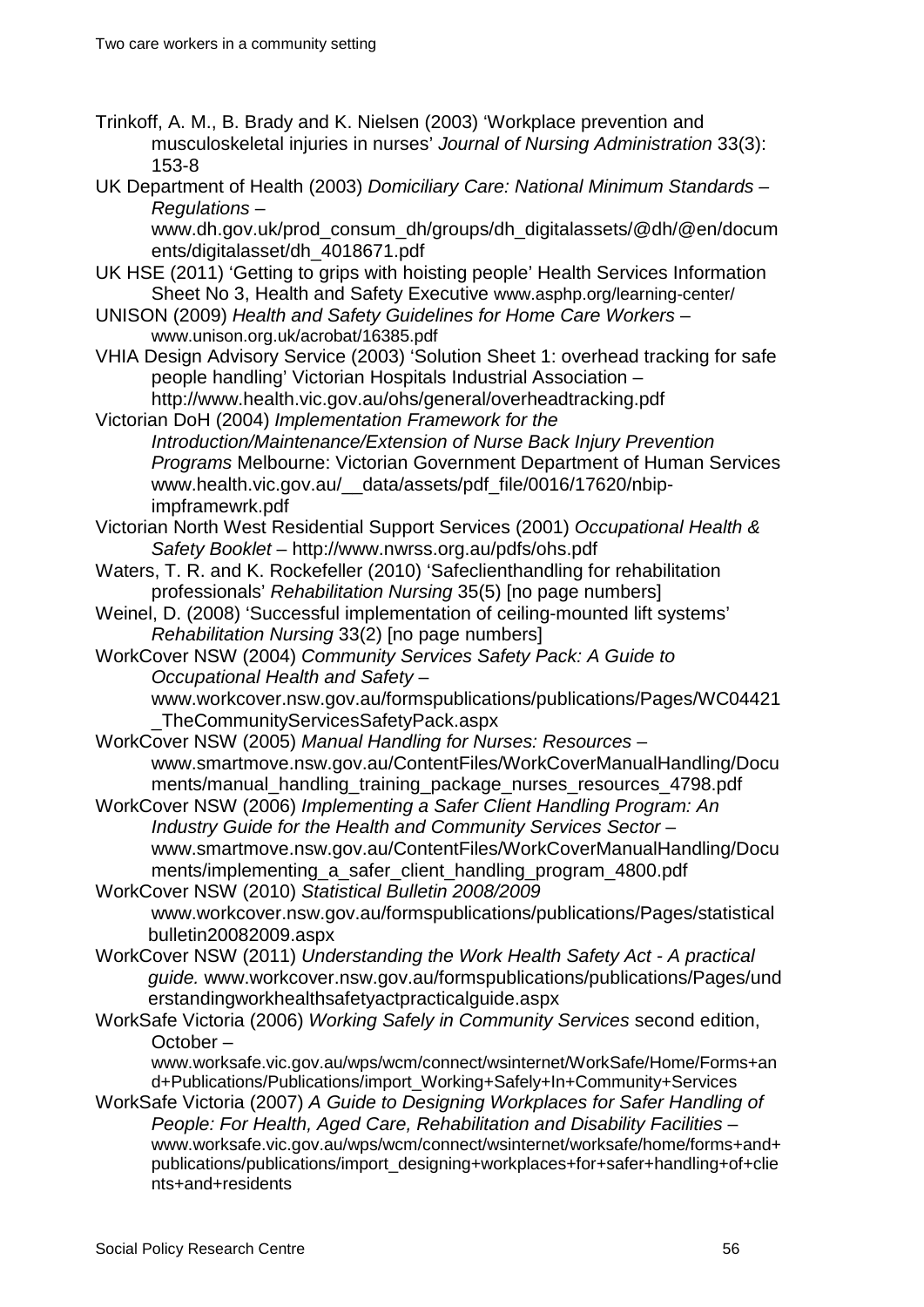Trinkoff, A. M., B. Brady and K. Nielsen (2003) 'Workplace prevention and musculoskeletal injuries in nurses' *Journal of Nursing Administration* 33(3): 153-8

UK Department of Health (2003) *Domiciliary Care: National Minimum Standards – Regulations* – www.dh.gov.uk/prod_consum_dh/groups/dh_digitalassets/@dh/@en/documents/digitalasset/dh_4018671.pdf

UK HSE (2011) 'Getting to grips with hoisting people' Health Services Information Sheet No 3, Health and Safety Executive www.asphp.org/learning-center/

UNISON (2009) *Health and Safety Guidelines for Home Care Workers* – www.unison.org.uk/acrobat/16385.pdf

VHIA Design Advisory Service (2003) 'Solution Sheet 1: overhead tracking for safe people handling' Victorian Hospitals Industrial Association – http://www.health.vic.gov.au/ohs/general/overheadtracking.pdf

Victorian DoH (2004) *Implementation Framework for the Introduction/Maintenance/Extension of Nurse Back Injury Prevention Programs* Melbourne: Victorian Government Department of Human Services www.health.vic.gov.au/__data/assets/pdf_file/0016/17620/nbip-impframewrk.pdf

Victorian North West Residential Support Services (2001) *Occupational Health & Safety Booklet* – http://www.nwrss.org.au/pdfs/ohs.pdf

Waters, T. R. and K. Rockefeller (2010) 'Safeclienthandling for rehabilitation professionals' *Rehabilitation Nursing* 35(5) [no page numbers]

Weinel, D. (2008) 'Successful implementation of ceiling-mounted lift systems' *Rehabilitation Nursing* 33(2) [no page numbers]

WorkCover NSW (2004) *Community Services Safety Pack: A Guide to Occupational Health and Safety* – www.workcover.nsw.gov.au/formspublications/publications/Pages/WC04421_TheCommunityServicesSafetyPack.aspx

WorkCover NSW (2005) *Manual Handling for Nurses: Resources* – www.smartmove.nsw.gov.au/ContentFiles/WorkCoverManualHandling/Documents/manual_handling_training_package_nurses_resources_4798.pdf

WorkCover NSW (2006) *Implementing a Safer Client Handling Program: An Industry Guide for the Health and Community Services Sector* – www.smartmove.nsw.gov.au/ContentFiles/WorkCoverManualHandling/Documents/implementing_a_safer_client_handling_program_4800.pdf

WorkCover NSW (2010) *Statistical Bulletin 2008/2009* www.workcover.nsw.gov.au/formspublications/publications/Pages/statisticalbulletin20082009.aspx

WorkCover NSW (2011) *Understanding the Work Health Safety Act - A practical guide.* www.workcover.nsw.gov.au/formspublications/publications/Pages/understandingworkhealthsafetyactpracticalguide.aspx

WorkSafe Victoria (2006) *Working Safely in Community Services* second edition, October – www.worksafe.vic.gov.au/wps/wcm/connect/wsinternet/WorkSafe/Home/Forms+and+Publications/Publications/import_Working+Safely+In+Community+Services

WorkSafe Victoria (2007) *A Guide to Designing Workplaces for Safer Handling of People: For Health, Aged Care, Rehabilitation and Disability Facilities* – www.worksafe.vic.gov.au/wps/wcm/connect/wsinternet/worksafe/home/forms+and+publications/publications/import_designing+workplaces+for+safer+handling+of+clients+and+residents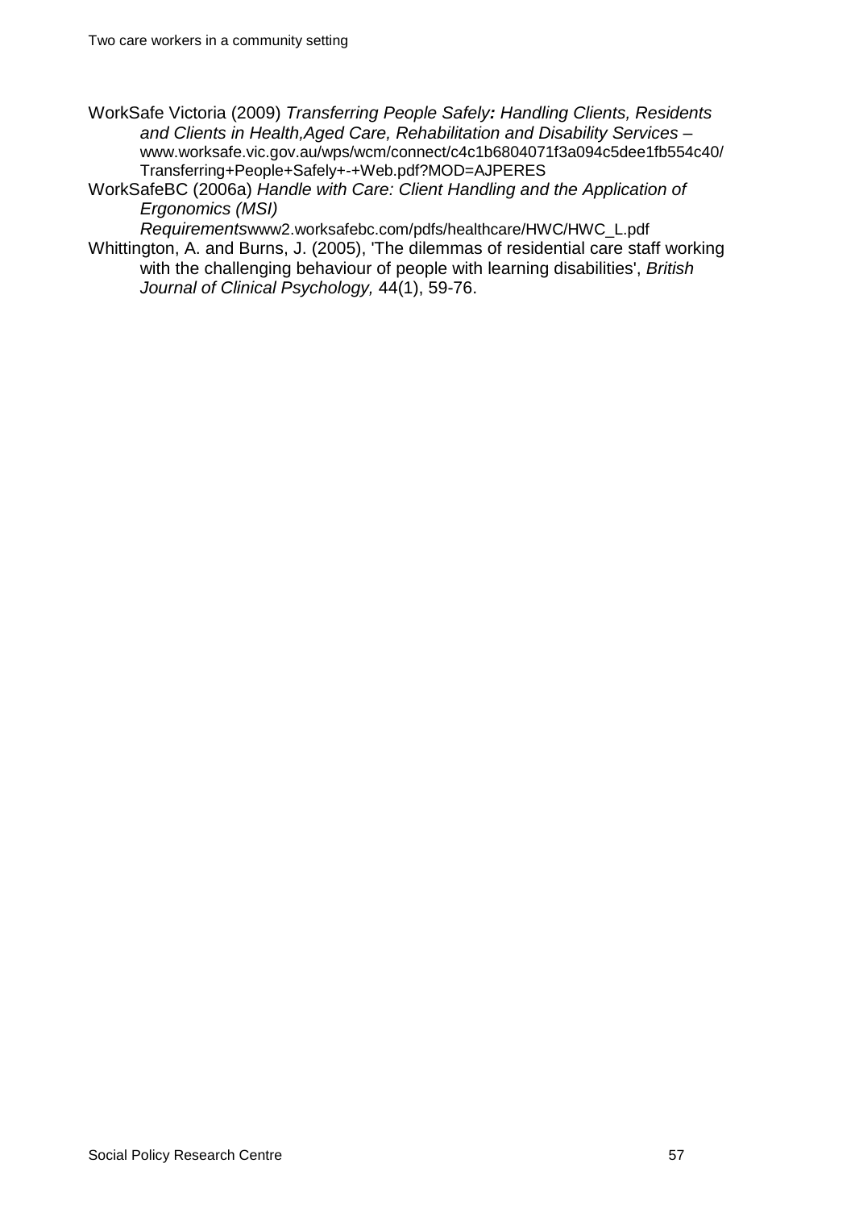WorkSafe Victoria (2009) *Transferring People Safely: Handling Clients, Residents and Clients in Health,Aged Care, Rehabilitation and Disability Services* – www.worksafe.vic.gov.au/wps/wcm/connect/c4c1b6804071f3a094c5dee1fb554c40/Transferring+People+Safely+-+Web.pdf?MOD=AJPERES

WorkSafeBC (2006a) *Handle with Care: Client Handling and the Application of Ergonomics (MSI) Requirements*www2.worksafebc.com/pdfs/healthcare/HWC/HWC_L.pdf

Whittington, A. and Burns, J. (2005), 'The dilemmas of residential care staff working with the challenging behaviour of people with learning disabilities', *British Journal of Clinical Psychology,* 44(1), 59-76.